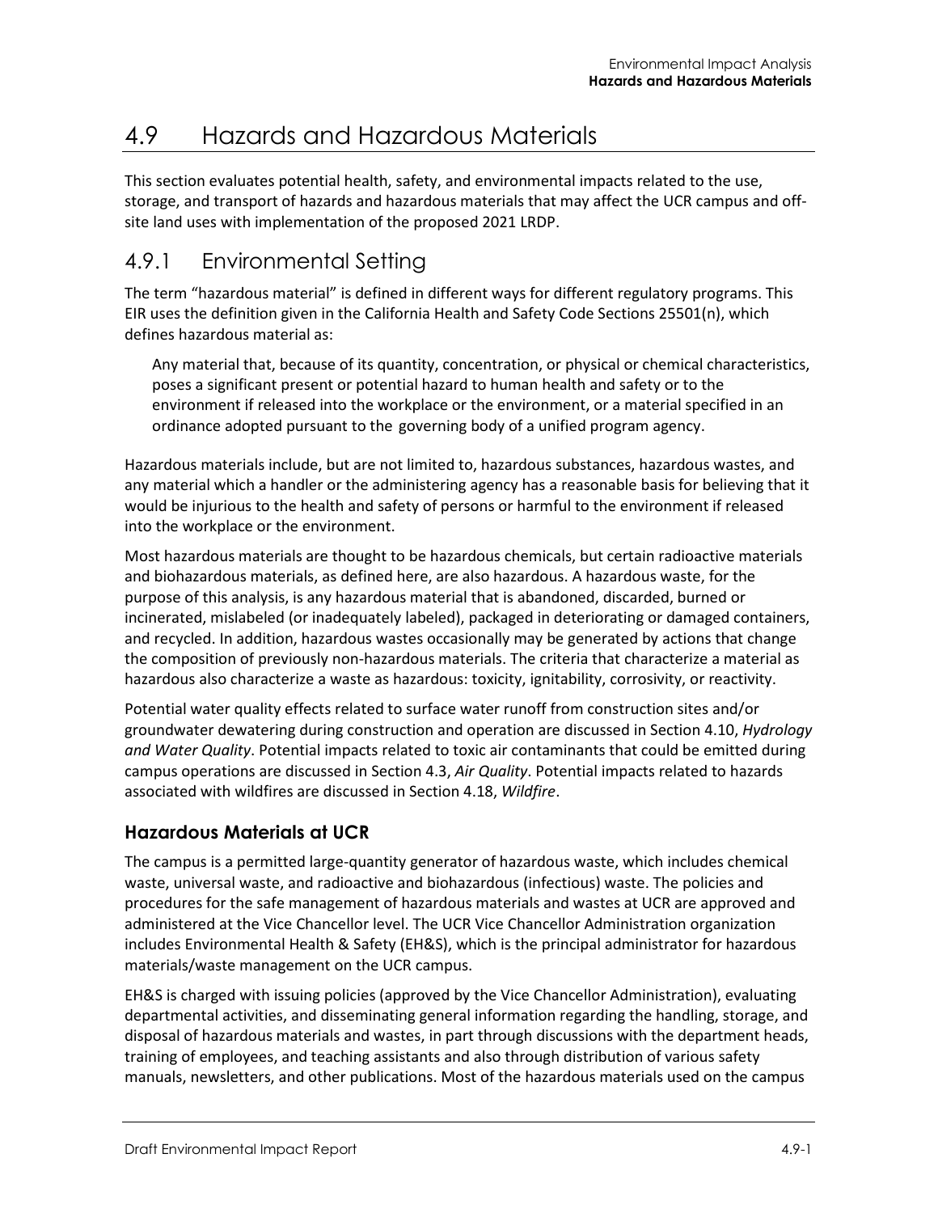# 4.9 Hazards and Hazardous Materials

This section evaluates potential health, safety, and environmental impacts related to the use, storage, and transport of hazards and hazardous materials that may affect the UCR campus and off-site land uses with implementation of the proposed 2021 LRDP.

## 4.9.1 Environmental Setting

The term "hazardous material" is defined in different ways for different regulatory programs. This EIR uses the definition given in the California Health and Safety Code Sections 25501(n), which defines hazardous material as:

> Any material that, because of its quantity, concentration, or physical or chemical characteristics, poses a significant present or potential hazard to human health and safety or to the environment if released into the workplace or the environment, or a material specified in an ordinance adopted pursuant to the governing body of a unified program agency.

Hazardous materials include, but are not limited to, hazardous substances, hazardous wastes, and any material which a handler or the administering agency has a reasonable basis for believing that it would be injurious to the health and safety of persons or harmful to the environment if released into the workplace or the environment.

Most hazardous materials are thought to be hazardous chemicals, but certain radioactive materials and biohazardous materials, as defined here, are also hazardous. A hazardous waste, for the purpose of this analysis, is any hazardous material that is abandoned, discarded, burned or incinerated, mislabeled (or inadequately labeled), packaged in deteriorating or damaged containers, and recycled. In addition, hazardous wastes occasionally may be generated by actions that change the composition of previously non-hazardous materials. The criteria that characterize a material as hazardous also characterize a waste as hazardous: toxicity, ignitability, corrosivity, or reactivity.

Potential water quality effects related to surface water runoff from construction sites and/or groundwater dewatering during construction and operation are discussed in Section 4.10, *Hydrology and Water Quality*. Potential impacts related to toxic air contaminants that could be emitted during campus operations are discussed in Section 4.3, *Air Quality*. Potential impacts related to hazards associated with wildfires are discussed in Section 4.18, *Wildfire*.

### Hazardous Materials at UCR

The campus is a permitted large-quantity generator of hazardous waste, which includes chemical waste, universal waste, and radioactive and biohazardous (infectious) waste. The policies and procedures for the safe management of hazardous materials and wastes at UCR are approved and administered at the Vice Chancellor level. The UCR Vice Chancellor Administration organization includes Environmental Health & Safety (EH&S), which is the principal administrator for hazardous materials/waste management on the UCR campus.

EH&S is charged with issuing policies (approved by the Vice Chancellor Administration), evaluating departmental activities, and disseminating general information regarding the handling, storage, and disposal of hazardous materials and wastes, in part through discussions with the department heads, training of employees, and teaching assistants and also through distribution of various safety manuals, newsletters, and other publications. Most of the hazardous materials used on the campus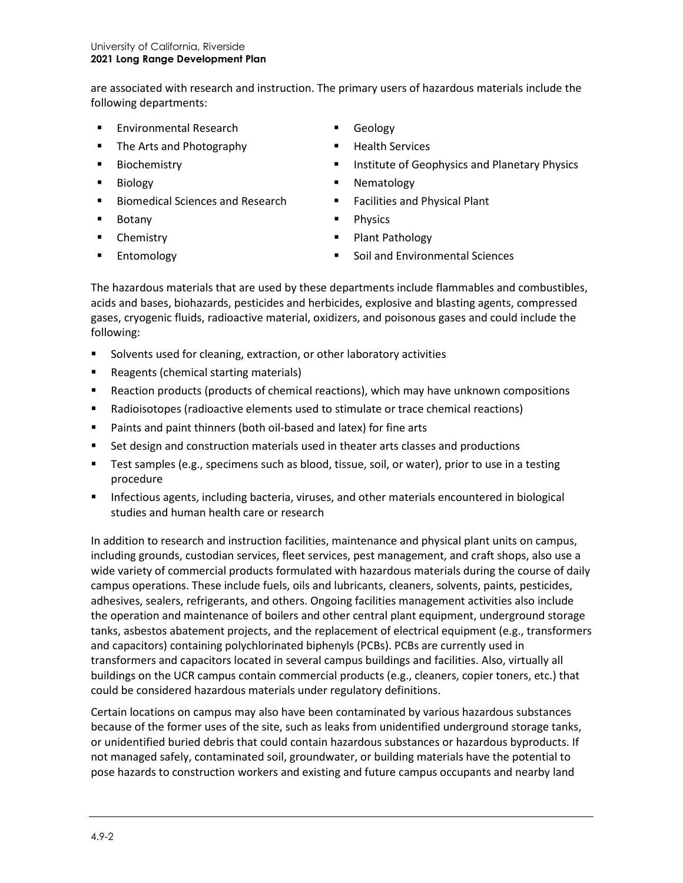are associated with research and instruction. The primary users of hazardous materials include the following departments:

- Environmental Research
- The Arts and Photography
- Biochemistry
- Biology
- Biomedical Sciences and Research
- Botany
- Chemistry
- Entomology
- Geology
- Health Services
- Institute of Geophysics and Planetary Physics
- Nematology
- Facilities and Physical Plant
- Physics
- Plant Pathology
- Soil and Environmental Sciences

The hazardous materials that are used by these departments include flammables and combustibles, acids and bases, biohazards, pesticides and herbicides, explosive and blasting agents, compressed gases, cryogenic fluids, radioactive material, oxidizers, and poisonous gases and could include the following:

- Solvents used for cleaning, extraction, or other laboratory activities
- Reagents (chemical starting materials)
- Reaction products (products of chemical reactions), which may have unknown compositions
- Radioisotopes (radioactive elements used to stimulate or trace chemical reactions)
- Paints and paint thinners (both oil-based and latex) for fine arts
- Set design and construction materials used in theater arts classes and productions
- Test samples (e.g., specimens such as blood, tissue, soil, or water), prior to use in a testing procedure
- Infectious agents, including bacteria, viruses, and other materials encountered in biological studies and human health care or research

In addition to research and instruction facilities, maintenance and physical plant units on campus, including grounds, custodian services, fleet services, pest management, and craft shops, also use a wide variety of commercial products formulated with hazardous materials during the course of daily campus operations. These include fuels, oils and lubricants, cleaners, solvents, paints, pesticides, adhesives, sealers, refrigerants, and others. Ongoing facilities management activities also include the operation and maintenance of boilers and other central plant equipment, underground storage tanks, asbestos abatement projects, and the replacement of electrical equipment (e.g., transformers and capacitors) containing polychlorinated biphenyls (PCBs). PCBs are currently used in transformers and capacitors located in several campus buildings and facilities. Also, virtually all buildings on the UCR campus contain commercial products (e.g., cleaners, copier toners, etc.) that could be considered hazardous materials under regulatory definitions.

Certain locations on campus may also have been contaminated by various hazardous substances because of the former uses of the site, such as leaks from unidentified underground storage tanks, or unidentified buried debris that could contain hazardous substances or hazardous byproducts. If not managed safely, contaminated soil, groundwater, or building materials have the potential to pose hazards to construction workers and existing and future campus occupants and nearby land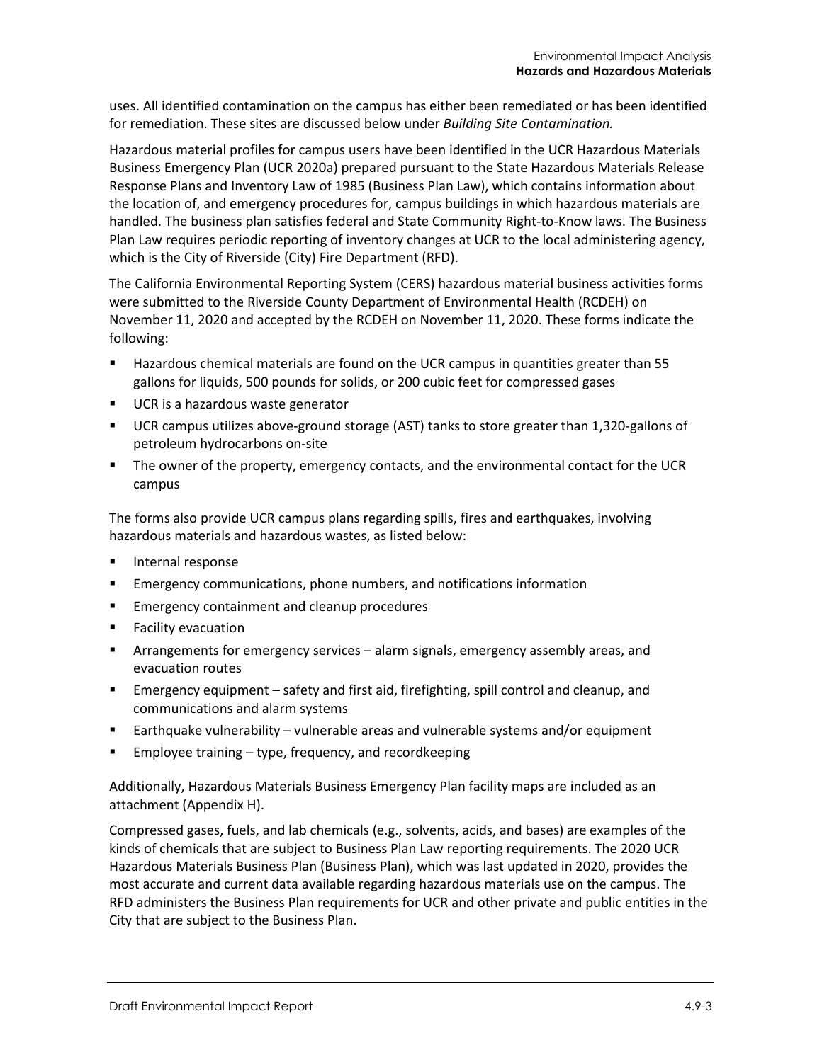uses. All identified contamination on the campus has either been remediated or has been identified for remediation. These sites are discussed below under *Building Site Contamination.*

Hazardous material profiles for campus users have been identified in the UCR Hazardous Materials Business Emergency Plan (UCR 2020a) prepared pursuant to the State Hazardous Materials Release Response Plans and Inventory Law of 1985 (Business Plan Law), which contains information about the location of, and emergency procedures for, campus buildings in which hazardous materials are handled. The business plan satisfies federal and State Community Right-to-Know laws. The Business Plan Law requires periodic reporting of inventory changes at UCR to the local administering agency, which is the City of Riverside (City) Fire Department (RFD).

The California Environmental Reporting System (CERS) hazardous material business activities forms were submitted to the Riverside County Department of Environmental Health (RCDEH) on November 11, 2020 and accepted by the RCDEH on November 11, 2020. These forms indicate the following:

- Hazardous chemical materials are found on the UCR campus in quantities greater than 55 gallons for liquids, 500 pounds for solids, or 200 cubic feet for compressed gases
- UCR is a hazardous waste generator
- UCR campus utilizes above-ground storage (AST) tanks to store greater than 1,320-gallons of petroleum hydrocarbons on-site
- The owner of the property, emergency contacts, and the environmental contact for the UCR campus

The forms also provide UCR campus plans regarding spills, fires and earthquakes, involving hazardous materials and hazardous wastes, as listed below:

- Internal response
- Emergency communications, phone numbers, and notifications information
- Emergency containment and cleanup procedures
- Facility evacuation
- Arrangements for emergency services – alarm signals, emergency assembly areas, and evacuation routes
- Emergency equipment – safety and first aid, firefighting, spill control and cleanup, and communications and alarm systems
- Earthquake vulnerability – vulnerable areas and vulnerable systems and/or equipment
- Employee training – type, frequency, and recordkeeping

Additionally, Hazardous Materials Business Emergency Plan facility maps are included as an attachment (Appendix H).

Compressed gases, fuels, and lab chemicals (e.g., solvents, acids, and bases) are examples of the kinds of chemicals that are subject to Business Plan Law reporting requirements. The 2020 UCR Hazardous Materials Business Plan (Business Plan), which was last updated in 2020, provides the most accurate and current data available regarding hazardous materials use on the campus. The RFD administers the Business Plan requirements for UCR and other private and public entities in the City that are subject to the Business Plan.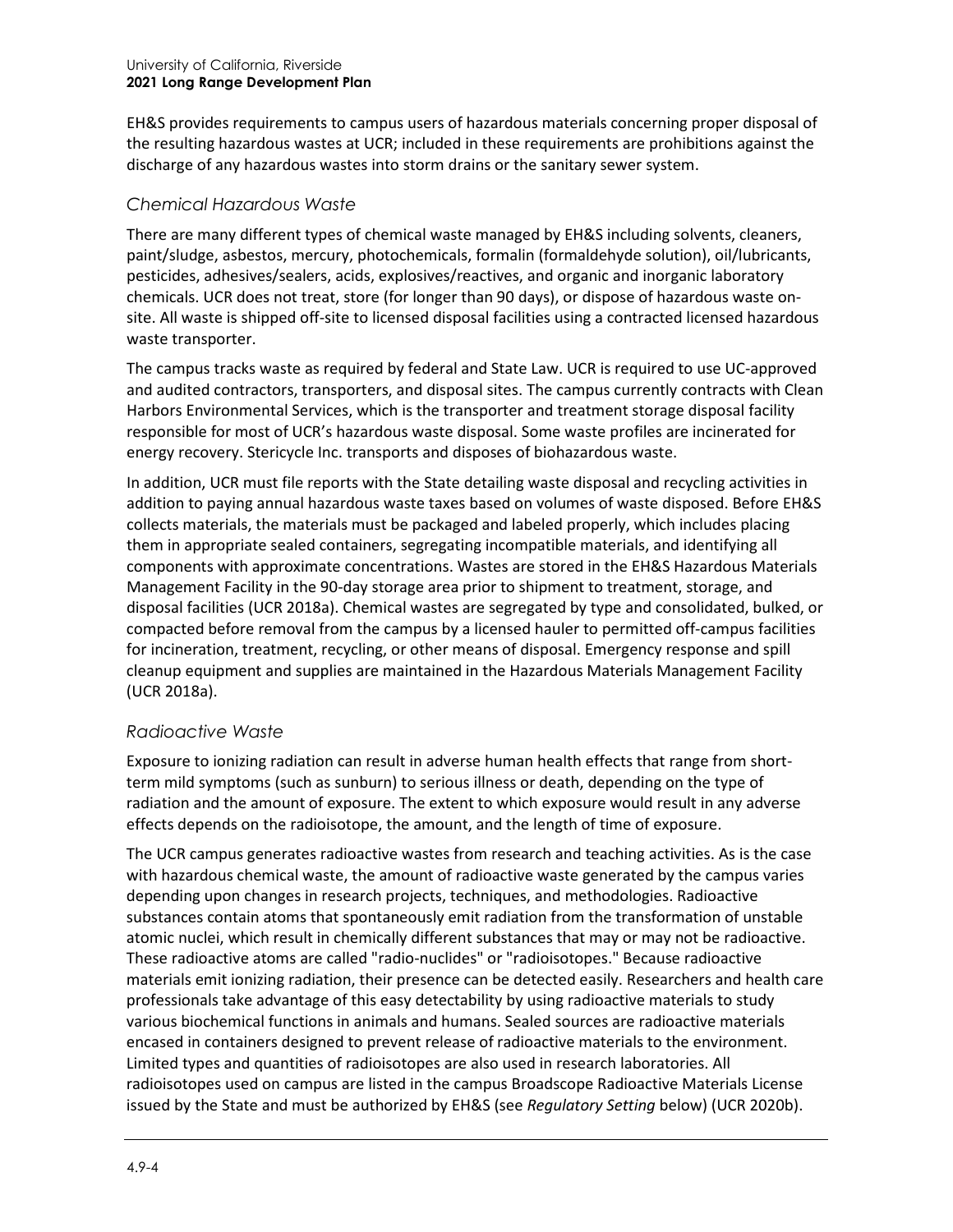EH&S provides requirements to campus users of hazardous materials concerning proper disposal of the resulting hazardous wastes at UCR; included in these requirements are prohibitions against the discharge of any hazardous wastes into storm drains or the sanitary sewer system.

### *Chemical Hazardous Waste*

There are many different types of chemical waste managed by EH&S including solvents, cleaners, paint/sludge, asbestos, mercury, photochemicals, formalin (formaldehyde solution), oil/lubricants, pesticides, adhesives/sealers, acids, explosives/reactives, and organic and inorganic laboratory chemicals. UCR does not treat, store (for longer than 90 days), or dispose of hazardous waste on-site. All waste is shipped off-site to licensed disposal facilities using a contracted licensed hazardous waste transporter.

The campus tracks waste as required by federal and State Law. UCR is required to use UC-approved and audited contractors, transporters, and disposal sites. The campus currently contracts with Clean Harbors Environmental Services, which is the transporter and treatment storage disposal facility responsible for most of UCR's hazardous waste disposal. Some waste profiles are incinerated for energy recovery. Stericycle Inc. transports and disposes of biohazardous waste.

In addition, UCR must file reports with the State detailing waste disposal and recycling activities in addition to paying annual hazardous waste taxes based on volumes of waste disposed. Before EH&S collects materials, the materials must be packaged and labeled properly, which includes placing them in appropriate sealed containers, segregating incompatible materials, and identifying all components with approximate concentrations. Wastes are stored in the EH&S Hazardous Materials Management Facility in the 90-day storage area prior to shipment to treatment, storage, and disposal facilities (UCR 2018a). Chemical wastes are segregated by type and consolidated, bulked, or compacted before removal from the campus by a licensed hauler to permitted off-campus facilities for incineration, treatment, recycling, or other means of disposal. Emergency response and spill cleanup equipment and supplies are maintained in the Hazardous Materials Management Facility (UCR 2018a).

### *Radioactive Waste*

Exposure to ionizing radiation can result in adverse human health effects that range from short-term mild symptoms (such as sunburn) to serious illness or death, depending on the type of radiation and the amount of exposure. The extent to which exposure would result in any adverse effects depends on the radioisotope, the amount, and the length of time of exposure.

The UCR campus generates radioactive wastes from research and teaching activities. As is the case with hazardous chemical waste, the amount of radioactive waste generated by the campus varies depending upon changes in research projects, techniques, and methodologies. Radioactive substances contain atoms that spontaneously emit radiation from the transformation of unstable atomic nuclei, which result in chemically different substances that may or may not be radioactive. These radioactive atoms are called "radio-nuclides" or "radioisotopes." Because radioactive materials emit ionizing radiation, their presence can be detected easily. Researchers and health care professionals take advantage of this easy detectability by using radioactive materials to study various biochemical functions in animals and humans. Sealed sources are radioactive materials encased in containers designed to prevent release of radioactive materials to the environment. Limited types and quantities of radioisotopes are also used in research laboratories. All radioisotopes used on campus are listed in the campus Broadscope Radioactive Materials License issued by the State and must be authorized by EH&S (see *Regulatory Setting* below) (UCR 2020b).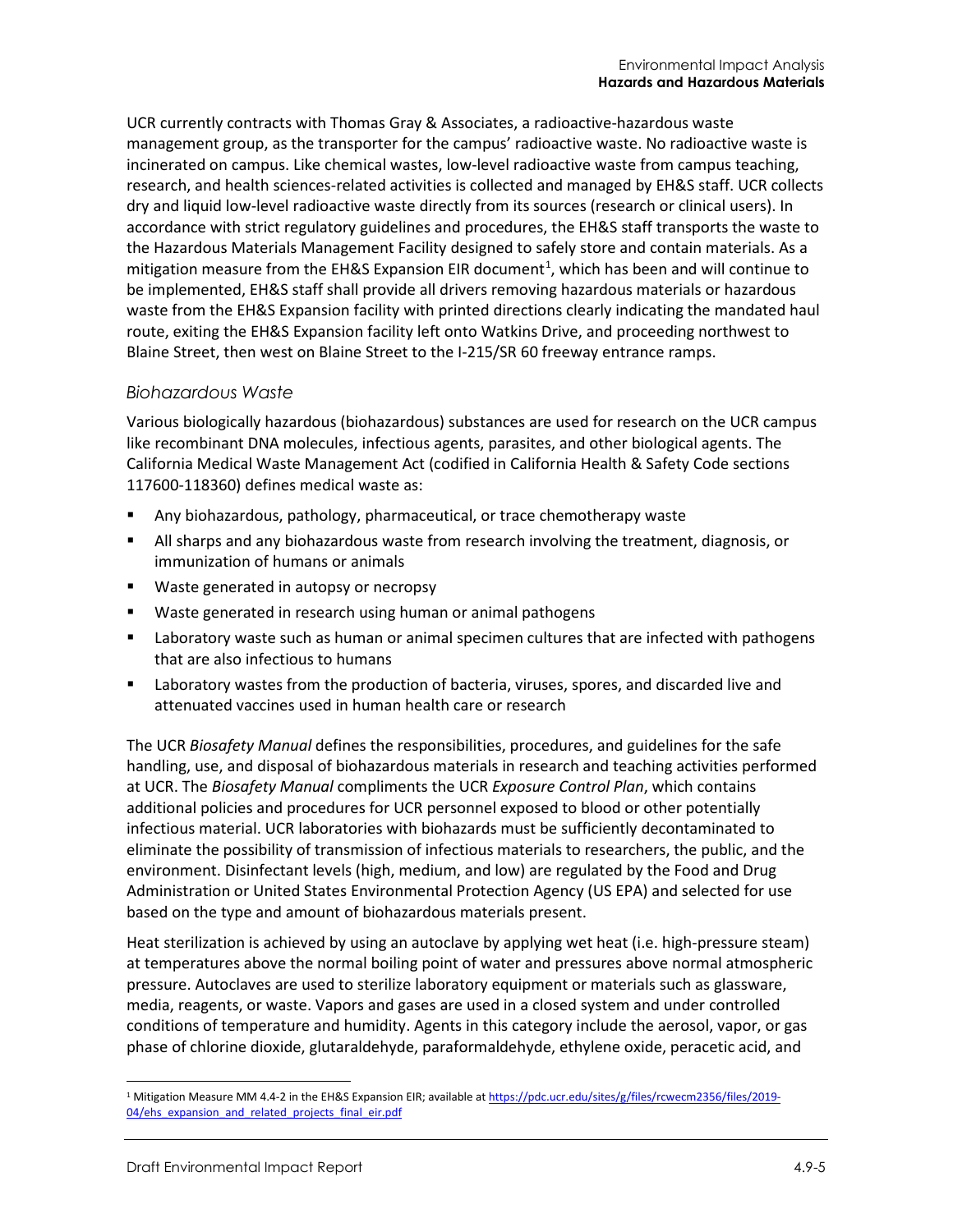UCR currently contracts with Thomas Gray & Associates, a radioactive-hazardous waste management group, as the transporter for the campus' radioactive waste. No radioactive waste is incinerated on campus. Like chemical wastes, low-level radioactive waste from campus teaching, research, and health sciences-related activities is collected and managed by EH&S staff. UCR collects dry and liquid low-level radioactive waste directly from its sources (research or clinical users). In accordance with strict regulatory guidelines and procedures, the EH&S staff transports the waste to the Hazardous Materials Management Facility designed to safely store and contain materials. As a mitigation measure from the EH&S Expansion EIR document[1], which has been and will continue to be implemented, EH&S staff shall provide all drivers removing hazardous materials or hazardous waste from the EH&S Expansion facility with printed directions clearly indicating the mandated haul route, exiting the EH&S Expansion facility left onto Watkins Drive, and proceeding northwest to Blaine Street, then west on Blaine Street to the I-215/SR 60 freeway entrance ramps.

### *Biohazardous Waste*

Various biologically hazardous (biohazardous) substances are used for research on the UCR campus like recombinant DNA molecules, infectious agents, parasites, and other biological agents. The California Medical Waste Management Act (codified in California Health & Safety Code sections 117600-118360) defines medical waste as:

- Any biohazardous, pathology, pharmaceutical, or trace chemotherapy waste
- All sharps and any biohazardous waste from research involving the treatment, diagnosis, or immunization of humans or animals
- Waste generated in autopsy or necropsy
- Waste generated in research using human or animal pathogens
- Laboratory waste such as human or animal specimen cultures that are infected with pathogens that are also infectious to humans
- Laboratory wastes from the production of bacteria, viruses, spores, and discarded live and attenuated vaccines used in human health care or research

The UCR *Biosafety Manual* defines the responsibilities, procedures, and guidelines for the safe handling, use, and disposal of biohazardous materials in research and teaching activities performed at UCR. The *Biosafety Manual* compliments the UCR *Exposure Control Plan*, which contains additional policies and procedures for UCR personnel exposed to blood or other potentially infectious material. UCR laboratories with biohazards must be sufficiently decontaminated to eliminate the possibility of transmission of infectious materials to researchers, the public, and the environment. Disinfectant levels (high, medium, and low) are regulated by the Food and Drug Administration or United States Environmental Protection Agency (US EPA) and selected for use based on the type and amount of biohazardous materials present.

Heat sterilization is achieved by using an autoclave by applying wet heat (i.e. high-pressure steam) at temperatures above the normal boiling point of water and pressures above normal atmospheric pressure. Autoclaves are used to sterilize laboratory equipment or materials such as glassware, media, reagents, or waste. Vapors and gases are used in a closed system and under controlled conditions of temperature and humidity. Agents in this category include the aerosol, vapor, or gas phase of chlorine dioxide, glutaraldehyde, paraformaldehyde, ethylene oxide, peracetic acid, and

[1] Mitigation Measure MM 4.4-2 in the EH&S Expansion EIR; available at https://pdc.ucr.edu/sites/g/files/rcwecm2356/files/2019-04/ehs_expansion_and_related_projects_final_eir.pdf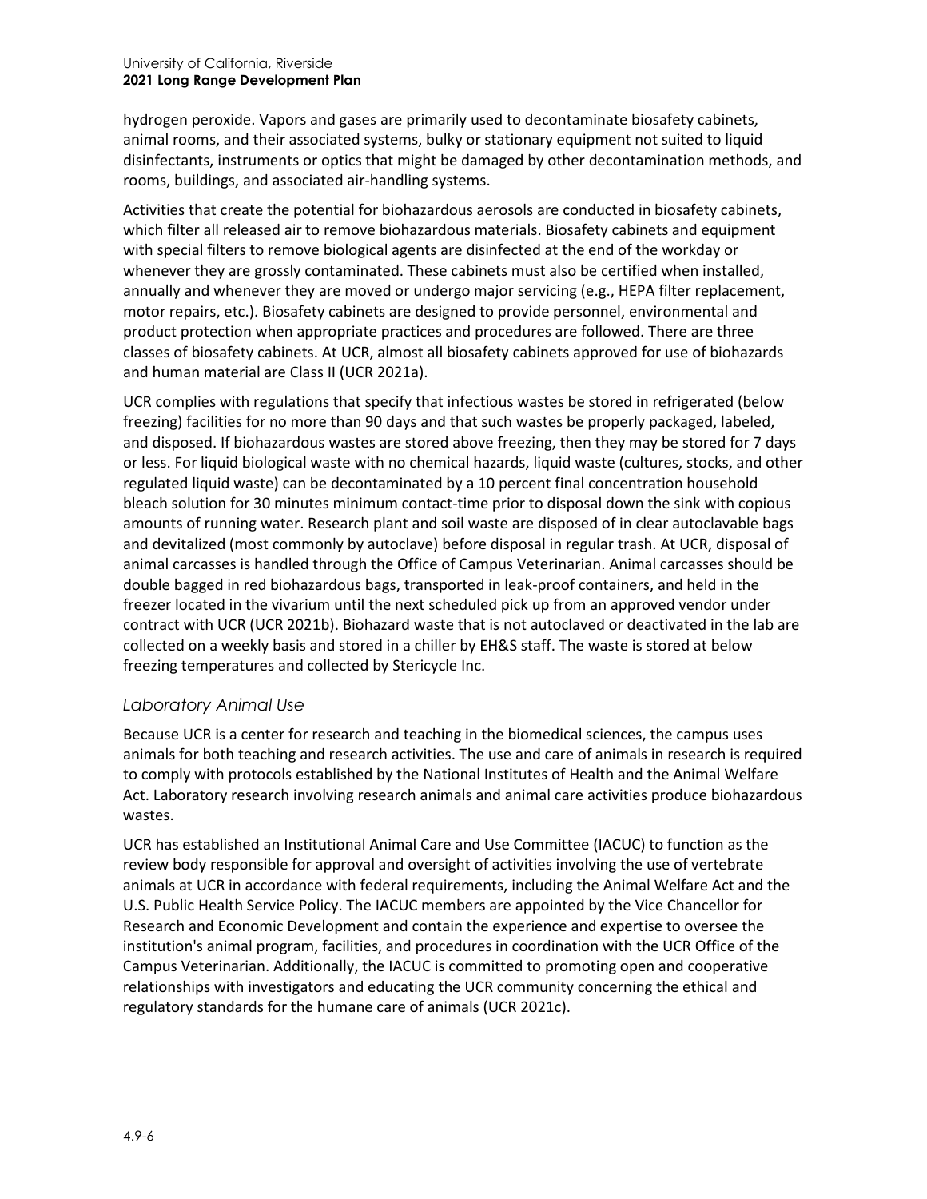hydrogen peroxide. Vapors and gases are primarily used to decontaminate biosafety cabinets, animal rooms, and their associated systems, bulky or stationary equipment not suited to liquid disinfectants, instruments or optics that might be damaged by other decontamination methods, and rooms, buildings, and associated air-handling systems.

Activities that create the potential for biohazardous aerosols are conducted in biosafety cabinets, which filter all released air to remove biohazardous materials. Biosafety cabinets and equipment with special filters to remove biological agents are disinfected at the end of the workday or whenever they are grossly contaminated. These cabinets must also be certified when installed, annually and whenever they are moved or undergo major servicing (e.g., HEPA filter replacement, motor repairs, etc.). Biosafety cabinets are designed to provide personnel, environmental and product protection when appropriate practices and procedures are followed. There are three classes of biosafety cabinets. At UCR, almost all biosafety cabinets approved for use of biohazards and human material are Class II (UCR 2021a).

UCR complies with regulations that specify that infectious wastes be stored in refrigerated (below freezing) facilities for no more than 90 days and that such wastes be properly packaged, labeled, and disposed. If biohazardous wastes are stored above freezing, then they may be stored for 7 days or less. For liquid biological waste with no chemical hazards, liquid waste (cultures, stocks, and other regulated liquid waste) can be decontaminated by a 10 percent final concentration household bleach solution for 30 minutes minimum contact-time prior to disposal down the sink with copious amounts of running water. Research plant and soil waste are disposed of in clear autoclavable bags and devitalized (most commonly by autoclave) before disposal in regular trash. At UCR, disposal of animal carcasses is handled through the Office of Campus Veterinarian. Animal carcasses should be double bagged in red biohazardous bags, transported in leak-proof containers, and held in the freezer located in the vivarium until the next scheduled pick up from an approved vendor under contract with UCR (UCR 2021b). Biohazard waste that is not autoclaved or deactivated in the lab are collected on a weekly basis and stored in a chiller by EH&S staff. The waste is stored at below freezing temperatures and collected by Stericycle Inc.

### *Laboratory Animal Use*

Because UCR is a center for research and teaching in the biomedical sciences, the campus uses animals for both teaching and research activities. The use and care of animals in research is required to comply with protocols established by the National Institutes of Health and the Animal Welfare Act. Laboratory research involving research animals and animal care activities produce biohazardous wastes.

UCR has established an Institutional Animal Care and Use Committee (IACUC) to function as the review body responsible for approval and oversight of activities involving the use of vertebrate animals at UCR in accordance with federal requirements, including the Animal Welfare Act and the U.S. Public Health Service Policy. The IACUC members are appointed by the Vice Chancellor for Research and Economic Development and contain the experience and expertise to oversee the institution's animal program, facilities, and procedures in coordination with the UCR Office of the Campus Veterinarian. Additionally, the IACUC is committed to promoting open and cooperative relationships with investigators and educating the UCR community concerning the ethical and regulatory standards for the humane care of animals (UCR 2021c).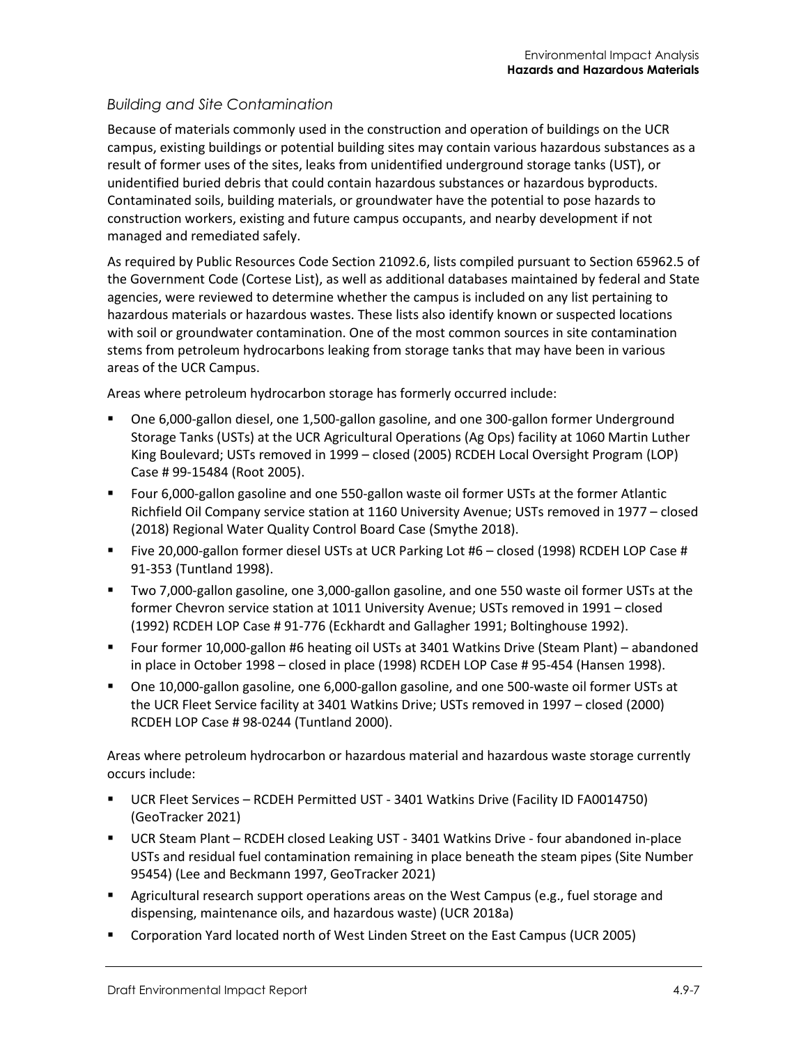*Building and Site Contamination*

Because of materials commonly used in the construction and operation of buildings on the UCR campus, existing buildings or potential building sites may contain various hazardous substances as a result of former uses of the sites, leaks from unidentified underground storage tanks (UST), or unidentified buried debris that could contain hazardous substances or hazardous byproducts. Contaminated soils, building materials, or groundwater have the potential to pose hazards to construction workers, existing and future campus occupants, and nearby development if not managed and remediated safely.

As required by Public Resources Code Section 21092.6, lists compiled pursuant to Section 65962.5 of the Government Code (Cortese List), as well as additional databases maintained by federal and State agencies, were reviewed to determine whether the campus is included on any list pertaining to hazardous materials or hazardous wastes. These lists also identify known or suspected locations with soil or groundwater contamination. One of the most common sources in site contamination stems from petroleum hydrocarbons leaking from storage tanks that may have been in various areas of the UCR Campus.

Areas where petroleum hydrocarbon storage has formerly occurred include:

- One 6,000-gallon diesel, one 1,500-gallon gasoline, and one 300-gallon former Underground Storage Tanks (USTs) at the UCR Agricultural Operations (Ag Ops) facility at 1060 Martin Luther King Boulevard; USTs removed in 1999 – closed (2005) RCDEH Local Oversight Program (LOP) Case # 99-15484 (Root 2005).
- Four 6,000-gallon gasoline and one 550-gallon waste oil former USTs at the former Atlantic Richfield Oil Company service station at 1160 University Avenue; USTs removed in 1977 – closed (2018) Regional Water Quality Control Board Case (Smythe 2018).
- Five 20,000-gallon former diesel USTs at UCR Parking Lot #6 – closed (1998) RCDEH LOP Case # 91-353 (Tuntland 1998).
- Two 7,000-gallon gasoline, one 3,000-gallon gasoline, and one 550 waste oil former USTs at the former Chevron service station at 1011 University Avenue; USTs removed in 1991 – closed (1992) RCDEH LOP Case # 91-776 (Eckhardt and Gallagher 1991; Boltinghouse 1992).
- Four former 10,000-gallon #6 heating oil USTs at 3401 Watkins Drive (Steam Plant) – abandoned in place in October 1998 – closed in place (1998) RCDEH LOP Case # 95-454 (Hansen 1998).
- One 10,000-gallon gasoline, one 6,000-gallon gasoline, and one 500-waste oil former USTs at the UCR Fleet Service facility at 3401 Watkins Drive; USTs removed in 1997 – closed (2000) RCDEH LOP Case # 98-0244 (Tuntland 2000).

Areas where petroleum hydrocarbon or hazardous material and hazardous waste storage currently occurs include:

- UCR Fleet Services – RCDEH Permitted UST - 3401 Watkins Drive (Facility ID FA0014750) (GeoTracker 2021)
- UCR Steam Plant – RCDEH closed Leaking UST - 3401 Watkins Drive - four abandoned in-place USTs and residual fuel contamination remaining in place beneath the steam pipes (Site Number 95454) (Lee and Beckmann 1997, GeoTracker 2021)
- Agricultural research support operations areas on the West Campus (e.g., fuel storage and dispensing, maintenance oils, and hazardous waste) (UCR 2018a)
- Corporation Yard located north of West Linden Street on the East Campus (UCR 2005)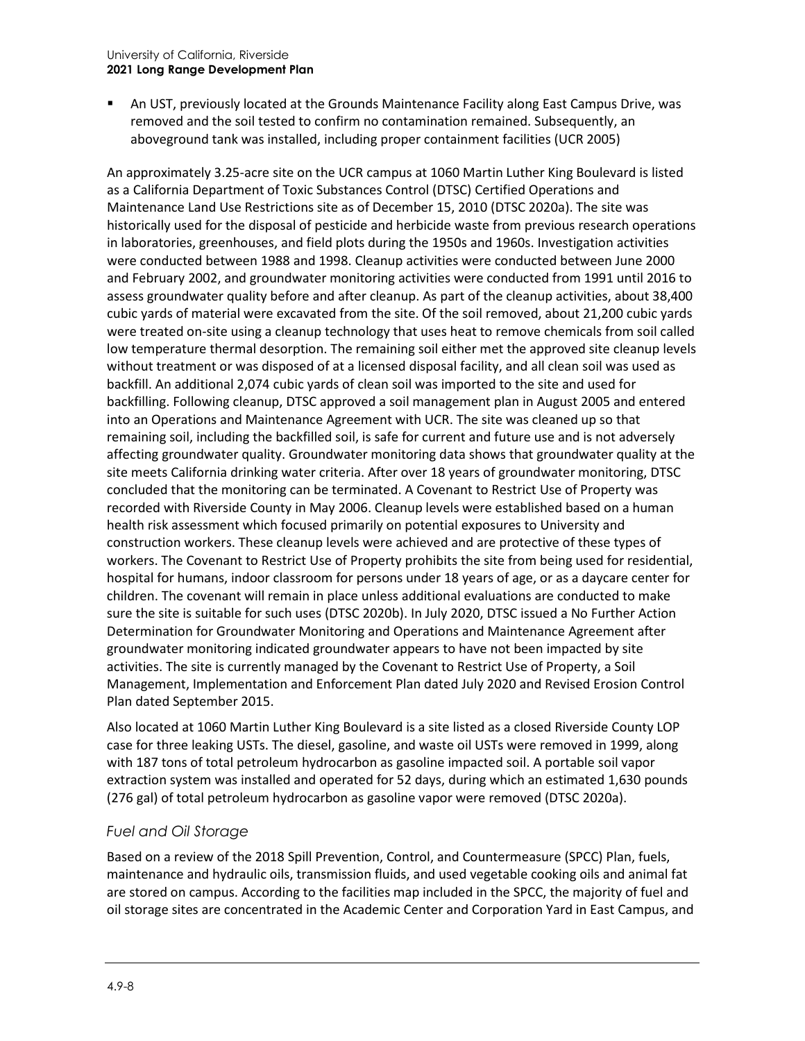- An UST, previously located at the Grounds Maintenance Facility along East Campus Drive, was removed and the soil tested to confirm no contamination remained. Subsequently, an aboveground tank was installed, including proper containment facilities (UCR 2005)

An approximately 3.25-acre site on the UCR campus at 1060 Martin Luther King Boulevard is listed as a California Department of Toxic Substances Control (DTSC) Certified Operations and Maintenance Land Use Restrictions site as of December 15, 2010 (DTSC 2020a). The site was historically used for the disposal of pesticide and herbicide waste from previous research operations in laboratories, greenhouses, and field plots during the 1950s and 1960s. Investigation activities were conducted between 1988 and 1998. Cleanup activities were conducted between June 2000 and February 2002, and groundwater monitoring activities were conducted from 1991 until 2016 to assess groundwater quality before and after cleanup. As part of the cleanup activities, about 38,400 cubic yards of material were excavated from the site. Of the soil removed, about 21,200 cubic yards were treated on-site using a cleanup technology that uses heat to remove chemicals from soil called low temperature thermal desorption. The remaining soil either met the approved site cleanup levels without treatment or was disposed of at a licensed disposal facility, and all clean soil was used as backfill. An additional 2,074 cubic yards of clean soil was imported to the site and used for backfilling. Following cleanup, DTSC approved a soil management plan in August 2005 and entered into an Operations and Maintenance Agreement with UCR. The site was cleaned up so that remaining soil, including the backfilled soil, is safe for current and future use and is not adversely affecting groundwater quality. Groundwater monitoring data shows that groundwater quality at the site meets California drinking water criteria. After over 18 years of groundwater monitoring, DTSC concluded that the monitoring can be terminated. A Covenant to Restrict Use of Property was recorded with Riverside County in May 2006. Cleanup levels were established based on a human health risk assessment which focused primarily on potential exposures to University and construction workers. These cleanup levels were achieved and are protective of these types of workers. The Covenant to Restrict Use of Property prohibits the site from being used for residential, hospital for humans, indoor classroom for persons under 18 years of age, or as a daycare center for children. The covenant will remain in place unless additional evaluations are conducted to make sure the site is suitable for such uses (DTSC 2020b). In July 2020, DTSC issued a No Further Action Determination for Groundwater Monitoring and Operations and Maintenance Agreement after groundwater monitoring indicated groundwater appears to have not been impacted by site activities. The site is currently managed by the Covenant to Restrict Use of Property, a Soil Management, Implementation and Enforcement Plan dated July 2020 and Revised Erosion Control Plan dated September 2015.

Also located at 1060 Martin Luther King Boulevard is a site listed as a closed Riverside County LOP case for three leaking USTs. The diesel, gasoline, and waste oil USTs were removed in 1999, along with 187 tons of total petroleum hydrocarbon as gasoline impacted soil. A portable soil vapor extraction system was installed and operated for 52 days, during which an estimated 1,630 pounds (276 gal) of total petroleum hydrocarbon as gasoline vapor were removed (DTSC 2020a).

### *Fuel and Oil Storage*

Based on a review of the 2018 Spill Prevention, Control, and Countermeasure (SPCC) Plan, fuels, maintenance and hydraulic oils, transmission fluids, and used vegetable cooking oils and animal fat are stored on campus. According to the facilities map included in the SPCC, the majority of fuel and oil storage sites are concentrated in the Academic Center and Corporation Yard in East Campus, and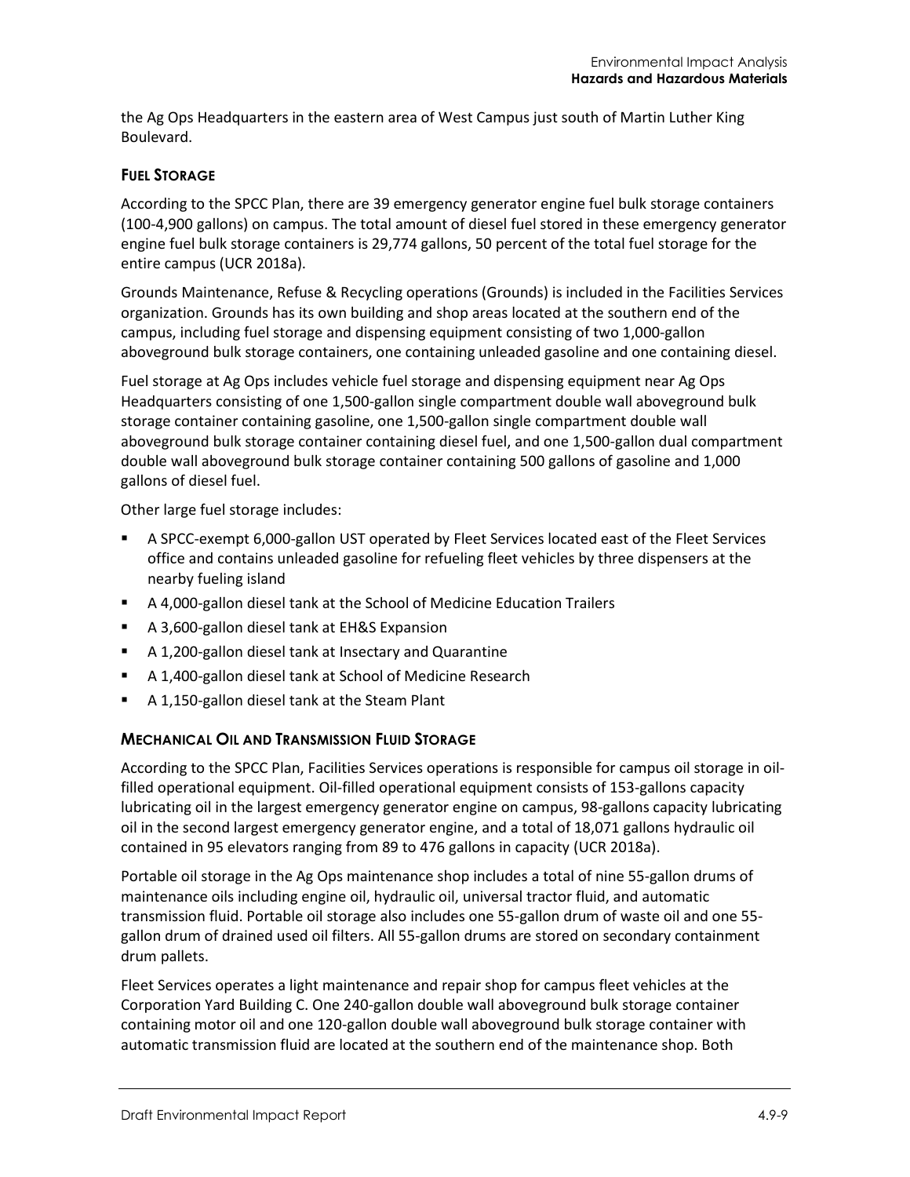the Ag Ops Headquarters in the eastern area of West Campus just south of Martin Luther King Boulevard.

### Fuel Storage

According to the SPCC Plan, there are 39 emergency generator engine fuel bulk storage containers (100-4,900 gallons) on campus. The total amount of diesel fuel stored in these emergency generator engine fuel bulk storage containers is 29,774 gallons, 50 percent of the total fuel storage for the entire campus (UCR 2018a).

Grounds Maintenance, Refuse & Recycling operations (Grounds) is included in the Facilities Services organization. Grounds has its own building and shop areas located at the southern end of the campus, including fuel storage and dispensing equipment consisting of two 1,000-gallon aboveground bulk storage containers, one containing unleaded gasoline and one containing diesel.

Fuel storage at Ag Ops includes vehicle fuel storage and dispensing equipment near Ag Ops Headquarters consisting of one 1,500-gallon single compartment double wall aboveground bulk storage container containing gasoline, one 1,500-gallon single compartment double wall aboveground bulk storage container containing diesel fuel, and one 1,500-gallon dual compartment double wall aboveground bulk storage container containing 500 gallons of gasoline and 1,000 gallons of diesel fuel.

Other large fuel storage includes:

- A SPCC-exempt 6,000-gallon UST operated by Fleet Services located east of the Fleet Services office and contains unleaded gasoline for refueling fleet vehicles by three dispensers at the nearby fueling island
- A 4,000-gallon diesel tank at the School of Medicine Education Trailers
- A 3,600-gallon diesel tank at EH&S Expansion
- A 1,200-gallon diesel tank at Insectary and Quarantine
- A 1,400-gallon diesel tank at School of Medicine Research
- A 1,150-gallon diesel tank at the Steam Plant

### Mechanical Oil and Transmission Fluid Storage

According to the SPCC Plan, Facilities Services operations is responsible for campus oil storage in oil-filled operational equipment. Oil-filled operational equipment consists of 153-gallons capacity lubricating oil in the largest emergency generator engine on campus, 98-gallons capacity lubricating oil in the second largest emergency generator engine, and a total of 18,071 gallons hydraulic oil contained in 95 elevators ranging from 89 to 476 gallons in capacity (UCR 2018a).

Portable oil storage in the Ag Ops maintenance shop includes a total of nine 55-gallon drums of maintenance oils including engine oil, hydraulic oil, universal tractor fluid, and automatic transmission fluid. Portable oil storage also includes one 55-gallon drum of waste oil and one 55-gallon drum of drained used oil filters. All 55-gallon drums are stored on secondary containment drum pallets.

Fleet Services operates a light maintenance and repair shop for campus fleet vehicles at the Corporation Yard Building C. One 240-gallon double wall aboveground bulk storage container containing motor oil and one 120-gallon double wall aboveground bulk storage container with automatic transmission fluid are located at the southern end of the maintenance shop. Both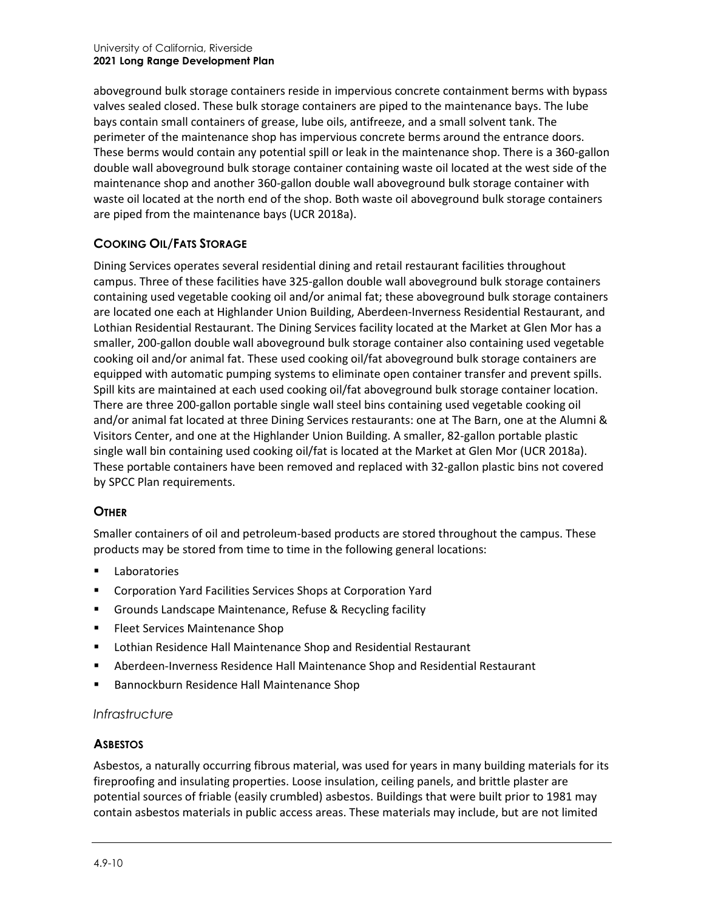aboveground bulk storage containers reside in impervious concrete containment berms with bypass valves sealed closed. These bulk storage containers are piped to the maintenance bays. The lube bays contain small containers of grease, lube oils, antifreeze, and a small solvent tank. The perimeter of the maintenance shop has impervious concrete berms around the entrance doors. These berms would contain any potential spill or leak in the maintenance shop. There is a 360-gallon double wall aboveground bulk storage container containing waste oil located at the west side of the maintenance shop and another 360-gallon double wall aboveground bulk storage container with waste oil located at the north end of the shop. Both waste oil aboveground bulk storage containers are piped from the maintenance bays (UCR 2018a).

#### COOKING OIL/FATS STORAGE

Dining Services operates several residential dining and retail restaurant facilities throughout campus. Three of these facilities have 325-gallon double wall aboveground bulk storage containers containing used vegetable cooking oil and/or animal fat; these aboveground bulk storage containers are located one each at Highlander Union Building, Aberdeen-Inverness Residential Restaurant, and Lothian Residential Restaurant. The Dining Services facility located at the Market at Glen Mor has a smaller, 200-gallon double wall aboveground bulk storage container also containing used vegetable cooking oil and/or animal fat. These used cooking oil/fat aboveground bulk storage containers are equipped with automatic pumping systems to eliminate open container transfer and prevent spills. Spill kits are maintained at each used cooking oil/fat aboveground bulk storage container location. There are three 200-gallon portable single wall steel bins containing used vegetable cooking oil and/or animal fat located at three Dining Services restaurants: one at The Barn, one at the Alumni & Visitors Center, and one at the Highlander Union Building. A smaller, 82-gallon portable plastic single wall bin containing used cooking oil/fat is located at the Market at Glen Mor (UCR 2018a). These portable containers have been removed and replaced with 32-gallon plastic bins not covered by SPCC Plan requirements.

#### OTHER

Smaller containers of oil and petroleum-based products are stored throughout the campus. These products may be stored from time to time in the following general locations:

- Laboratories
- Corporation Yard Facilities Services Shops at Corporation Yard
- Grounds Landscape Maintenance, Refuse & Recycling facility
- Fleet Services Maintenance Shop
- Lothian Residence Hall Maintenance Shop and Residential Restaurant
- Aberdeen-Inverness Residence Hall Maintenance Shop and Residential Restaurant
- Bannockburn Residence Hall Maintenance Shop

### *Infrastructure*

#### ASBESTOS

Asbestos, a naturally occurring fibrous material, was used for years in many building materials for its fireproofing and insulating properties. Loose insulation, ceiling panels, and brittle plaster are potential sources of friable (easily crumbled) asbestos. Buildings that were built prior to 1981 may contain asbestos materials in public access areas. These materials may include, but are not limited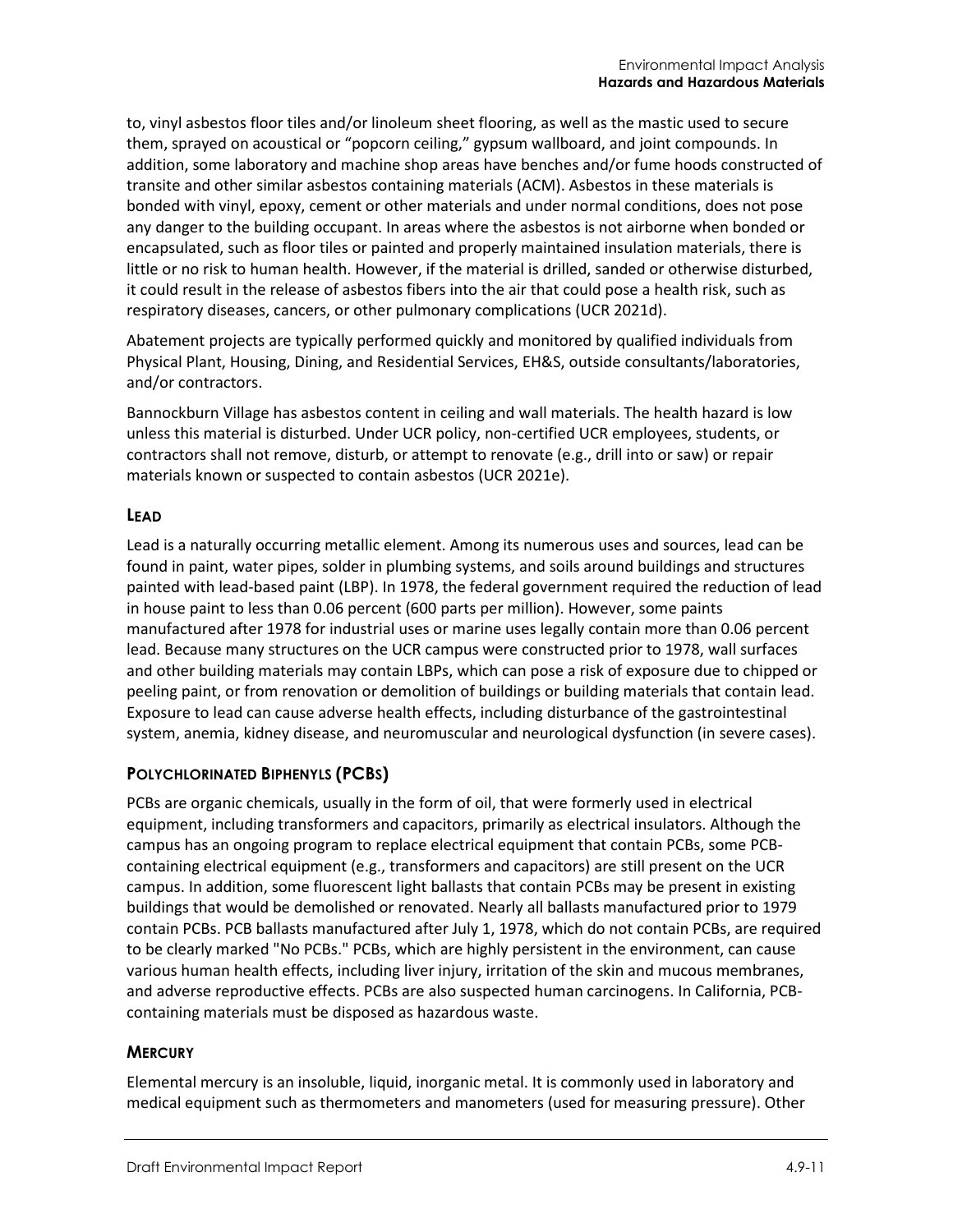to, vinyl asbestos floor tiles and/or linoleum sheet flooring, as well as the mastic used to secure them, sprayed on acoustical or "popcorn ceiling," gypsum wallboard, and joint compounds. In addition, some laboratory and machine shop areas have benches and/or fume hoods constructed of transite and other similar asbestos containing materials (ACM). Asbestos in these materials is bonded with vinyl, epoxy, cement or other materials and under normal conditions, does not pose any danger to the building occupant. In areas where the asbestos is not airborne when bonded or encapsulated, such as floor tiles or painted and properly maintained insulation materials, there is little or no risk to human health. However, if the material is drilled, sanded or otherwise disturbed, it could result in the release of asbestos fibers into the air that could pose a health risk, such as respiratory diseases, cancers, or other pulmonary complications (UCR 2021d).

Abatement projects are typically performed quickly and monitored by qualified individuals from Physical Plant, Housing, Dining, and Residential Services, EH&S, outside consultants/laboratories, and/or contractors.

Bannockburn Village has asbestos content in ceiling and wall materials. The health hazard is low unless this material is disturbed. Under UCR policy, non-certified UCR employees, students, or contractors shall not remove, disturb, or attempt to renovate (e.g., drill into or saw) or repair materials known or suspected to contain asbestos (UCR 2021e).

#### LEAD

Lead is a naturally occurring metallic element. Among its numerous uses and sources, lead can be found in paint, water pipes, solder in plumbing systems, and soils around buildings and structures painted with lead-based paint (LBP). In 1978, the federal government required the reduction of lead in house paint to less than 0.06 percent (600 parts per million). However, some paints manufactured after 1978 for industrial uses or marine uses legally contain more than 0.06 percent lead. Because many structures on the UCR campus were constructed prior to 1978, wall surfaces and other building materials may contain LBPs, which can pose a risk of exposure due to chipped or peeling paint, or from renovation or demolition of buildings or building materials that contain lead. Exposure to lead can cause adverse health effects, including disturbance of the gastrointestinal system, anemia, kidney disease, and neuromuscular and neurological dysfunction (in severe cases).

#### POLYCHLORINATED BIPHENYLS (PCBS)

PCBs are organic chemicals, usually in the form of oil, that were formerly used in electrical equipment, including transformers and capacitors, primarily as electrical insulators. Although the campus has an ongoing program to replace electrical equipment that contain PCBs, some PCB-containing electrical equipment (e.g., transformers and capacitors) are still present on the UCR campus. In addition, some fluorescent light ballasts that contain PCBs may be present in existing buildings that would be demolished or renovated. Nearly all ballasts manufactured prior to 1979 contain PCBs. PCB ballasts manufactured after July 1, 1978, which do not contain PCBs, are required to be clearly marked "No PCBs." PCBs, which are highly persistent in the environment, can cause various human health effects, including liver injury, irritation of the skin and mucous membranes, and adverse reproductive effects. PCBs are also suspected human carcinogens. In California, PCB-containing materials must be disposed as hazardous waste.

#### MERCURY

Elemental mercury is an insoluble, liquid, inorganic metal. It is commonly used in laboratory and medical equipment such as thermometers and manometers (used for measuring pressure). Other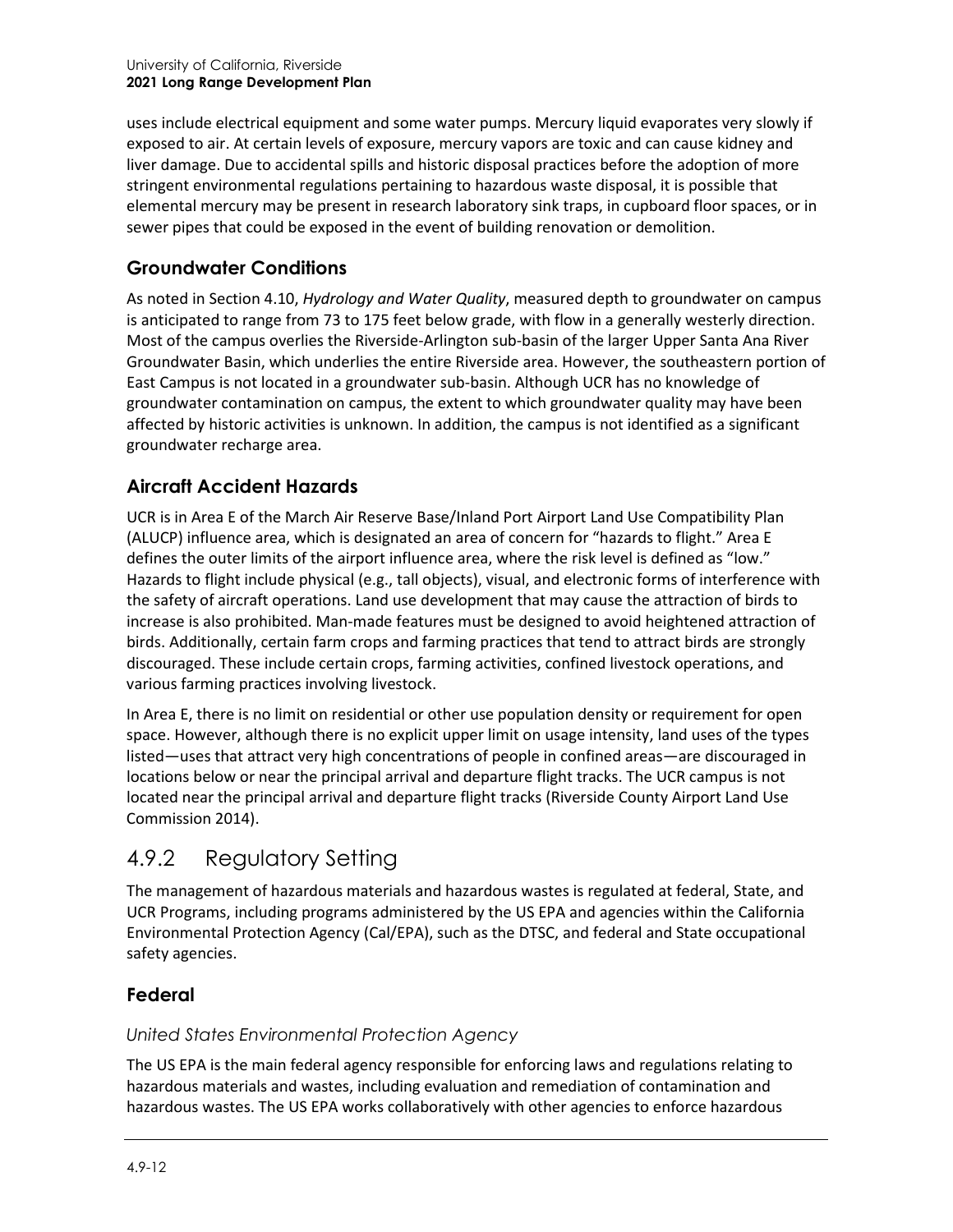uses include electrical equipment and some water pumps. Mercury liquid evaporates very slowly if exposed to air. At certain levels of exposure, mercury vapors are toxic and can cause kidney and liver damage. Due to accidental spills and historic disposal practices before the adoption of more stringent environmental regulations pertaining to hazardous waste disposal, it is possible that elemental mercury may be present in research laboratory sink traps, in cupboard floor spaces, or in sewer pipes that could be exposed in the event of building renovation or demolition.

### Groundwater Conditions

As noted in Section 4.10, *Hydrology and Water Quality*, measured depth to groundwater on campus is anticipated to range from 73 to 175 feet below grade, with flow in a generally westerly direction. Most of the campus overlies the Riverside-Arlington sub-basin of the larger Upper Santa Ana River Groundwater Basin, which underlies the entire Riverside area. However, the southeastern portion of East Campus is not located in a groundwater sub-basin. Although UCR has no knowledge of groundwater contamination on campus, the extent to which groundwater quality may have been affected by historic activities is unknown. In addition, the campus is not identified as a significant groundwater recharge area.

### Aircraft Accident Hazards

UCR is in Area E of the March Air Reserve Base/Inland Port Airport Land Use Compatibility Plan (ALUCP) influence area, which is designated an area of concern for "hazards to flight." Area E defines the outer limits of the airport influence area, where the risk level is defined as "low." Hazards to flight include physical (e.g., tall objects), visual, and electronic forms of interference with the safety of aircraft operations. Land use development that may cause the attraction of birds to increase is also prohibited. Man-made features must be designed to avoid heightened attraction of birds. Additionally, certain farm crops and farming practices that tend to attract birds are strongly discouraged. These include certain crops, farming activities, confined livestock operations, and various farming practices involving livestock.

In Area E, there is no limit on residential or other use population density or requirement for open space. However, although there is no explicit upper limit on usage intensity, land uses of the types listed—uses that attract very high concentrations of people in confined areas—are discouraged in locations below or near the principal arrival and departure flight tracks. The UCR campus is not located near the principal arrival and departure flight tracks (Riverside County Airport Land Use Commission 2014).

## 4.9.2 Regulatory Setting

The management of hazardous materials and hazardous wastes is regulated at federal, State, and UCR Programs, including programs administered by the US EPA and agencies within the California Environmental Protection Agency (Cal/EPA), such as the DTSC, and federal and State occupational safety agencies.

### Federal

#### *United States Environmental Protection Agency*

The US EPA is the main federal agency responsible for enforcing laws and regulations relating to hazardous materials and wastes, including evaluation and remediation of contamination and hazardous wastes. The US EPA works collaboratively with other agencies to enforce hazardous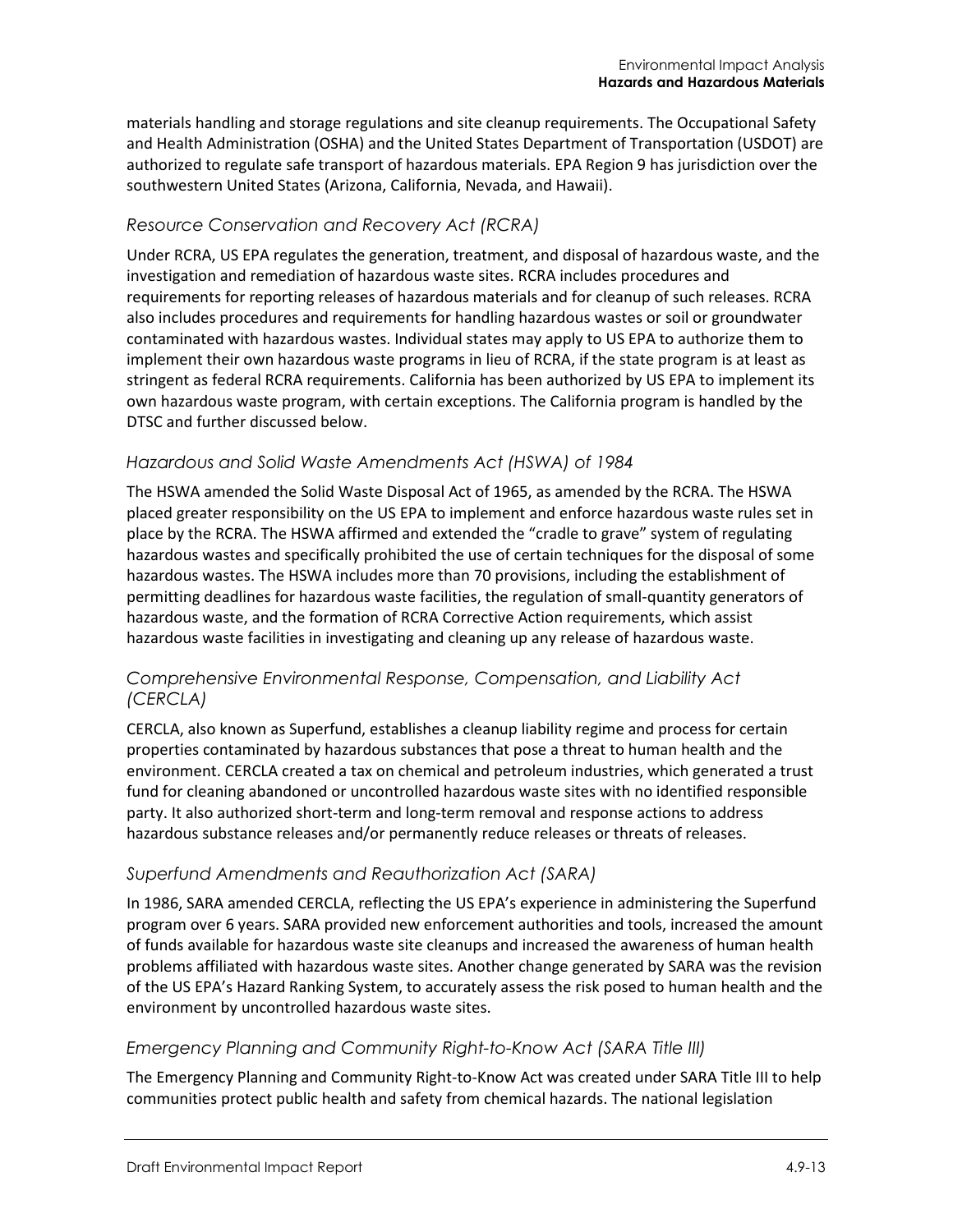materials handling and storage regulations and site cleanup requirements. The Occupational Safety and Health Administration (OSHA) and the United States Department of Transportation (USDOT) are authorized to regulate safe transport of hazardous materials. EPA Region 9 has jurisdiction over the southwestern United States (Arizona, California, Nevada, and Hawaii).

### *Resource Conservation and Recovery Act (RCRA)*

Under RCRA, US EPA regulates the generation, treatment, and disposal of hazardous waste, and the investigation and remediation of hazardous waste sites. RCRA includes procedures and requirements for reporting releases of hazardous materials and for cleanup of such releases. RCRA also includes procedures and requirements for handling hazardous wastes or soil or groundwater contaminated with hazardous wastes. Individual states may apply to US EPA to authorize them to implement their own hazardous waste programs in lieu of RCRA, if the state program is at least as stringent as federal RCRA requirements. California has been authorized by US EPA to implement its own hazardous waste program, with certain exceptions. The California program is handled by the DTSC and further discussed below.

### *Hazardous and Solid Waste Amendments Act (HSWA) of 1984*

The HSWA amended the Solid Waste Disposal Act of 1965, as amended by the RCRA. The HSWA placed greater responsibility on the US EPA to implement and enforce hazardous waste rules set in place by the RCRA. The HSWA affirmed and extended the "cradle to grave" system of regulating hazardous wastes and specifically prohibited the use of certain techniques for the disposal of some hazardous wastes. The HSWA includes more than 70 provisions, including the establishment of permitting deadlines for hazardous waste facilities, the regulation of small-quantity generators of hazardous waste, and the formation of RCRA Corrective Action requirements, which assist hazardous waste facilities in investigating and cleaning up any release of hazardous waste.

### *Comprehensive Environmental Response, Compensation, and Liability Act (CERCLA)*

CERCLA, also known as Superfund, establishes a cleanup liability regime and process for certain properties contaminated by hazardous substances that pose a threat to human health and the environment. CERCLA created a tax on chemical and petroleum industries, which generated a trust fund for cleaning abandoned or uncontrolled hazardous waste sites with no identified responsible party. It also authorized short-term and long-term removal and response actions to address hazardous substance releases and/or permanently reduce releases or threats of releases.

### *Superfund Amendments and Reauthorization Act (SARA)*

In 1986, SARA amended CERCLA, reflecting the US EPA's experience in administering the Superfund program over 6 years. SARA provided new enforcement authorities and tools, increased the amount of funds available for hazardous waste site cleanups and increased the awareness of human health problems affiliated with hazardous waste sites. Another change generated by SARA was the revision of the US EPA's Hazard Ranking System, to accurately assess the risk posed to human health and the environment by uncontrolled hazardous waste sites.

### *Emergency Planning and Community Right-to-Know Act (SARA Title III)*

The Emergency Planning and Community Right-to-Know Act was created under SARA Title III to help communities protect public health and safety from chemical hazards. The national legislation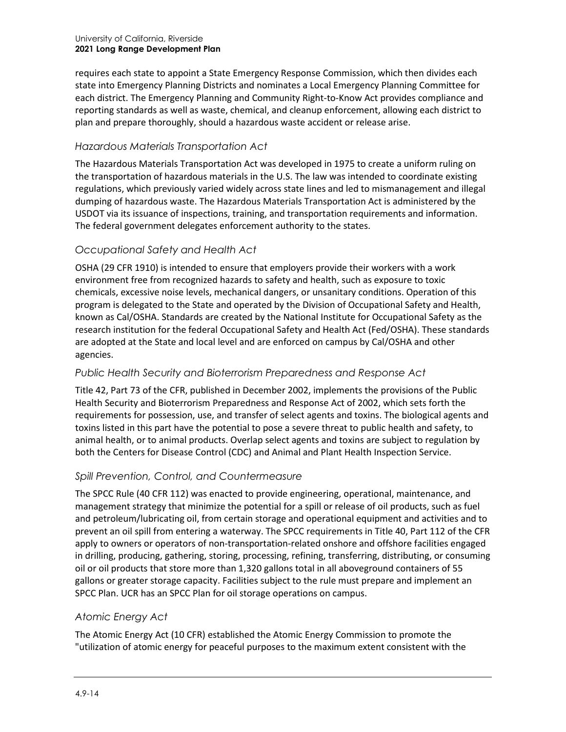requires each state to appoint a State Emergency Response Commission, which then divides each state into Emergency Planning Districts and nominates a Local Emergency Planning Committee for each district. The Emergency Planning and Community Right-to-Know Act provides compliance and reporting standards as well as waste, chemical, and cleanup enforcement, allowing each district to plan and prepare thoroughly, should a hazardous waste accident or release arise.

### *Hazardous Materials Transportation Act*

The Hazardous Materials Transportation Act was developed in 1975 to create a uniform ruling on the transportation of hazardous materials in the U.S. The law was intended to coordinate existing regulations, which previously varied widely across state lines and led to mismanagement and illegal dumping of hazardous waste. The Hazardous Materials Transportation Act is administered by the USDOT via its issuance of inspections, training, and transportation requirements and information. The federal government delegates enforcement authority to the states.

### *Occupational Safety and Health Act*

OSHA (29 CFR 1910) is intended to ensure that employers provide their workers with a work environment free from recognized hazards to safety and health, such as exposure to toxic chemicals, excessive noise levels, mechanical dangers, or unsanitary conditions. Operation of this program is delegated to the State and operated by the Division of Occupational Safety and Health, known as Cal/OSHA. Standards are created by the National Institute for Occupational Safety as the research institution for the federal Occupational Safety and Health Act (Fed/OSHA). These standards are adopted at the State and local level and are enforced on campus by Cal/OSHA and other agencies.

### *Public Health Security and Bioterrorism Preparedness and Response Act*

Title 42, Part 73 of the CFR, published in December 2002, implements the provisions of the Public Health Security and Bioterrorism Preparedness and Response Act of 2002, which sets forth the requirements for possession, use, and transfer of select agents and toxins. The biological agents and toxins listed in this part have the potential to pose a severe threat to public health and safety, to animal health, or to animal products. Overlap select agents and toxins are subject to regulation by both the Centers for Disease Control (CDC) and Animal and Plant Health Inspection Service.

### *Spill Prevention, Control, and Countermeasure*

The SPCC Rule (40 CFR 112) was enacted to provide engineering, operational, maintenance, and management strategy that minimize the potential for a spill or release of oil products, such as fuel and petroleum/lubricating oil, from certain storage and operational equipment and activities and to prevent an oil spill from entering a waterway. The SPCC requirements in Title 40, Part 112 of the CFR apply to owners or operators of non-transportation-related onshore and offshore facilities engaged in drilling, producing, gathering, storing, processing, refining, transferring, distributing, or consuming oil or oil products that store more than 1,320 gallons total in all aboveground containers of 55 gallons or greater storage capacity. Facilities subject to the rule must prepare and implement an SPCC Plan. UCR has an SPCC Plan for oil storage operations on campus.

### *Atomic Energy Act*

The Atomic Energy Act (10 CFR) established the Atomic Energy Commission to promote the "utilization of atomic energy for peaceful purposes to the maximum extent consistent with the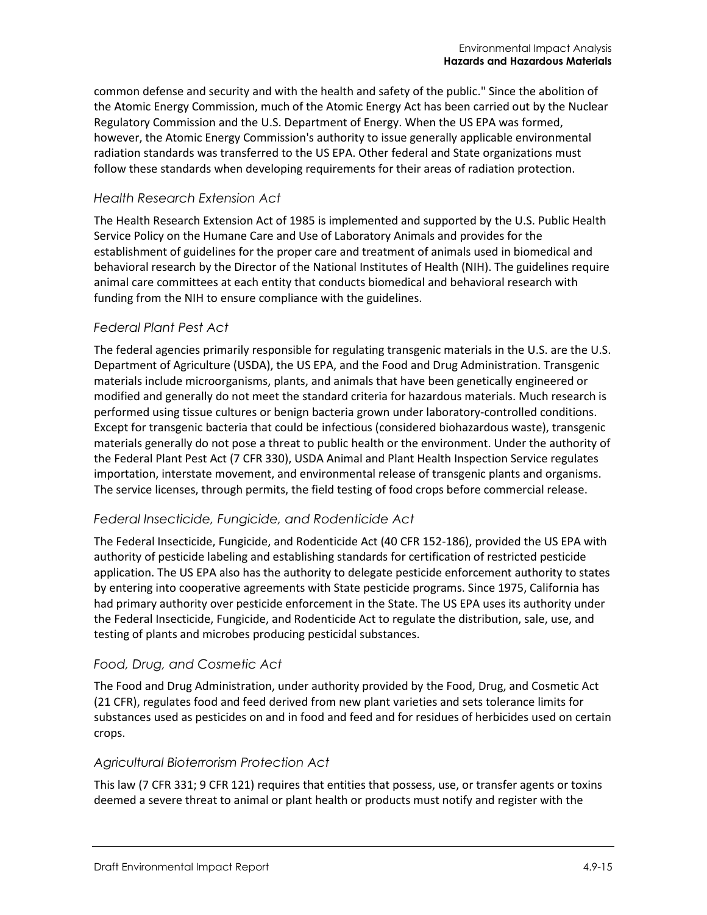common defense and security and with the health and safety of the public." Since the abolition of the Atomic Energy Commission, much of the Atomic Energy Act has been carried out by the Nuclear Regulatory Commission and the U.S. Department of Energy. When the US EPA was formed, however, the Atomic Energy Commission's authority to issue generally applicable environmental radiation standards was transferred to the US EPA. Other federal and State organizations must follow these standards when developing requirements for their areas of radiation protection.

#### *Health Research Extension Act*

The Health Research Extension Act of 1985 is implemented and supported by the U.S. Public Health Service Policy on the Humane Care and Use of Laboratory Animals and provides for the establishment of guidelines for the proper care and treatment of animals used in biomedical and behavioral research by the Director of the National Institutes of Health (NIH). The guidelines require animal care committees at each entity that conducts biomedical and behavioral research with funding from the NIH to ensure compliance with the guidelines.

#### *Federal Plant Pest Act*

The federal agencies primarily responsible for regulating transgenic materials in the U.S. are the U.S. Department of Agriculture (USDA), the US EPA, and the Food and Drug Administration. Transgenic materials include microorganisms, plants, and animals that have been genetically engineered or modified and generally do not meet the standard criteria for hazardous materials. Much research is performed using tissue cultures or benign bacteria grown under laboratory-controlled conditions. Except for transgenic bacteria that could be infectious (considered biohazardous waste), transgenic materials generally do not pose a threat to public health or the environment. Under the authority of the Federal Plant Pest Act (7 CFR 330), USDA Animal and Plant Health Inspection Service regulates importation, interstate movement, and environmental release of transgenic plants and organisms. The service licenses, through permits, the field testing of food crops before commercial release.

#### *Federal Insecticide, Fungicide, and Rodenticide Act*

The Federal Insecticide, Fungicide, and Rodenticide Act (40 CFR 152-186), provided the US EPA with authority of pesticide labeling and establishing standards for certification of restricted pesticide application. The US EPA also has the authority to delegate pesticide enforcement authority to states by entering into cooperative agreements with State pesticide programs. Since 1975, California has had primary authority over pesticide enforcement in the State. The US EPA uses its authority under the Federal Insecticide, Fungicide, and Rodenticide Act to regulate the distribution, sale, use, and testing of plants and microbes producing pesticidal substances.

#### *Food, Drug, and Cosmetic Act*

The Food and Drug Administration, under authority provided by the Food, Drug, and Cosmetic Act (21 CFR), regulates food and feed derived from new plant varieties and sets tolerance limits for substances used as pesticides on and in food and feed and for residues of herbicides used on certain crops.

#### *Agricultural Bioterrorism Protection Act*

This law (7 CFR 331; 9 CFR 121) requires that entities that possess, use, or transfer agents or toxins deemed a severe threat to animal or plant health or products must notify and register with the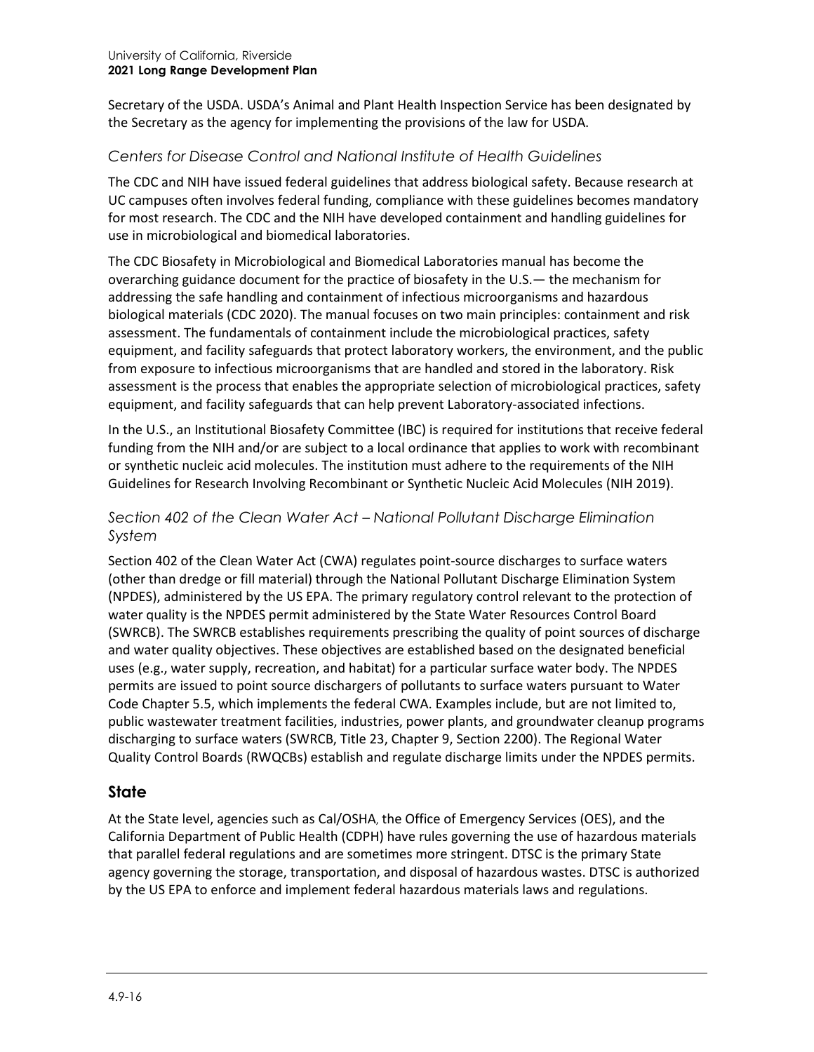Secretary of the USDA. USDA's Animal and Plant Health Inspection Service has been designated by the Secretary as the agency for implementing the provisions of the law for USDA.

### *Centers for Disease Control and National Institute of Health Guidelines*

The CDC and NIH have issued federal guidelines that address biological safety. Because research at UC campuses often involves federal funding, compliance with these guidelines becomes mandatory for most research. The CDC and the NIH have developed containment and handling guidelines for use in microbiological and biomedical laboratories.

The CDC Biosafety in Microbiological and Biomedical Laboratories manual has become the overarching guidance document for the practice of biosafety in the U.S.— the mechanism for addressing the safe handling and containment of infectious microorganisms and hazardous biological materials (CDC 2020). The manual focuses on two main principles: containment and risk assessment. The fundamentals of containment include the microbiological practices, safety equipment, and facility safeguards that protect laboratory workers, the environment, and the public from exposure to infectious microorganisms that are handled and stored in the laboratory. Risk assessment is the process that enables the appropriate selection of microbiological practices, safety equipment, and facility safeguards that can help prevent Laboratory-associated infections.

In the U.S., an Institutional Biosafety Committee (IBC) is required for institutions that receive federal funding from the NIH and/or are subject to a local ordinance that applies to work with recombinant or synthetic nucleic acid molecules. The institution must adhere to the requirements of the NIH Guidelines for Research Involving Recombinant or Synthetic Nucleic Acid Molecules (NIH 2019).

### *Section 402 of the Clean Water Act – National Pollutant Discharge Elimination System*

Section 402 of the Clean Water Act (CWA) regulates point-source discharges to surface waters (other than dredge or fill material) through the National Pollutant Discharge Elimination System (NPDES), administered by the US EPA. The primary regulatory control relevant to the protection of water quality is the NPDES permit administered by the State Water Resources Control Board (SWRCB). The SWRCB establishes requirements prescribing the quality of point sources of discharge and water quality objectives. These objectives are established based on the designated beneficial uses (e.g., water supply, recreation, and habitat) for a particular surface water body. The NPDES permits are issued to point source dischargers of pollutants to surface waters pursuant to Water Code Chapter 5.5, which implements the federal CWA. Examples include, but are not limited to, public wastewater treatment facilities, industries, power plants, and groundwater cleanup programs discharging to surface waters (SWRCB, Title 23, Chapter 9, Section 2200). The Regional Water Quality Control Boards (RWQCBs) establish and regulate discharge limits under the NPDES permits.

## State

At the State level, agencies such as Cal/OSHA, the Office of Emergency Services (OES), and the California Department of Public Health (CDPH) have rules governing the use of hazardous materials that parallel federal regulations and are sometimes more stringent. DTSC is the primary State agency governing the storage, transportation, and disposal of hazardous wastes. DTSC is authorized by the US EPA to enforce and implement federal hazardous materials laws and regulations.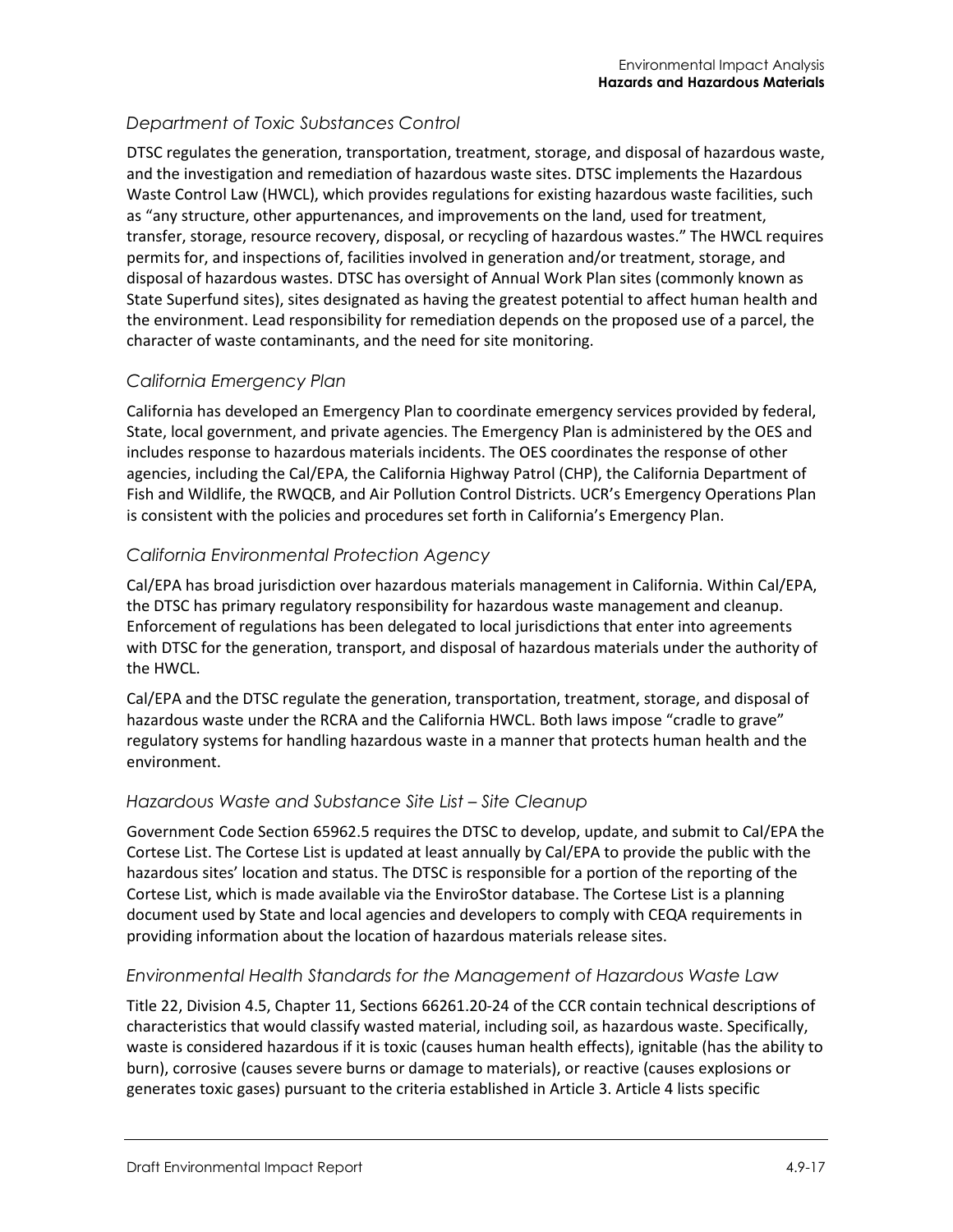### *Department of Toxic Substances Control*

DTSC regulates the generation, transportation, treatment, storage, and disposal of hazardous waste, and the investigation and remediation of hazardous waste sites. DTSC implements the Hazardous Waste Control Law (HWCL), which provides regulations for existing hazardous waste facilities, such as "any structure, other appurtenances, and improvements on the land, used for treatment, transfer, storage, resource recovery, disposal, or recycling of hazardous wastes." The HWCL requires permits for, and inspections of, facilities involved in generation and/or treatment, storage, and disposal of hazardous wastes. DTSC has oversight of Annual Work Plan sites (commonly known as State Superfund sites), sites designated as having the greatest potential to affect human health and the environment. Lead responsibility for remediation depends on the proposed use of a parcel, the character of waste contaminants, and the need for site monitoring.

### *California Emergency Plan*

California has developed an Emergency Plan to coordinate emergency services provided by federal, State, local government, and private agencies. The Emergency Plan is administered by the OES and includes response to hazardous materials incidents. The OES coordinates the response of other agencies, including the Cal/EPA, the California Highway Patrol (CHP), the California Department of Fish and Wildlife, the RWQCB, and Air Pollution Control Districts. UCR's Emergency Operations Plan is consistent with the policies and procedures set forth in California's Emergency Plan.

### *California Environmental Protection Agency*

Cal/EPA has broad jurisdiction over hazardous materials management in California. Within Cal/EPA, the DTSC has primary regulatory responsibility for hazardous waste management and cleanup. Enforcement of regulations has been delegated to local jurisdictions that enter into agreements with DTSC for the generation, transport, and disposal of hazardous materials under the authority of the HWCL.

Cal/EPA and the DTSC regulate the generation, transportation, treatment, storage, and disposal of hazardous waste under the RCRA and the California HWCL. Both laws impose "cradle to grave" regulatory systems for handling hazardous waste in a manner that protects human health and the environment.

### *Hazardous Waste and Substance Site List – Site Cleanup*

Government Code Section 65962.5 requires the DTSC to develop, update, and submit to Cal/EPA the Cortese List. The Cortese List is updated at least annually by Cal/EPA to provide the public with the hazardous sites' location and status. The DTSC is responsible for a portion of the reporting of the Cortese List, which is made available via the EnviroStor database. The Cortese List is a planning document used by State and local agencies and developers to comply with CEQA requirements in providing information about the location of hazardous materials release sites.

### *Environmental Health Standards for the Management of Hazardous Waste Law*

Title 22, Division 4.5, Chapter 11, Sections 66261.20-24 of the CCR contain technical descriptions of characteristics that would classify wasted material, including soil, as hazardous waste. Specifically, waste is considered hazardous if it is toxic (causes human health effects), ignitable (has the ability to burn), corrosive (causes severe burns or damage to materials), or reactive (causes explosions or generates toxic gases) pursuant to the criteria established in Article 3. Article 4 lists specific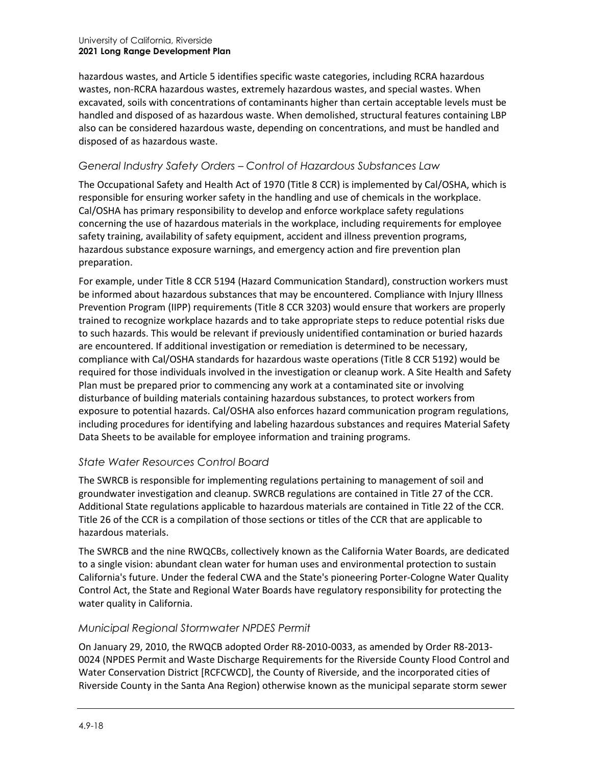hazardous wastes, and Article 5 identifies specific waste categories, including RCRA hazardous wastes, non-RCRA hazardous wastes, extremely hazardous wastes, and special wastes. When excavated, soils with concentrations of contaminants higher than certain acceptable levels must be handled and disposed of as hazardous waste. When demolished, structural features containing LBP also can be considered hazardous waste, depending on concentrations, and must be handled and disposed of as hazardous waste.

### *General Industry Safety Orders – Control of Hazardous Substances Law*

The Occupational Safety and Health Act of 1970 (Title 8 CCR) is implemented by Cal/OSHA, which is responsible for ensuring worker safety in the handling and use of chemicals in the workplace. Cal/OSHA has primary responsibility to develop and enforce workplace safety regulations concerning the use of hazardous materials in the workplace, including requirements for employee safety training, availability of safety equipment, accident and illness prevention programs, hazardous substance exposure warnings, and emergency action and fire prevention plan preparation.

For example, under Title 8 CCR 5194 (Hazard Communication Standard), construction workers must be informed about hazardous substances that may be encountered. Compliance with Injury Illness Prevention Program (IIPP) requirements (Title 8 CCR 3203) would ensure that workers are properly trained to recognize workplace hazards and to take appropriate steps to reduce potential risks due to such hazards. This would be relevant if previously unidentified contamination or buried hazards are encountered. If additional investigation or remediation is determined to be necessary, compliance with Cal/OSHA standards for hazardous waste operations (Title 8 CCR 5192) would be required for those individuals involved in the investigation or cleanup work. A Site Health and Safety Plan must be prepared prior to commencing any work at a contaminated site or involving disturbance of building materials containing hazardous substances, to protect workers from exposure to potential hazards. Cal/OSHA also enforces hazard communication program regulations, including procedures for identifying and labeling hazardous substances and requires Material Safety Data Sheets to be available for employee information and training programs.

### *State Water Resources Control Board*

The SWRCB is responsible for implementing regulations pertaining to management of soil and groundwater investigation and cleanup. SWRCB regulations are contained in Title 27 of the CCR. Additional State regulations applicable to hazardous materials are contained in Title 22 of the CCR. Title 26 of the CCR is a compilation of those sections or titles of the CCR that are applicable to hazardous materials.

The SWRCB and the nine RWQCBs, collectively known as the California Water Boards, are dedicated to a single vision: abundant clean water for human uses and environmental protection to sustain California's future. Under the federal CWA and the State's pioneering Porter-Cologne Water Quality Control Act, the State and Regional Water Boards have regulatory responsibility for protecting the water quality in California.

### *Municipal Regional Stormwater NPDES Permit*

On January 29, 2010, the RWQCB adopted Order R8-2010-0033, as amended by Order R8-2013-0024 (NPDES Permit and Waste Discharge Requirements for the Riverside County Flood Control and Water Conservation District [RCFCWCD], the County of Riverside, and the incorporated cities of Riverside County in the Santa Ana Region) otherwise known as the municipal separate storm sewer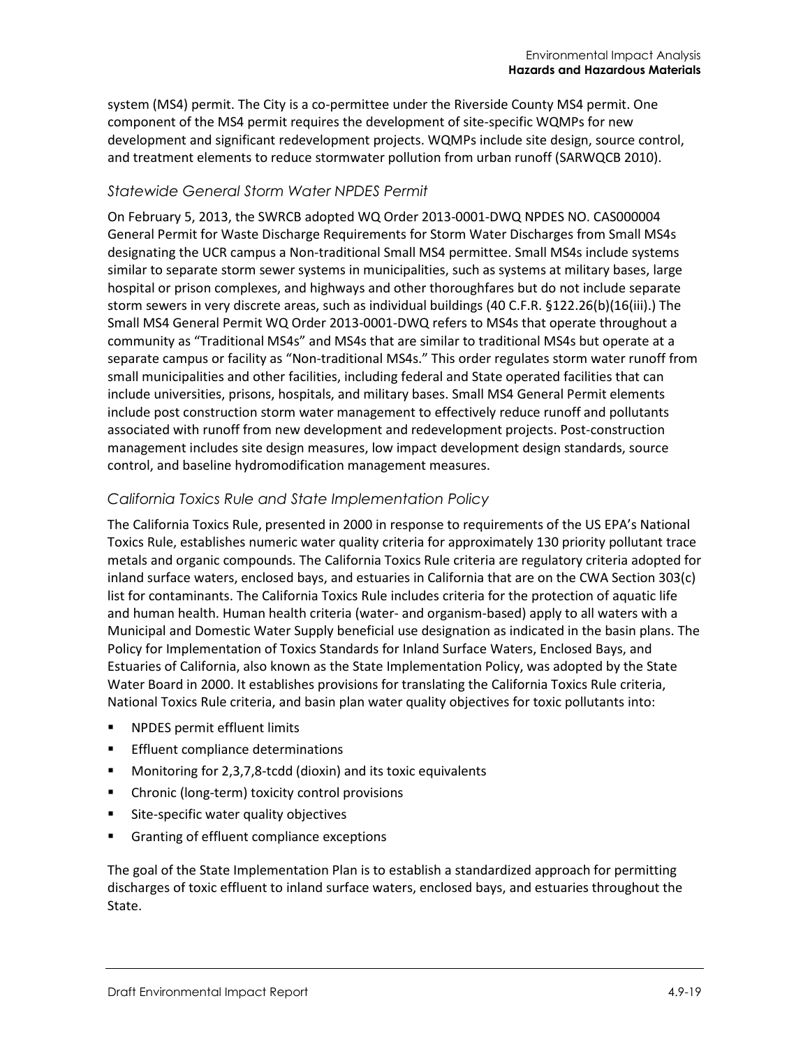system (MS4) permit. The City is a co-permittee under the Riverside County MS4 permit. One component of the MS4 permit requires the development of site-specific WQMPs for new development and significant redevelopment projects. WQMPs include site design, source control, and treatment elements to reduce stormwater pollution from urban runoff (SARWQCB 2010).

### *Statewide General Storm Water NPDES Permit*

On February 5, 2013, the SWRCB adopted WQ Order 2013-0001-DWQ NPDES NO. CAS000004 General Permit for Waste Discharge Requirements for Storm Water Discharges from Small MS4s designating the UCR campus a Non-traditional Small MS4 permittee. Small MS4s include systems similar to separate storm sewer systems in municipalities, such as systems at military bases, large hospital or prison complexes, and highways and other thoroughfares but do not include separate storm sewers in very discrete areas, such as individual buildings (40 C.F.R. §122.26(b)(16(iii).) The Small MS4 General Permit WQ Order 2013-0001-DWQ refers to MS4s that operate throughout a community as "Traditional MS4s" and MS4s that are similar to traditional MS4s but operate at a separate campus or facility as "Non-traditional MS4s." This order regulates storm water runoff from small municipalities and other facilities, including federal and State operated facilities that can include universities, prisons, hospitals, and military bases. Small MS4 General Permit elements include post construction storm water management to effectively reduce runoff and pollutants associated with runoff from new development and redevelopment projects. Post-construction management includes site design measures, low impact development design standards, source control, and baseline hydromodification management measures.

### *California Toxics Rule and State Implementation Policy*

The California Toxics Rule, presented in 2000 in response to requirements of the US EPA's National Toxics Rule, establishes numeric water quality criteria for approximately 130 priority pollutant trace metals and organic compounds. The California Toxics Rule criteria are regulatory criteria adopted for inland surface waters, enclosed bays, and estuaries in California that are on the CWA Section 303(c) list for contaminants. The California Toxics Rule includes criteria for the protection of aquatic life and human health. Human health criteria (water- and organism-based) apply to all waters with a Municipal and Domestic Water Supply beneficial use designation as indicated in the basin plans. The Policy for Implementation of Toxics Standards for Inland Surface Waters, Enclosed Bays, and Estuaries of California, also known as the State Implementation Policy, was adopted by the State Water Board in 2000. It establishes provisions for translating the California Toxics Rule criteria, National Toxics Rule criteria, and basin plan water quality objectives for toxic pollutants into:

- NPDES permit effluent limits
- Effluent compliance determinations
- Monitoring for 2,3,7,8-tcdd (dioxin) and its toxic equivalents
- Chronic (long-term) toxicity control provisions
- Site-specific water quality objectives
- Granting of effluent compliance exceptions

The goal of the State Implementation Plan is to establish a standardized approach for permitting discharges of toxic effluent to inland surface waters, enclosed bays, and estuaries throughout the State.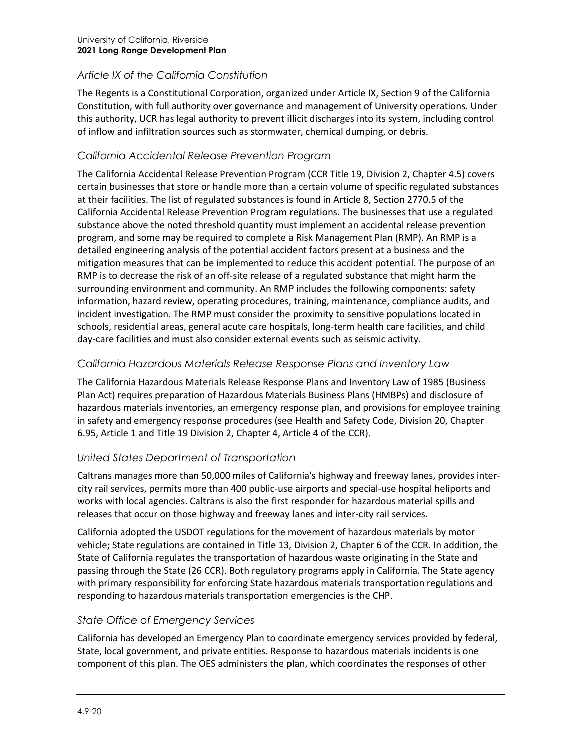### *Article IX of the California Constitution*

The Regents is a Constitutional Corporation, organized under Article IX, Section 9 of the California Constitution, with full authority over governance and management of University operations. Under this authority, UCR has legal authority to prevent illicit discharges into its system, including control of inflow and infiltration sources such as stormwater, chemical dumping, or debris.

### *California Accidental Release Prevention Program*

The California Accidental Release Prevention Program (CCR Title 19, Division 2, Chapter 4.5) covers certain businesses that store or handle more than a certain volume of specific regulated substances at their facilities. The list of regulated substances is found in Article 8, Section 2770.5 of the California Accidental Release Prevention Program regulations. The businesses that use a regulated substance above the noted threshold quantity must implement an accidental release prevention program, and some may be required to complete a Risk Management Plan (RMP). An RMP is a detailed engineering analysis of the potential accident factors present at a business and the mitigation measures that can be implemented to reduce this accident potential. The purpose of an RMP is to decrease the risk of an off-site release of a regulated substance that might harm the surrounding environment and community. An RMP includes the following components: safety information, hazard review, operating procedures, training, maintenance, compliance audits, and incident investigation. The RMP must consider the proximity to sensitive populations located in schools, residential areas, general acute care hospitals, long-term health care facilities, and child day-care facilities and must also consider external events such as seismic activity.

### *California Hazardous Materials Release Response Plans and Inventory Law*

The California Hazardous Materials Release Response Plans and Inventory Law of 1985 (Business Plan Act) requires preparation of Hazardous Materials Business Plans (HMBPs) and disclosure of hazardous materials inventories, an emergency response plan, and provisions for employee training in safety and emergency response procedures (see Health and Safety Code, Division 20, Chapter 6.95, Article 1 and Title 19 Division 2, Chapter 4, Article 4 of the CCR).

### *United States Department of Transportation*

Caltrans manages more than 50,000 miles of California's highway and freeway lanes, provides inter-city rail services, permits more than 400 public-use airports and special-use hospital heliports and works with local agencies. Caltrans is also the first responder for hazardous material spills and releases that occur on those highway and freeway lanes and inter-city rail services.

California adopted the USDOT regulations for the movement of hazardous materials by motor vehicle; State regulations are contained in Title 13, Division 2, Chapter 6 of the CCR. In addition, the State of California regulates the transportation of hazardous waste originating in the State and passing through the State (26 CCR). Both regulatory programs apply in California. The State agency with primary responsibility for enforcing State hazardous materials transportation regulations and responding to hazardous materials transportation emergencies is the CHP.

### *State Office of Emergency Services*

California has developed an Emergency Plan to coordinate emergency services provided by federal, State, local government, and private entities. Response to hazardous materials incidents is one component of this plan. The OES administers the plan, which coordinates the responses of other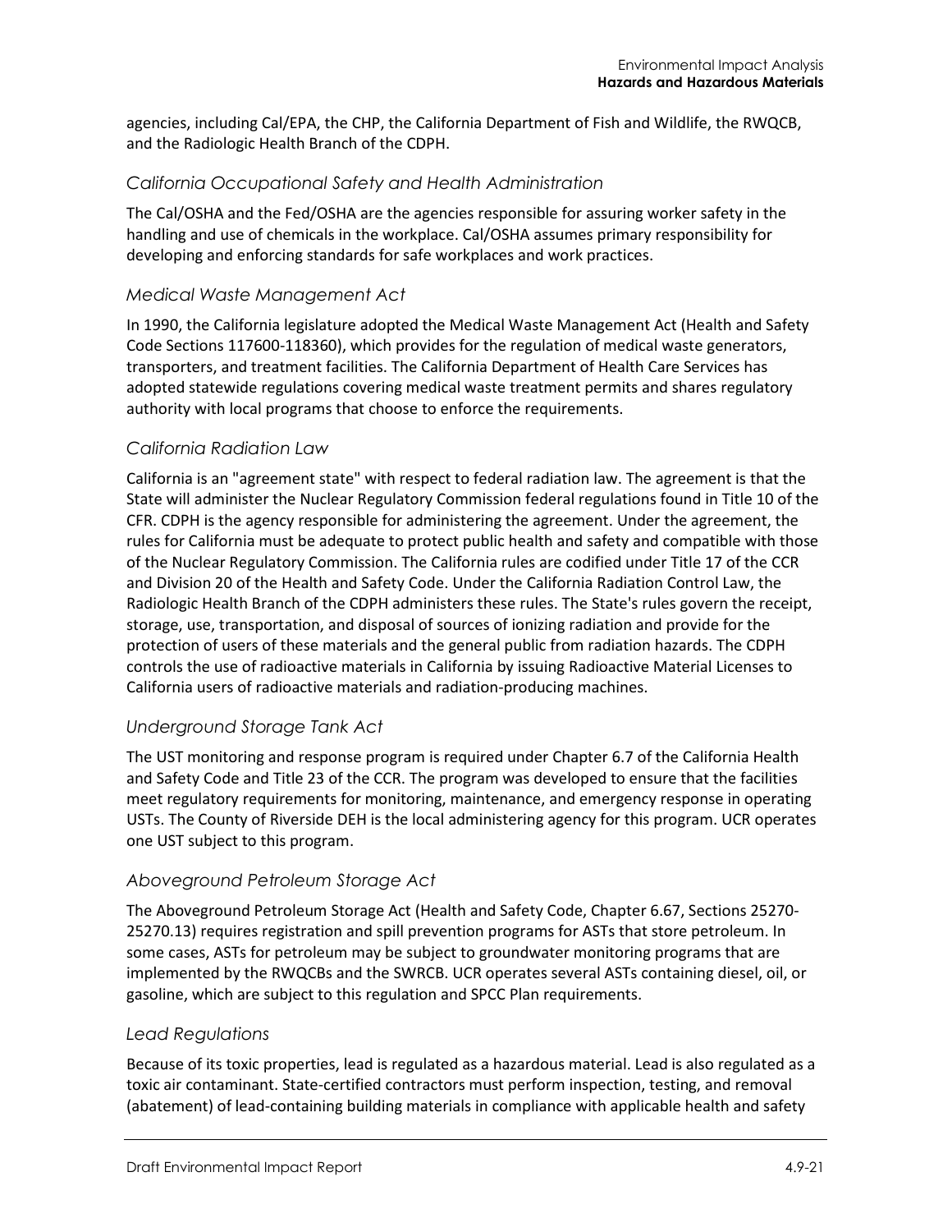agencies, including Cal/EPA, the CHP, the California Department of Fish and Wildlife, the RWQCB, and the Radiologic Health Branch of the CDPH.

### *California Occupational Safety and Health Administration*

The Cal/OSHA and the Fed/OSHA are the agencies responsible for assuring worker safety in the handling and use of chemicals in the workplace. Cal/OSHA assumes primary responsibility for developing and enforcing standards for safe workplaces and work practices.

### *Medical Waste Management Act*

In 1990, the California legislature adopted the Medical Waste Management Act (Health and Safety Code Sections 117600-118360), which provides for the regulation of medical waste generators, transporters, and treatment facilities. The California Department of Health Care Services has adopted statewide regulations covering medical waste treatment permits and shares regulatory authority with local programs that choose to enforce the requirements.

### *California Radiation Law*

California is an "agreement state" with respect to federal radiation law. The agreement is that the State will administer the Nuclear Regulatory Commission federal regulations found in Title 10 of the CFR. CDPH is the agency responsible for administering the agreement. Under the agreement, the rules for California must be adequate to protect public health and safety and compatible with those of the Nuclear Regulatory Commission. The California rules are codified under Title 17 of the CCR and Division 20 of the Health and Safety Code. Under the California Radiation Control Law, the Radiologic Health Branch of the CDPH administers these rules. The State's rules govern the receipt, storage, use, transportation, and disposal of sources of ionizing radiation and provide for the protection of users of these materials and the general public from radiation hazards. The CDPH controls the use of radioactive materials in California by issuing Radioactive Material Licenses to California users of radioactive materials and radiation-producing machines.

### *Underground Storage Tank Act*

The UST monitoring and response program is required under Chapter 6.7 of the California Health and Safety Code and Title 23 of the CCR. The program was developed to ensure that the facilities meet regulatory requirements for monitoring, maintenance, and emergency response in operating USTs. The County of Riverside DEH is the local administering agency for this program. UCR operates one UST subject to this program.

### *Aboveground Petroleum Storage Act*

The Aboveground Petroleum Storage Act (Health and Safety Code, Chapter 6.67, Sections 25270-25270.13) requires registration and spill prevention programs for ASTs that store petroleum. In some cases, ASTs for petroleum may be subject to groundwater monitoring programs that are implemented by the RWQCBs and the SWRCB. UCR operates several ASTs containing diesel, oil, or gasoline, which are subject to this regulation and SPCC Plan requirements.

### *Lead Regulations*

Because of its toxic properties, lead is regulated as a hazardous material. Lead is also regulated as a toxic air contaminant. State-certified contractors must perform inspection, testing, and removal (abatement) of lead-containing building materials in compliance with applicable health and safety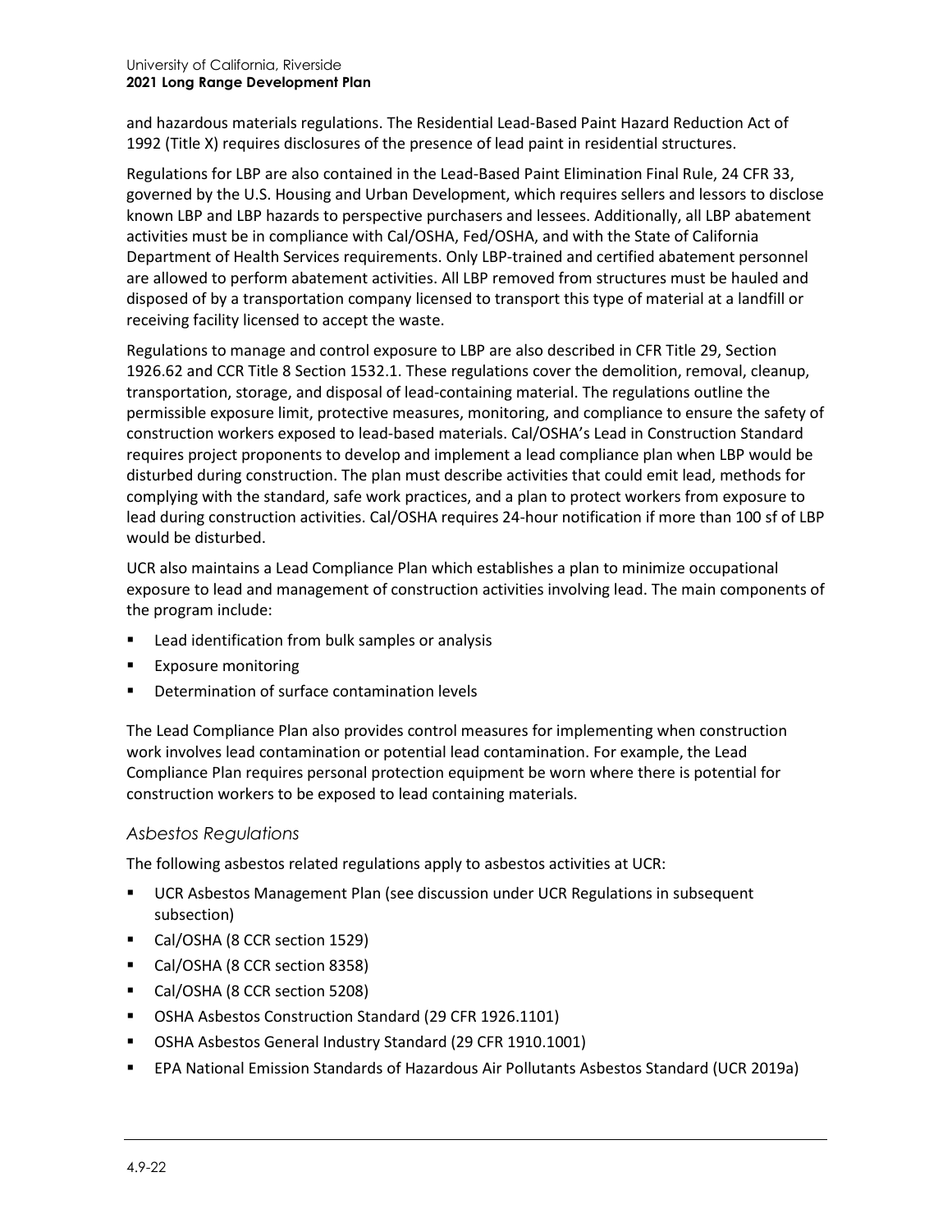and hazardous materials regulations. The Residential Lead-Based Paint Hazard Reduction Act of 1992 (Title X) requires disclosures of the presence of lead paint in residential structures.

Regulations for LBP are also contained in the Lead-Based Paint Elimination Final Rule, 24 CFR 33, governed by the U.S. Housing and Urban Development, which requires sellers and lessors to disclose known LBP and LBP hazards to perspective purchasers and lessees. Additionally, all LBP abatement activities must be in compliance with Cal/OSHA, Fed/OSHA, and with the State of California Department of Health Services requirements. Only LBP-trained and certified abatement personnel are allowed to perform abatement activities. All LBP removed from structures must be hauled and disposed of by a transportation company licensed to transport this type of material at a landfill or receiving facility licensed to accept the waste.

Regulations to manage and control exposure to LBP are also described in CFR Title 29, Section 1926.62 and CCR Title 8 Section 1532.1. These regulations cover the demolition, removal, cleanup, transportation, storage, and disposal of lead-containing material. The regulations outline the permissible exposure limit, protective measures, monitoring, and compliance to ensure the safety of construction workers exposed to lead-based materials. Cal/OSHA's Lead in Construction Standard requires project proponents to develop and implement a lead compliance plan when LBP would be disturbed during construction. The plan must describe activities that could emit lead, methods for complying with the standard, safe work practices, and a plan to protect workers from exposure to lead during construction activities. Cal/OSHA requires 24-hour notification if more than 100 sf of LBP would be disturbed.

UCR also maintains a Lead Compliance Plan which establishes a plan to minimize occupational exposure to lead and management of construction activities involving lead. The main components of the program include:

- Lead identification from bulk samples or analysis
- Exposure monitoring
- Determination of surface contamination levels

The Lead Compliance Plan also provides control measures for implementing when construction work involves lead contamination or potential lead contamination. For example, the Lead Compliance Plan requires personal protection equipment be worn where there is potential for construction workers to be exposed to lead containing materials.

### *Asbestos Regulations*

The following asbestos related regulations apply to asbestos activities at UCR:

- UCR Asbestos Management Plan (see discussion under UCR Regulations in subsequent subsection)
- Cal/OSHA (8 CCR section 1529)
- Cal/OSHA (8 CCR section 8358)
- Cal/OSHA (8 CCR section 5208)
- OSHA Asbestos Construction Standard (29 CFR 1926.1101)
- OSHA Asbestos General Industry Standard (29 CFR 1910.1001)
- EPA National Emission Standards of Hazardous Air Pollutants Asbestos Standard (UCR 2019a)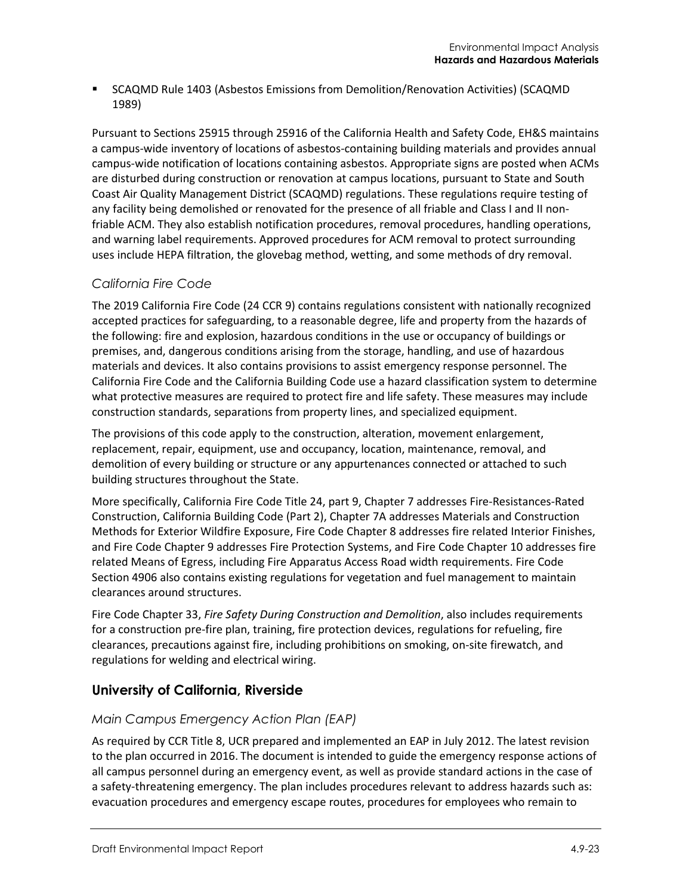- SCAQMD Rule 1403 (Asbestos Emissions from Demolition/Renovation Activities) (SCAQMD 1989)

Pursuant to Sections 25915 through 25916 of the California Health and Safety Code, EH&S maintains a campus-wide inventory of locations of asbestos-containing building materials and provides annual campus-wide notification of locations containing asbestos. Appropriate signs are posted when ACMs are disturbed during construction or renovation at campus locations, pursuant to State and South Coast Air Quality Management District (SCAQMD) regulations. These regulations require testing of any facility being demolished or renovated for the presence of all friable and Class I and II non-friable ACM. They also establish notification procedures, removal procedures, handling operations, and warning label requirements. Approved procedures for ACM removal to protect surrounding uses include HEPA filtration, the glovebag method, wetting, and some methods of dry removal.

### *California Fire Code*

The 2019 California Fire Code (24 CCR 9) contains regulations consistent with nationally recognized accepted practices for safeguarding, to a reasonable degree, life and property from the hazards of the following: fire and explosion, hazardous conditions in the use or occupancy of buildings or premises, and, dangerous conditions arising from the storage, handling, and use of hazardous materials and devices. It also contains provisions to assist emergency response personnel. The California Fire Code and the California Building Code use a hazard classification system to determine what protective measures are required to protect fire and life safety. These measures may include construction standards, separations from property lines, and specialized equipment.

The provisions of this code apply to the construction, alteration, movement enlargement, replacement, repair, equipment, use and occupancy, location, maintenance, removal, and demolition of every building or structure or any appurtenances connected or attached to such building structures throughout the State.

More specifically, California Fire Code Title 24, part 9, Chapter 7 addresses Fire-Resistances-Rated Construction, California Building Code (Part 2), Chapter 7A addresses Materials and Construction Methods for Exterior Wildfire Exposure, Fire Code Chapter 8 addresses fire related Interior Finishes, and Fire Code Chapter 9 addresses Fire Protection Systems, and Fire Code Chapter 10 addresses fire related Means of Egress, including Fire Apparatus Access Road width requirements. Fire Code Section 4906 also contains existing regulations for vegetation and fuel management to maintain clearances around structures.

Fire Code Chapter 33, *Fire Safety During Construction and Demolition*, also includes requirements for a construction pre-fire plan, training, fire protection devices, regulations for refueling, fire clearances, precautions against fire, including prohibitions on smoking, on-site firewatch, and regulations for welding and electrical wiring.

## University of California, Riverside

### *Main Campus Emergency Action Plan (EAP)*

As required by CCR Title 8, UCR prepared and implemented an EAP in July 2012. The latest revision to the plan occurred in 2016. The document is intended to guide the emergency response actions of all campus personnel during an emergency event, as well as provide standard actions in the case of a safety-threatening emergency. The plan includes procedures relevant to address hazards such as: evacuation procedures and emergency escape routes, procedures for employees who remain to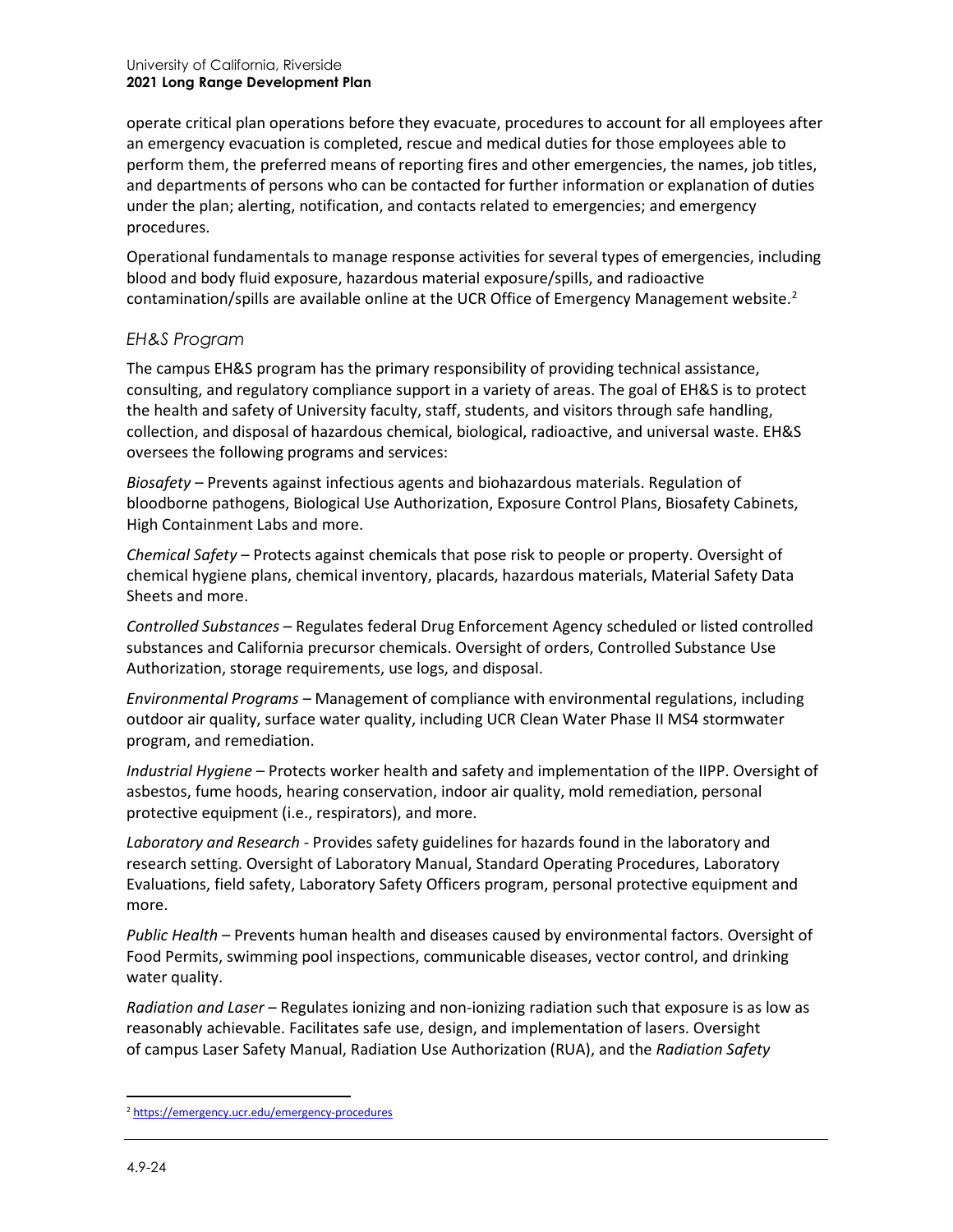operate critical plan operations before they evacuate, procedures to account for all employees after an emergency evacuation is completed, rescue and medical duties for those employees able to perform them, the preferred means of reporting fires and other emergencies, the names, job titles, and departments of persons who can be contacted for further information or explanation of duties under the plan; alerting, notification, and contacts related to emergencies; and emergency procedures.

Operational fundamentals to manage response activities for several types of emergencies, including blood and body fluid exposure, hazardous material exposure/spills, and radioactive contamination/spills are available online at the UCR Office of Emergency Management website.[2]

### *EH&S Program*

The campus EH&S program has the primary responsibility of providing technical assistance, consulting, and regulatory compliance support in a variety of areas. The goal of EH&S is to protect the health and safety of University faculty, staff, students, and visitors through safe handling, collection, and disposal of hazardous chemical, biological, radioactive, and universal waste. EH&S oversees the following programs and services:

*Biosafety* – Prevents against infectious agents and biohazardous materials. Regulation of bloodborne pathogens, Biological Use Authorization, Exposure Control Plans, Biosafety Cabinets, High Containment Labs and more.

*Chemical Safety* – Protects against chemicals that pose risk to people or property. Oversight of chemical hygiene plans, chemical inventory, placards, hazardous materials, Material Safety Data Sheets and more.

*Controlled Substances* – Regulates federal Drug Enforcement Agency scheduled or listed controlled substances and California precursor chemicals. Oversight of orders, Controlled Substance Use Authorization, storage requirements, use logs, and disposal.

*Environmental Programs* – Management of compliance with environmental regulations, including outdoor air quality, surface water quality, including UCR Clean Water Phase II MS4 stormwater program, and remediation.

*Industrial Hygiene* – Protects worker health and safety and implementation of the IIPP. Oversight of asbestos, fume hoods, hearing conservation, indoor air quality, mold remediation, personal protective equipment (i.e., respirators), and more.

*Laboratory and Research* - Provides safety guidelines for hazards found in the laboratory and research setting. Oversight of Laboratory Manual, Standard Operating Procedures, Laboratory Evaluations, field safety, Laboratory Safety Officers program, personal protective equipment and more.

*Public Health* – Prevents human health and diseases caused by environmental factors. Oversight of Food Permits, swimming pool inspections, communicable diseases, vector control, and drinking water quality.

*Radiation and Laser* – Regulates ionizing and non-ionizing radiation such that exposure is as low as reasonably achievable. Facilitates safe use, design, and implementation of lasers. Oversight of campus Laser Safety Manual, Radiation Use Authorization (RUA), and the *Radiation Safety*

---

[2] https://emergency.ucr.edu/emergency-procedures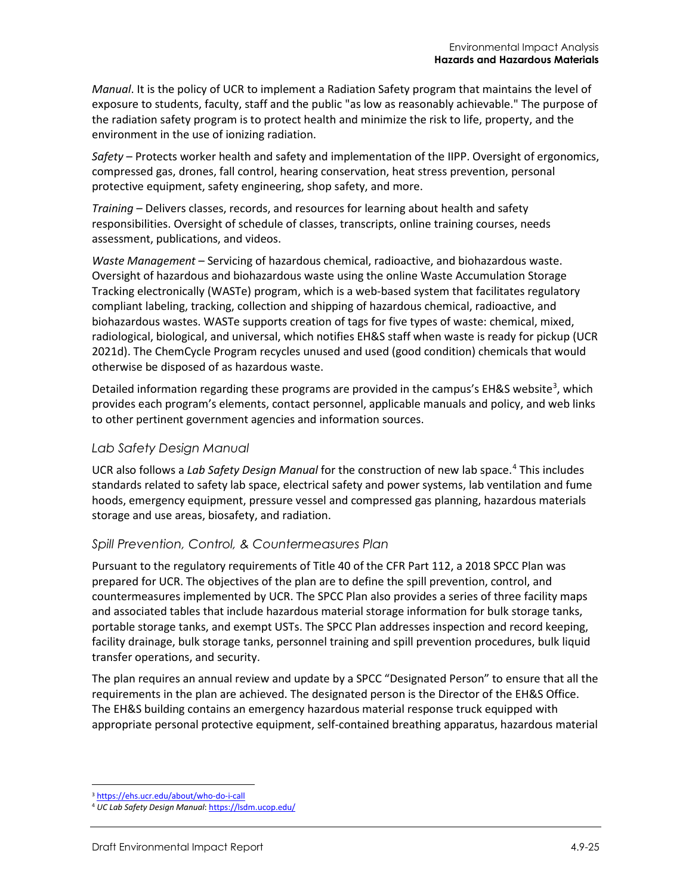*Manual*. It is the policy of UCR to implement a Radiation Safety program that maintains the level of exposure to students, faculty, staff and the public "as low as reasonably achievable." The purpose of the radiation safety program is to protect health and minimize the risk to life, property, and the environment in the use of ionizing radiation.

*Safety* – Protects worker health and safety and implementation of the IIPP. Oversight of ergonomics, compressed gas, drones, fall control, hearing conservation, heat stress prevention, personal protective equipment, safety engineering, shop safety, and more.

*Training* – Delivers classes, records, and resources for learning about health and safety responsibilities. Oversight of schedule of classes, transcripts, online training courses, needs assessment, publications, and videos.

*Waste Management* – Servicing of hazardous chemical, radioactive, and biohazardous waste. Oversight of hazardous and biohazardous waste using the online Waste Accumulation Storage Tracking electronically (WASTe) program, which is a web-based system that facilitates regulatory compliant labeling, tracking, collection and shipping of hazardous chemical, radioactive, and biohazardous wastes. WASTe supports creation of tags for five types of waste: chemical, mixed, radiological, biological, and universal, which notifies EH&S staff when waste is ready for pickup (UCR 2021d). The ChemCycle Program recycles unused and used (good condition) chemicals that would otherwise be disposed of as hazardous waste.

Detailed information regarding these programs are provided in the campus's EH&S website[3], which provides each program's elements, contact personnel, applicable manuals and policy, and web links to other pertinent government agencies and information sources.

### *Lab Safety Design Manual*

UCR also follows a *Lab Safety Design Manual* for the construction of new lab space.[4] This includes standards related to safety lab space, electrical safety and power systems, lab ventilation and fume hoods, emergency equipment, pressure vessel and compressed gas planning, hazardous materials storage and use areas, biosafety, and radiation.

### *Spill Prevention, Control, & Countermeasures Plan*

Pursuant to the regulatory requirements of Title 40 of the CFR Part 112, a 2018 SPCC Plan was prepared for UCR. The objectives of the plan are to define the spill prevention, control, and countermeasures implemented by UCR. The SPCC Plan also provides a series of three facility maps and associated tables that include hazardous material storage information for bulk storage tanks, portable storage tanks, and exempt USTs. The SPCC Plan addresses inspection and record keeping, facility drainage, bulk storage tanks, personnel training and spill prevention procedures, bulk liquid transfer operations, and security.

The plan requires an annual review and update by a SPCC "Designated Person" to ensure that all the requirements in the plan are achieved. The designated person is the Director of the EH&S Office. The EH&S building contains an emergency hazardous material response truck equipped with appropriate personal protective equipment, self-contained breathing apparatus, hazardous material

---

[3] https://ehs.ucr.edu/about/who-do-i-call

[4] *UC Lab Safety Design Manual*: https://lsdm.ucop.edu/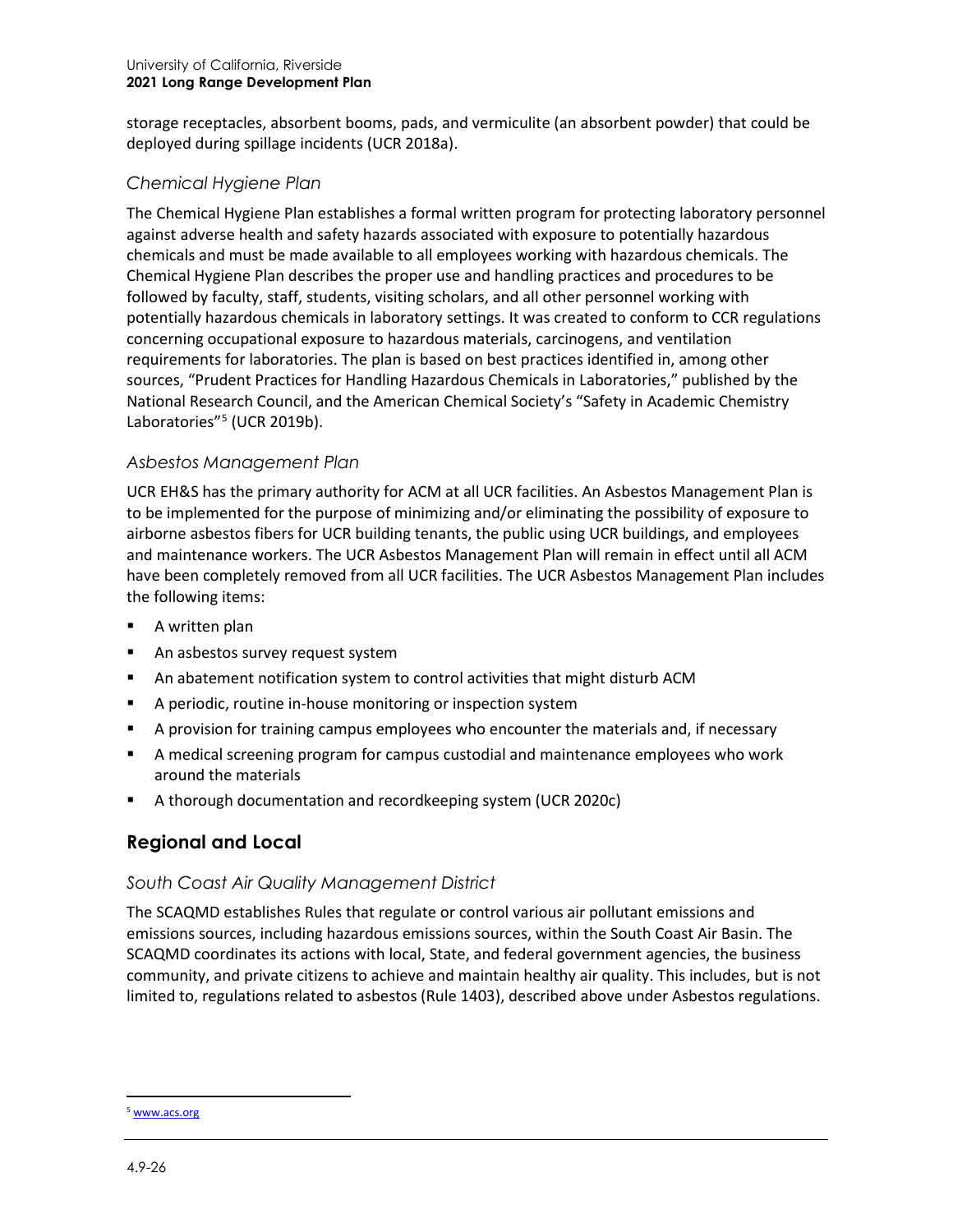storage receptacles, absorbent booms, pads, and vermiculite (an absorbent powder) that could be deployed during spillage incidents (UCR 2018a).

### *Chemical Hygiene Plan*

The Chemical Hygiene Plan establishes a formal written program for protecting laboratory personnel against adverse health and safety hazards associated with exposure to potentially hazardous chemicals and must be made available to all employees working with hazardous chemicals. The Chemical Hygiene Plan describes the proper use and handling practices and procedures to be followed by faculty, staff, students, visiting scholars, and all other personnel working with potentially hazardous chemicals in laboratory settings. It was created to conform to CCR regulations concerning occupational exposure to hazardous materials, carcinogens, and ventilation requirements for laboratories. The plan is based on best practices identified in, among other sources, "Prudent Practices for Handling Hazardous Chemicals in Laboratories," published by the National Research Council, and the American Chemical Society's "Safety in Academic Chemistry Laboratories"[5] (UCR 2019b).

### *Asbestos Management Plan*

UCR EH&S has the primary authority for ACM at all UCR facilities. An Asbestos Management Plan is to be implemented for the purpose of minimizing and/or eliminating the possibility of exposure to airborne asbestos fibers for UCR building tenants, the public using UCR buildings, and employees and maintenance workers. The UCR Asbestos Management Plan will remain in effect until all ACM have been completely removed from all UCR facilities. The UCR Asbestos Management Plan includes the following items:

- A written plan
- An asbestos survey request system
- An abatement notification system to control activities that might disturb ACM
- A periodic, routine in-house monitoring or inspection system
- A provision for training campus employees who encounter the materials and, if necessary
- A medical screening program for campus custodial and maintenance employees who work around the materials
- A thorough documentation and recordkeeping system (UCR 2020c)

## **Regional and Local**

### *South Coast Air Quality Management District*

The SCAQMD establishes Rules that regulate or control various air pollutant emissions and emissions sources, including hazardous emissions sources, within the South Coast Air Basin. The SCAQMD coordinates its actions with local, State, and federal government agencies, the business community, and private citizens to achieve and maintain healthy air quality. This includes, but is not limited to, regulations related to asbestos (Rule 1403), described above under Asbestos regulations.

---

[5] www.acs.org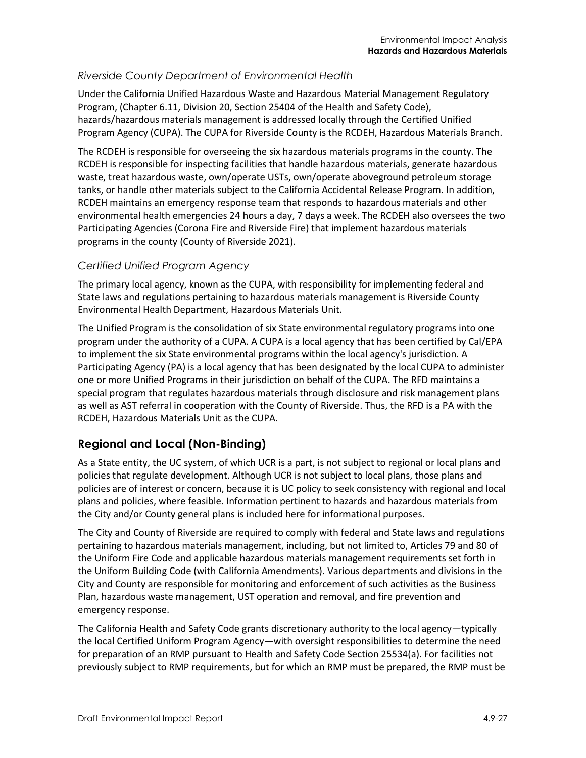*Riverside County Department of Environmental Health*

Under the California Unified Hazardous Waste and Hazardous Material Management Regulatory Program, (Chapter 6.11, Division 20, Section 25404 of the Health and Safety Code), hazards/hazardous materials management is addressed locally through the Certified Unified Program Agency (CUPA). The CUPA for Riverside County is the RCDEH, Hazardous Materials Branch.

The RCDEH is responsible for overseeing the six hazardous materials programs in the county. The RCDEH is responsible for inspecting facilities that handle hazardous materials, generate hazardous waste, treat hazardous waste, own/operate USTs, own/operate aboveground petroleum storage tanks, or handle other materials subject to the California Accidental Release Program. In addition, RCDEH maintains an emergency response team that responds to hazardous materials and other environmental health emergencies 24 hours a day, 7 days a week. The RCDEH also oversees the two Participating Agencies (Corona Fire and Riverside Fire) that implement hazardous materials programs in the county (County of Riverside 2021).

*Certified Unified Program Agency*

The primary local agency, known as the CUPA, with responsibility for implementing federal and State laws and regulations pertaining to hazardous materials management is Riverside County Environmental Health Department, Hazardous Materials Unit.

The Unified Program is the consolidation of six State environmental regulatory programs into one program under the authority of a CUPA. A CUPA is a local agency that has been certified by Cal/EPA to implement the six State environmental programs within the local agency's jurisdiction. A Participating Agency (PA) is a local agency that has been designated by the local CUPA to administer one or more Unified Programs in their jurisdiction on behalf of the CUPA. The RFD maintains a special program that regulates hazardous materials through disclosure and risk management plans as well as AST referral in cooperation with the County of Riverside. Thus, the RFD is a PA with the RCDEH, Hazardous Materials Unit as the CUPA.

## Regional and Local (Non-Binding)

As a State entity, the UC system, of which UCR is a part, is not subject to regional or local plans and policies that regulate development. Although UCR is not subject to local plans, those plans and policies are of interest or concern, because it is UC policy to seek consistency with regional and local plans and policies, where feasible. Information pertinent to hazards and hazardous materials from the City and/or County general plans is included here for informational purposes.

The City and County of Riverside are required to comply with federal and State laws and regulations pertaining to hazardous materials management, including, but not limited to, Articles 79 and 80 of the Uniform Fire Code and applicable hazardous materials management requirements set forth in the Uniform Building Code (with California Amendments). Various departments and divisions in the City and County are responsible for monitoring and enforcement of such activities as the Business Plan, hazardous waste management, UST operation and removal, and fire prevention and emergency response.

The California Health and Safety Code grants discretionary authority to the local agency—typically the local Certified Uniform Program Agency—with oversight responsibilities to determine the need for preparation of an RMP pursuant to Health and Safety Code Section 25534(a). For facilities not previously subject to RMP requirements, but for which an RMP must be prepared, the RMP must be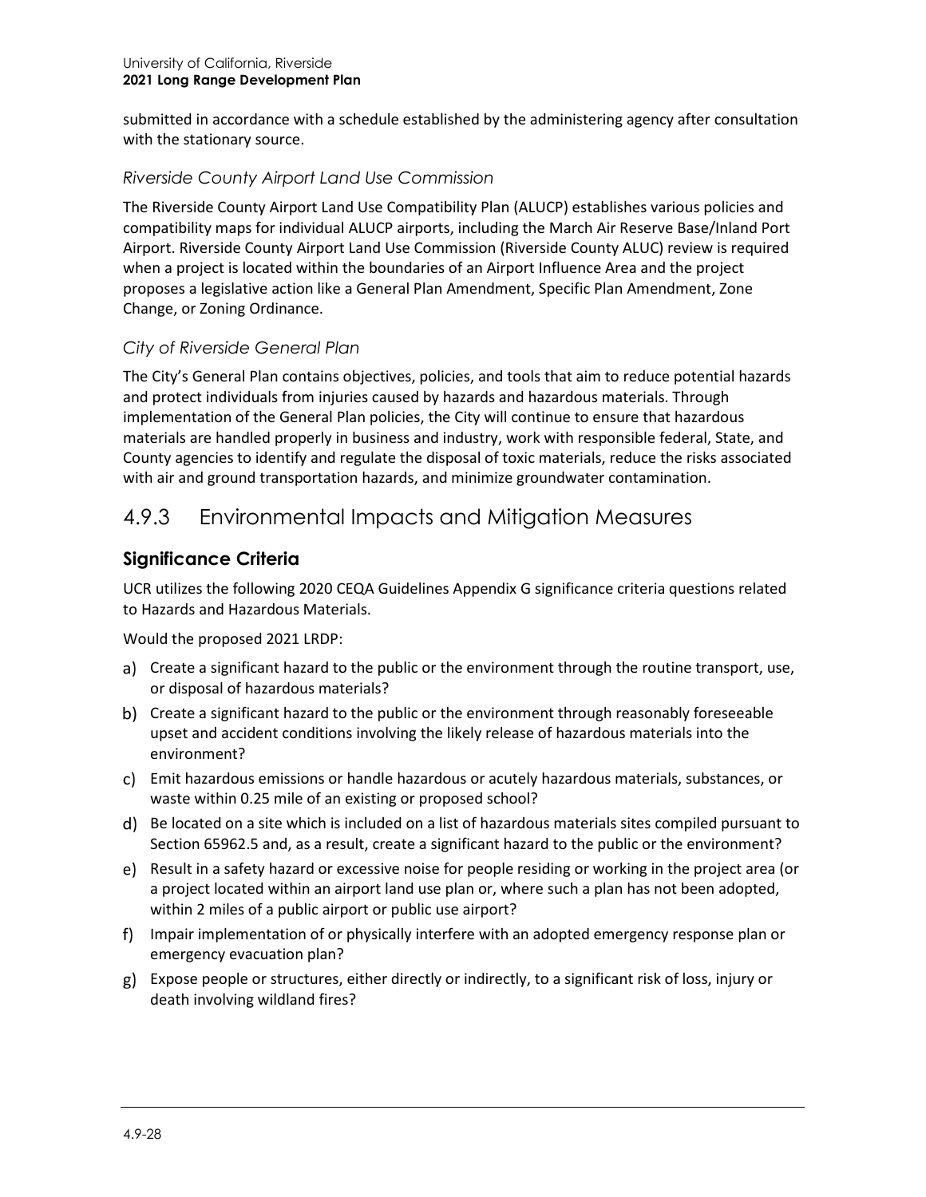submitted in accordance with a schedule established by the administering agency after consultation with the stationary source.

### *Riverside County Airport Land Use Commission*

The Riverside County Airport Land Use Compatibility Plan (ALUCP) establishes various policies and compatibility maps for individual ALUCP airports, including the March Air Reserve Base/Inland Port Airport. Riverside County Airport Land Use Commission (Riverside County ALUC) review is required when a project is located within the boundaries of an Airport Influence Area and the project proposes a legislative action like a General Plan Amendment, Specific Plan Amendment, Zone Change, or Zoning Ordinance.

### *City of Riverside General Plan*

The City's General Plan contains objectives, policies, and tools that aim to reduce potential hazards and protect individuals from injuries caused by hazards and hazardous materials. Through implementation of the General Plan policies, the City will continue to ensure that hazardous materials are handled properly in business and industry, work with responsible federal, State, and County agencies to identify and regulate the disposal of toxic materials, reduce the risks associated with air and ground transportation hazards, and minimize groundwater contamination.

## 4.9.3 Environmental Impacts and Mitigation Measures

### **Significance Criteria**

UCR utilizes the following 2020 CEQA Guidelines Appendix G significance criteria questions related to Hazards and Hazardous Materials.

Would the proposed 2021 LRDP:

a) Create a significant hazard to the public or the environment through the routine transport, use, or disposal of hazardous materials?
b) Create a significant hazard to the public or the environment through reasonably foreseeable upset and accident conditions involving the likely release of hazardous materials into the environment?
c) Emit hazardous emissions or handle hazardous or acutely hazardous materials, substances, or waste within 0.25 mile of an existing or proposed school?
d) Be located on a site which is included on a list of hazardous materials sites compiled pursuant to Section 65962.5 and, as a result, create a significant hazard to the public or the environment?
e) Result in a safety hazard or excessive noise for people residing or working in the project area (or a project located within an airport land use plan or, where such a plan has not been adopted, within 2 miles of a public airport or public use airport?
f) Impair implementation of or physically interfere with an adopted emergency response plan or emergency evacuation plan?
g) Expose people or structures, either directly or indirectly, to a significant risk of loss, injury or death involving wildland fires?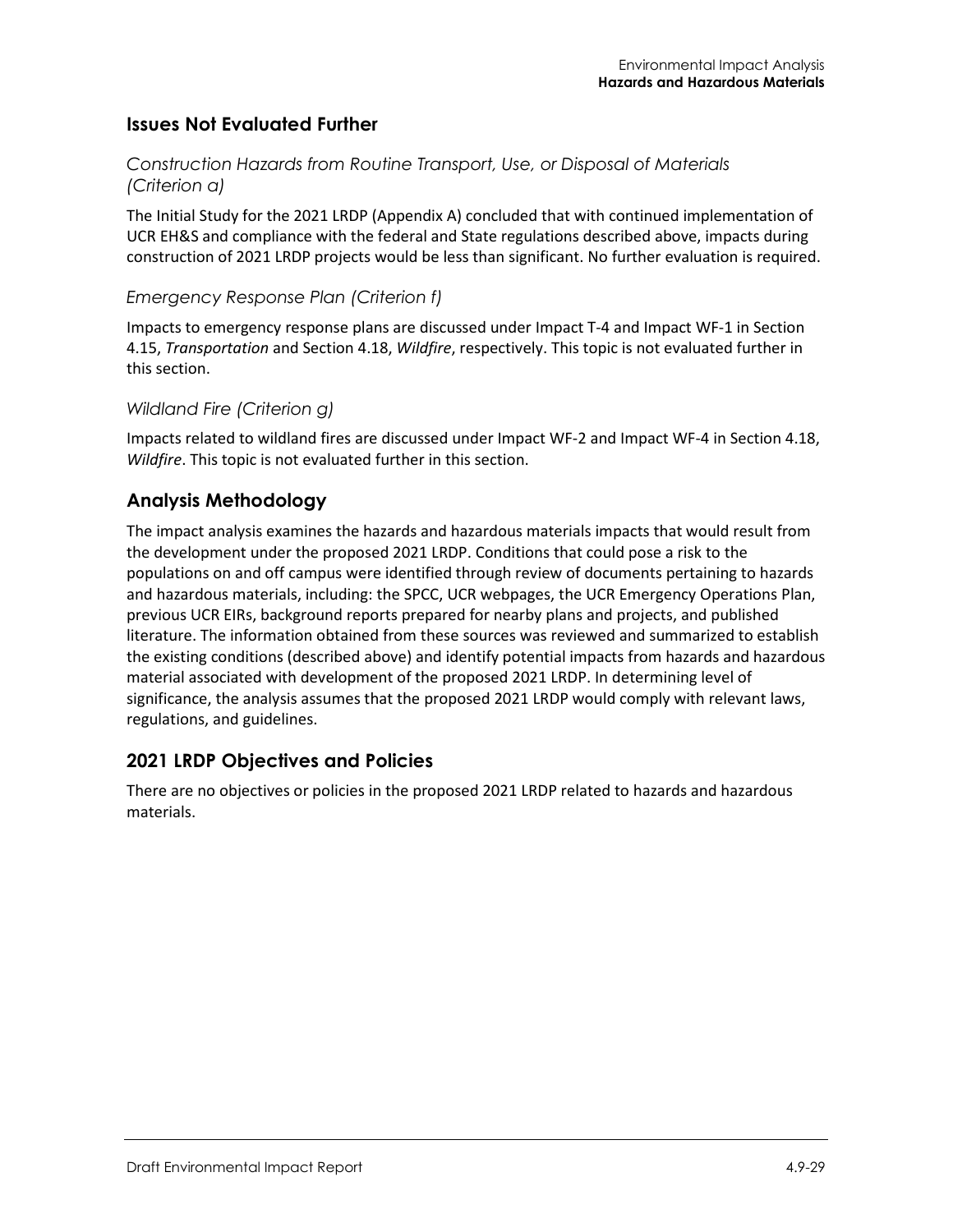## Issues Not Evaluated Further

### *Construction Hazards from Routine Transport, Use, or Disposal of Materials (Criterion a)*

The Initial Study for the 2021 LRDP (Appendix A) concluded that with continued implementation of UCR EH&S and compliance with the federal and State regulations described above, impacts during construction of 2021 LRDP projects would be less than significant. No further evaluation is required.

### *Emergency Response Plan (Criterion f)*

Impacts to emergency response plans are discussed under Impact T-4 and Impact WF-1 in Section 4.15, *Transportation* and Section 4.18, *Wildfire*, respectively. This topic is not evaluated further in this section.

### *Wildland Fire (Criterion g)*

Impacts related to wildland fires are discussed under Impact WF-2 and Impact WF-4 in Section 4.18, *Wildfire*. This topic is not evaluated further in this section.

## Analysis Methodology

The impact analysis examines the hazards and hazardous materials impacts that would result from the development under the proposed 2021 LRDP. Conditions that could pose a risk to the populations on and off campus were identified through review of documents pertaining to hazards and hazardous materials, including: the SPCC, UCR webpages, the UCR Emergency Operations Plan, previous UCR EIRs, background reports prepared for nearby plans and projects, and published literature. The information obtained from these sources was reviewed and summarized to establish the existing conditions (described above) and identify potential impacts from hazards and hazardous material associated with development of the proposed 2021 LRDP. In determining level of significance, the analysis assumes that the proposed 2021 LRDP would comply with relevant laws, regulations, and guidelines.

## 2021 LRDP Objectives and Policies

There are no objectives or policies in the proposed 2021 LRDP related to hazards and hazardous materials.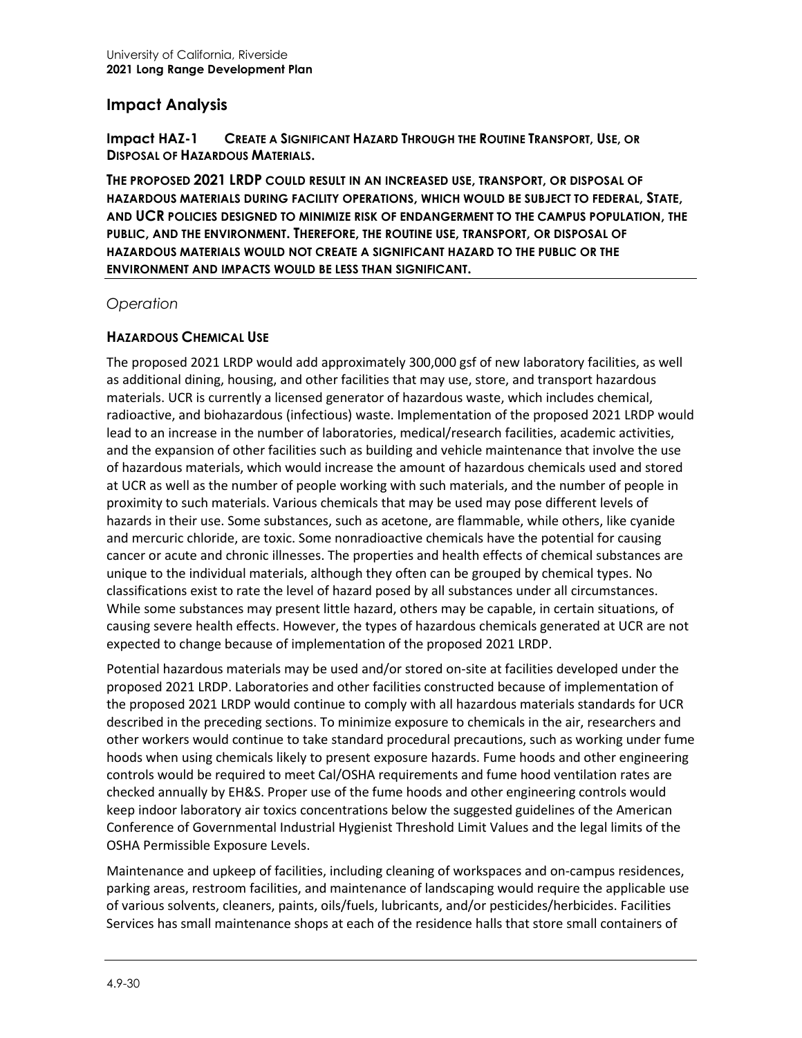## Impact Analysis

**Impact HAZ-1 CREATE A SIGNIFICANT HAZARD THROUGH THE ROUTINE TRANSPORT, USE, OR DISPOSAL OF HAZARDOUS MATERIALS.**

**THE PROPOSED 2021 LRDP COULD RESULT IN AN INCREASED USE, TRANSPORT, OR DISPOSAL OF HAZARDOUS MATERIALS DURING FACILITY OPERATIONS, WHICH WOULD BE SUBJECT TO FEDERAL, STATE, AND UCR POLICIES DESIGNED TO MINIMIZE RISK OF ENDANGERMENT TO THE CAMPUS POPULATION, THE PUBLIC, AND THE ENVIRONMENT. THEREFORE, THE ROUTINE USE, TRANSPORT, OR DISPOSAL OF HAZARDOUS MATERIALS WOULD NOT CREATE A SIGNIFICANT HAZARD TO THE PUBLIC OR THE ENVIRONMENT AND IMPACTS WOULD BE LESS THAN SIGNIFICANT.**

### *Operation*

#### HAZARDOUS CHEMICAL USE

The proposed 2021 LRDP would add approximately 300,000 gsf of new laboratory facilities, as well as additional dining, housing, and other facilities that may use, store, and transport hazardous materials. UCR is currently a licensed generator of hazardous waste, which includes chemical, radioactive, and biohazardous (infectious) waste. Implementation of the proposed 2021 LRDP would lead to an increase in the number of laboratories, medical/research facilities, academic activities, and the expansion of other facilities such as building and vehicle maintenance that involve the use of hazardous materials, which would increase the amount of hazardous chemicals used and stored at UCR as well as the number of people working with such materials, and the number of people in proximity to such materials. Various chemicals that may be used may pose different levels of hazards in their use. Some substances, such as acetone, are flammable, while others, like cyanide and mercuric chloride, are toxic. Some nonradioactive chemicals have the potential for causing cancer or acute and chronic illnesses. The properties and health effects of chemical substances are unique to the individual materials, although they often can be grouped by chemical types. No classifications exist to rate the level of hazard posed by all substances under all circumstances. While some substances may present little hazard, others may be capable, in certain situations, of causing severe health effects. However, the types of hazardous chemicals generated at UCR are not expected to change because of implementation of the proposed 2021 LRDP.

Potential hazardous materials may be used and/or stored on-site at facilities developed under the proposed 2021 LRDP. Laboratories and other facilities constructed because of implementation of the proposed 2021 LRDP would continue to comply with all hazardous materials standards for UCR described in the preceding sections. To minimize exposure to chemicals in the air, researchers and other workers would continue to take standard procedural precautions, such as working under fume hoods when using chemicals likely to present exposure hazards. Fume hoods and other engineering controls would be required to meet Cal/OSHA requirements and fume hood ventilation rates are checked annually by EH&S. Proper use of the fume hoods and other engineering controls would keep indoor laboratory air toxics concentrations below the suggested guidelines of the American Conference of Governmental Industrial Hygienist Threshold Limit Values and the legal limits of the OSHA Permissible Exposure Levels.

Maintenance and upkeep of facilities, including cleaning of workspaces and on-campus residences, parking areas, restroom facilities, and maintenance of landscaping would require the applicable use of various solvents, cleaners, paints, oils/fuels, lubricants, and/or pesticides/herbicides. Facilities Services has small maintenance shops at each of the residence halls that store small containers of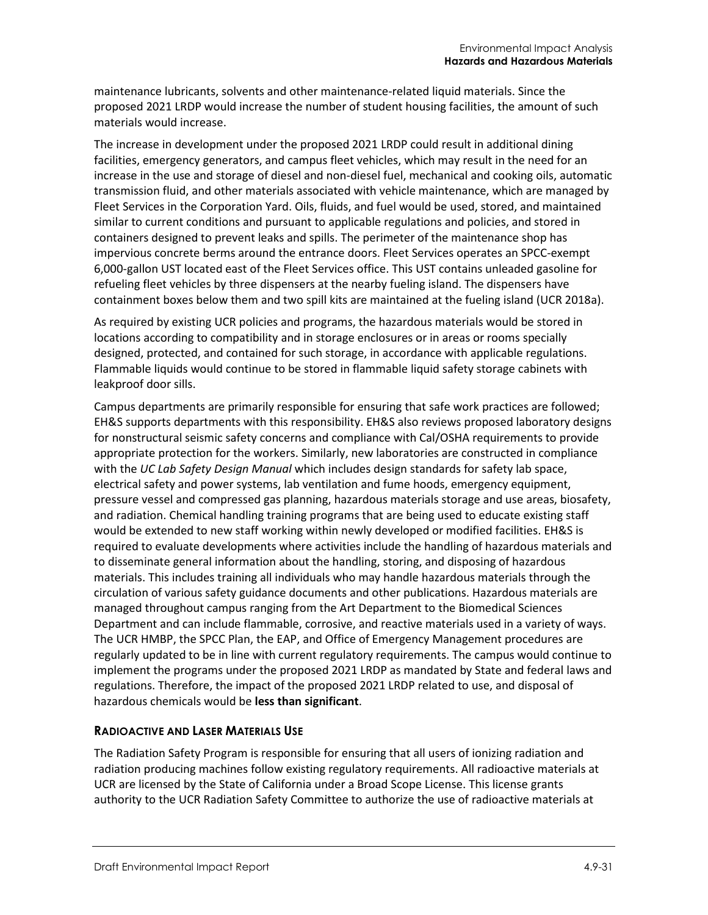maintenance lubricants, solvents and other maintenance-related liquid materials. Since the proposed 2021 LRDP would increase the number of student housing facilities, the amount of such materials would increase.

The increase in development under the proposed 2021 LRDP could result in additional dining facilities, emergency generators, and campus fleet vehicles, which may result in the need for an increase in the use and storage of diesel and non-diesel fuel, mechanical and cooking oils, automatic transmission fluid, and other materials associated with vehicle maintenance, which are managed by Fleet Services in the Corporation Yard. Oils, fluids, and fuel would be used, stored, and maintained similar to current conditions and pursuant to applicable regulations and policies, and stored in containers designed to prevent leaks and spills. The perimeter of the maintenance shop has impervious concrete berms around the entrance doors. Fleet Services operates an SPCC-exempt 6,000-gallon UST located east of the Fleet Services office. This UST contains unleaded gasoline for refueling fleet vehicles by three dispensers at the nearby fueling island. The dispensers have containment boxes below them and two spill kits are maintained at the fueling island (UCR 2018a).

As required by existing UCR policies and programs, the hazardous materials would be stored in locations according to compatibility and in storage enclosures or in areas or rooms specially designed, protected, and contained for such storage, in accordance with applicable regulations. Flammable liquids would continue to be stored in flammable liquid safety storage cabinets with leakproof door sills.

Campus departments are primarily responsible for ensuring that safe work practices are followed; EH&S supports departments with this responsibility. EH&S also reviews proposed laboratory designs for nonstructural seismic safety concerns and compliance with Cal/OSHA requirements to provide appropriate protection for the workers. Similarly, new laboratories are constructed in compliance with the *UC Lab Safety Design Manual* which includes design standards for safety lab space, electrical safety and power systems, lab ventilation and fume hoods, emergency equipment, pressure vessel and compressed gas planning, hazardous materials storage and use areas, biosafety, and radiation. Chemical handling training programs that are being used to educate existing staff would be extended to new staff working within newly developed or modified facilities. EH&S is required to evaluate developments where activities include the handling of hazardous materials and to disseminate general information about the handling, storing, and disposing of hazardous materials. This includes training all individuals who may handle hazardous materials through the circulation of various safety guidance documents and other publications. Hazardous materials are managed throughout campus ranging from the Art Department to the Biomedical Sciences Department and can include flammable, corrosive, and reactive materials used in a variety of ways. The UCR HMBP, the SPCC Plan, the EAP, and Office of Emergency Management procedures are regularly updated to be in line with current regulatory requirements. The campus would continue to implement the programs under the proposed 2021 LRDP as mandated by State and federal laws and regulations. Therefore, the impact of the proposed 2021 LRDP related to use, and disposal of hazardous chemicals would be **less than significant**.

### Radioactive and Laser Materials Use

The Radiation Safety Program is responsible for ensuring that all users of ionizing radiation and radiation producing machines follow existing regulatory requirements. All radioactive materials at UCR are licensed by the State of California under a Broad Scope License. This license grants authority to the UCR Radiation Safety Committee to authorize the use of radioactive materials at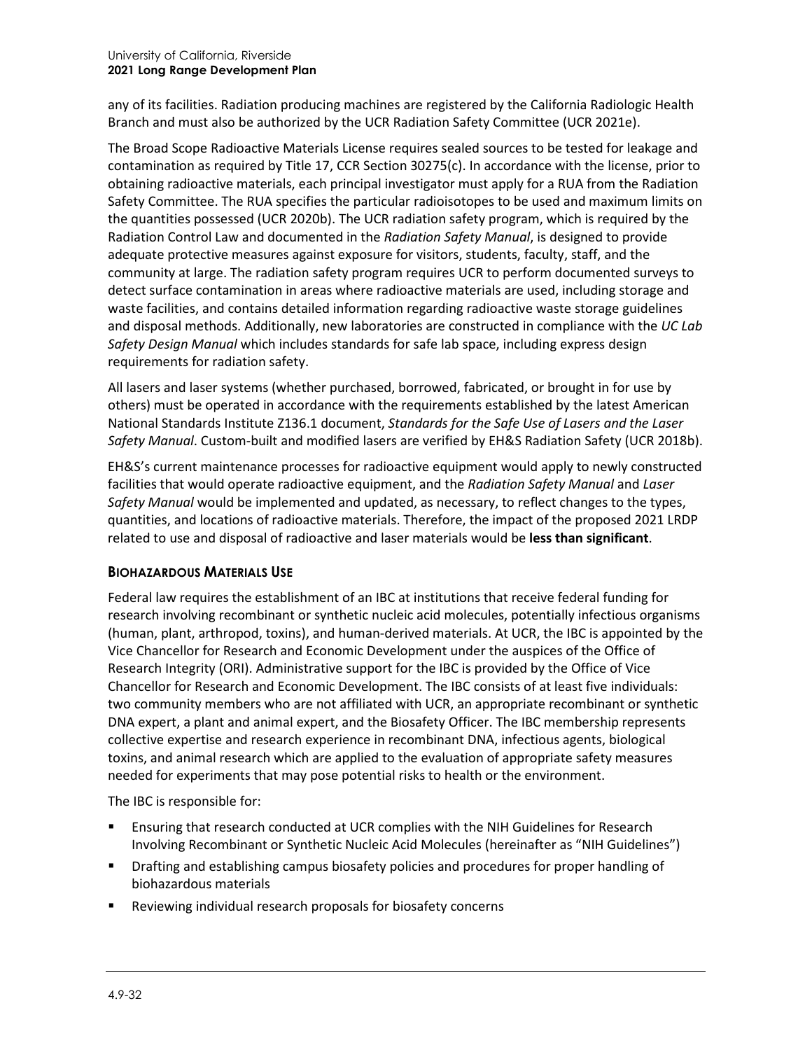any of its facilities. Radiation producing machines are registered by the California Radiologic Health Branch and must also be authorized by the UCR Radiation Safety Committee (UCR 2021e).

The Broad Scope Radioactive Materials License requires sealed sources to be tested for leakage and contamination as required by Title 17, CCR Section 30275(c). In accordance with the license, prior to obtaining radioactive materials, each principal investigator must apply for a RUA from the Radiation Safety Committee. The RUA specifies the particular radioisotopes to be used and maximum limits on the quantities possessed (UCR 2020b). The UCR radiation safety program, which is required by the Radiation Control Law and documented in the *Radiation Safety Manual*, is designed to provide adequate protective measures against exposure for visitors, students, faculty, staff, and the community at large. The radiation safety program requires UCR to perform documented surveys to detect surface contamination in areas where radioactive materials are used, including storage and waste facilities, and contains detailed information regarding radioactive waste storage guidelines and disposal methods. Additionally, new laboratories are constructed in compliance with the *UC Lab Safety Design Manual* which includes standards for safe lab space, including express design requirements for radiation safety.

All lasers and laser systems (whether purchased, borrowed, fabricated, or brought in for use by others) must be operated in accordance with the requirements established by the latest American National Standards Institute Z136.1 document, *Standards for the Safe Use of Lasers and the Laser Safety Manual*. Custom-built and modified lasers are verified by EH&S Radiation Safety (UCR 2018b).

EH&S's current maintenance processes for radioactive equipment would apply to newly constructed facilities that would operate radioactive equipment, and the *Radiation Safety Manual* and *Laser Safety Manual* would be implemented and updated, as necessary, to reflect changes to the types, quantities, and locations of radioactive materials. Therefore, the impact of the proposed 2021 LRDP related to use and disposal of radioactive and laser materials would be **less than significant**.

### BIOHAZARDOUS MATERIALS USE

Federal law requires the establishment of an IBC at institutions that receive federal funding for research involving recombinant or synthetic nucleic acid molecules, potentially infectious organisms (human, plant, arthropod, toxins), and human-derived materials. At UCR, the IBC is appointed by the Vice Chancellor for Research and Economic Development under the auspices of the Office of Research Integrity (ORI). Administrative support for the IBC is provided by the Office of Vice Chancellor for Research and Economic Development. The IBC consists of at least five individuals: two community members who are not affiliated with UCR, an appropriate recombinant or synthetic DNA expert, a plant and animal expert, and the Biosafety Officer. The IBC membership represents collective expertise and research experience in recombinant DNA, infectious agents, biological toxins, and animal research which are applied to the evaluation of appropriate safety measures needed for experiments that may pose potential risks to health or the environment.

The IBC is responsible for:

- Ensuring that research conducted at UCR complies with the NIH Guidelines for Research Involving Recombinant or Synthetic Nucleic Acid Molecules (hereinafter as "NIH Guidelines")
- Drafting and establishing campus biosafety policies and procedures for proper handling of biohazardous materials
- Reviewing individual research proposals for biosafety concerns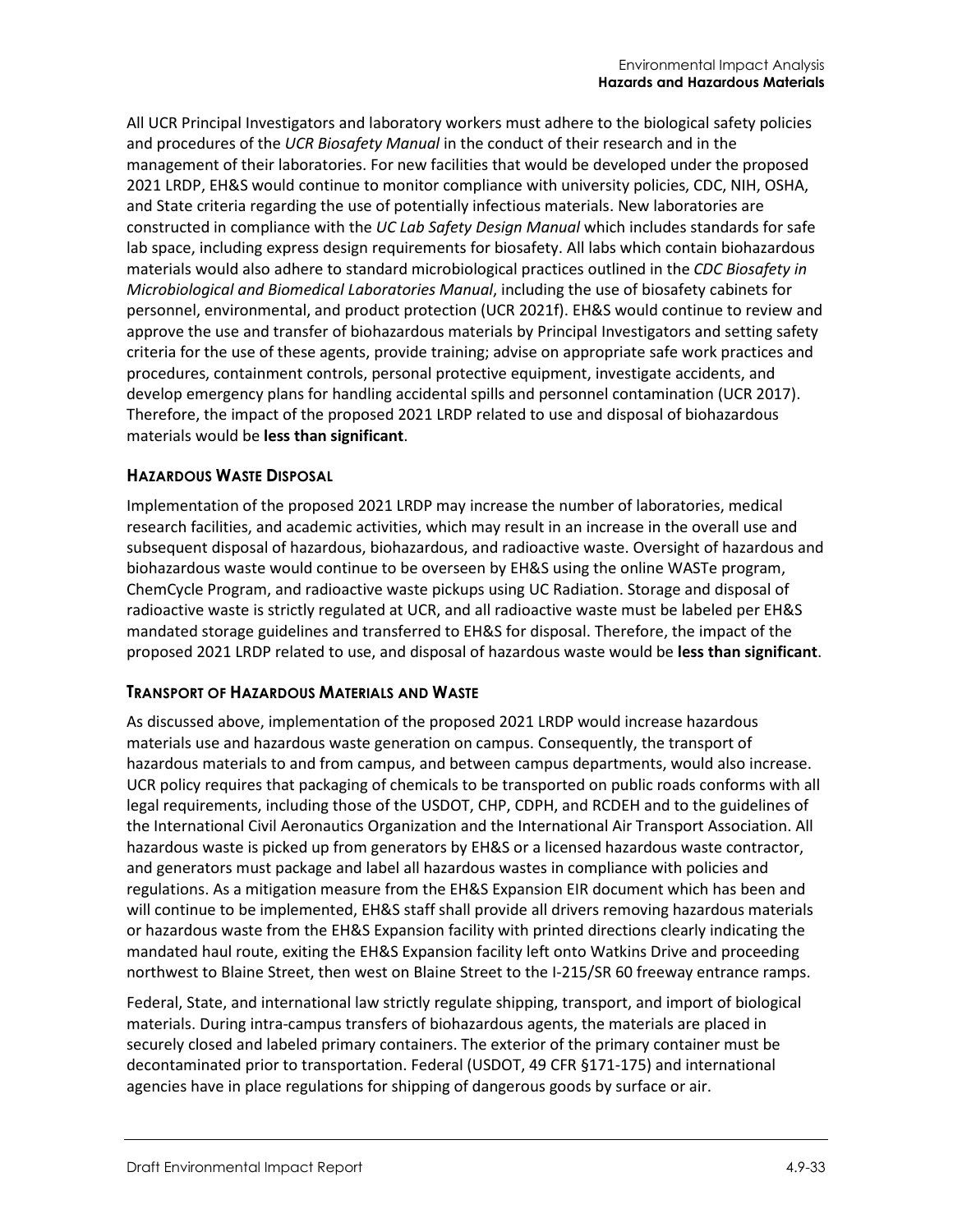All UCR Principal Investigators and laboratory workers must adhere to the biological safety policies and procedures of the *UCR Biosafety Manual* in the conduct of their research and in the management of their laboratories. For new facilities that would be developed under the proposed 2021 LRDP, EH&S would continue to monitor compliance with university policies, CDC, NIH, OSHA, and State criteria regarding the use of potentially infectious materials. New laboratories are constructed in compliance with the *UC Lab Safety Design Manual* which includes standards for safe lab space, including express design requirements for biosafety. All labs which contain biohazardous materials would also adhere to standard microbiological practices outlined in the *CDC Biosafety in Microbiological and Biomedical Laboratories Manual*, including the use of biosafety cabinets for personnel, environmental, and product protection (UCR 2021f). EH&S would continue to review and approve the use and transfer of biohazardous materials by Principal Investigators and setting safety criteria for the use of these agents, provide training; advise on appropriate safe work practices and procedures, containment controls, personal protective equipment, investigate accidents, and develop emergency plans for handling accidental spills and personnel contamination (UCR 2017). Therefore, the impact of the proposed 2021 LRDP related to use and disposal of biohazardous materials would be **less than significant**.

#### Hazardous Waste Disposal

Implementation of the proposed 2021 LRDP may increase the number of laboratories, medical research facilities, and academic activities, which may result in an increase in the overall use and subsequent disposal of hazardous, biohazardous, and radioactive waste. Oversight of hazardous and biohazardous waste would continue to be overseen by EH&S using the online WASTe program, ChemCycle Program, and radioactive waste pickups using UC Radiation. Storage and disposal of radioactive waste is strictly regulated at UCR, and all radioactive waste must be labeled per EH&S mandated storage guidelines and transferred to EH&S for disposal. Therefore, the impact of the proposed 2021 LRDP related to use, and disposal of hazardous waste would be **less than significant**.

#### Transport of Hazardous Materials and Waste

As discussed above, implementation of the proposed 2021 LRDP would increase hazardous materials use and hazardous waste generation on campus. Consequently, the transport of hazardous materials to and from campus, and between campus departments, would also increase. UCR policy requires that packaging of chemicals to be transported on public roads conforms with all legal requirements, including those of the USDOT, CHP, CDPH, and RCDEH and to the guidelines of the International Civil Aeronautics Organization and the International Air Transport Association. All hazardous waste is picked up from generators by EH&S or a licensed hazardous waste contractor, and generators must package and label all hazardous wastes in compliance with policies and regulations. As a mitigation measure from the EH&S Expansion EIR document which has been and will continue to be implemented, EH&S staff shall provide all drivers removing hazardous materials or hazardous waste from the EH&S Expansion facility with printed directions clearly indicating the mandated haul route, exiting the EH&S Expansion facility left onto Watkins Drive and proceeding northwest to Blaine Street, then west on Blaine Street to the I-215/SR 60 freeway entrance ramps.

Federal, State, and international law strictly regulate shipping, transport, and import of biological materials. During intra-campus transfers of biohazardous agents, the materials are placed in securely closed and labeled primary containers. The exterior of the primary container must be decontaminated prior to transportation. Federal (USDOT, 49 CFR §171-175) and international agencies have in place regulations for shipping of dangerous goods by surface or air.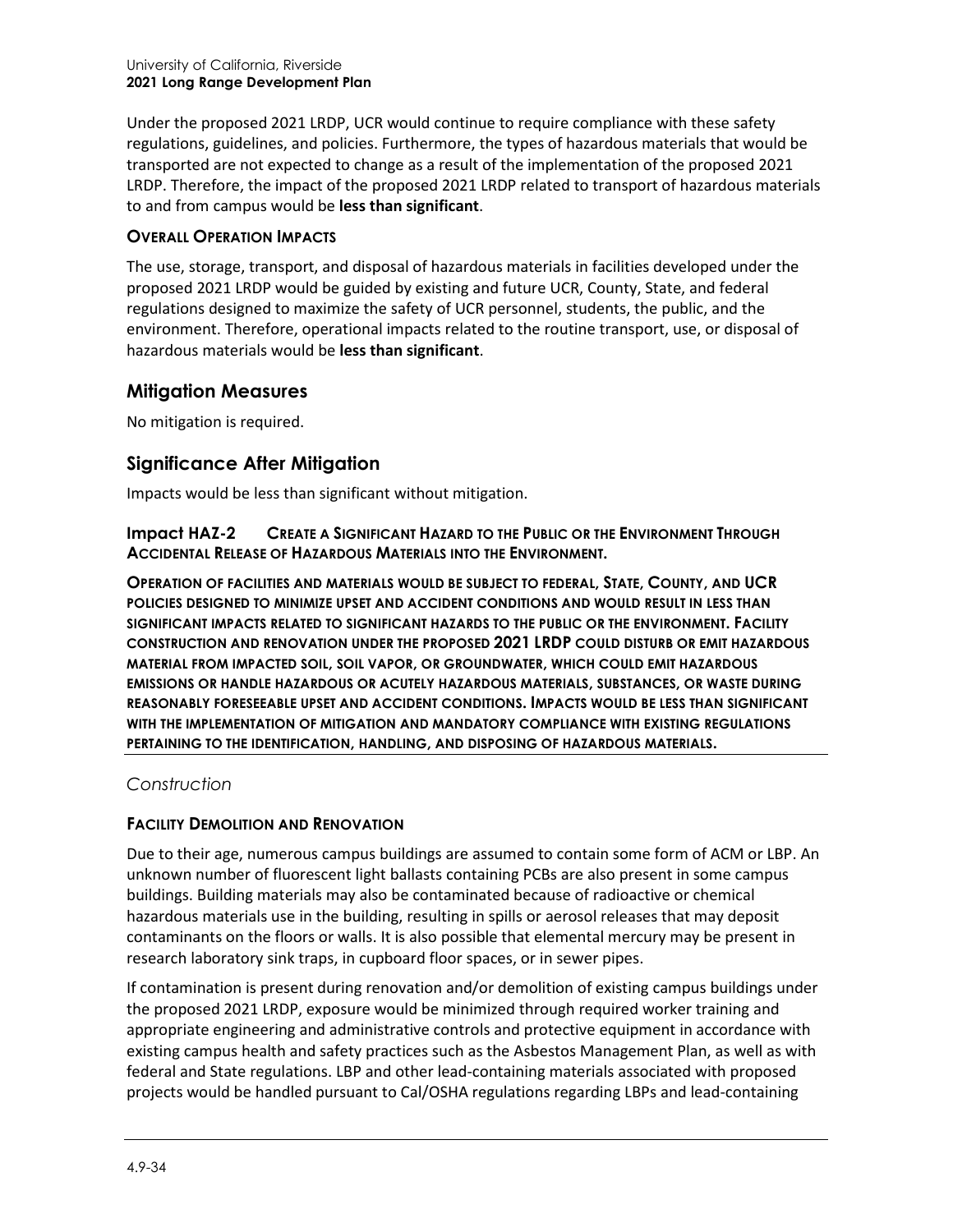Under the proposed 2021 LRDP, UCR would continue to require compliance with these safety regulations, guidelines, and policies. Furthermore, the types of hazardous materials that would be transported are not expected to change as a result of the implementation of the proposed 2021 LRDP. Therefore, the impact of the proposed 2021 LRDP related to transport of hazardous materials to and from campus would be **less than significant**.

#### OVERALL OPERATION IMPACTS

The use, storage, transport, and disposal of hazardous materials in facilities developed under the proposed 2021 LRDP would be guided by existing and future UCR, County, State, and federal regulations designed to maximize the safety of UCR personnel, students, the public, and the environment. Therefore, operational impacts related to the routine transport, use, or disposal of hazardous materials would be **less than significant**.

## Mitigation Measures

No mitigation is required.

## Significance After Mitigation

Impacts would be less than significant without mitigation.

### Impact HAZ-2 CREATE A SIGNIFICANT HAZARD TO THE PUBLIC OR THE ENVIRONMENT THROUGH ACCIDENTAL RELEASE OF HAZARDOUS MATERIALS INTO THE ENVIRONMENT.

**OPERATION OF FACILITIES AND MATERIALS WOULD BE SUBJECT TO FEDERAL, STATE, COUNTY, AND UCR POLICIES DESIGNED TO MINIMIZE UPSET AND ACCIDENT CONDITIONS AND WOULD RESULT IN LESS THAN SIGNIFICANT IMPACTS RELATED TO SIGNIFICANT HAZARDS TO THE PUBLIC OR THE ENVIRONMENT. FACILITY CONSTRUCTION AND RENOVATION UNDER THE PROPOSED 2021 LRDP COULD DISTURB OR EMIT HAZARDOUS MATERIAL FROM IMPACTED SOIL, SOIL VAPOR, OR GROUNDWATER, WHICH COULD EMIT HAZARDOUS EMISSIONS OR HANDLE HAZARDOUS OR ACUTELY HAZARDOUS MATERIALS, SUBSTANCES, OR WASTE DURING REASONABLY FORESEEABLE UPSET AND ACCIDENT CONDITIONS. IMPACTS WOULD BE LESS THAN SIGNIFICANT WITH THE IMPLEMENTATION OF MITIGATION AND MANDATORY COMPLIANCE WITH EXISTING REGULATIONS PERTAINING TO THE IDENTIFICATION, HANDLING, AND DISPOSING OF HAZARDOUS MATERIALS.**

### *Construction*

#### FACILITY DEMOLITION AND RENOVATION

Due to their age, numerous campus buildings are assumed to contain some form of ACM or LBP. An unknown number of fluorescent light ballasts containing PCBs are also present in some campus buildings. Building materials may also be contaminated because of radioactive or chemical hazardous materials use in the building, resulting in spills or aerosol releases that may deposit contaminants on the floors or walls. It is also possible that elemental mercury may be present in research laboratory sink traps, in cupboard floor spaces, or in sewer pipes.

If contamination is present during renovation and/or demolition of existing campus buildings under the proposed 2021 LRDP, exposure would be minimized through required worker training and appropriate engineering and administrative controls and protective equipment in accordance with existing campus health and safety practices such as the Asbestos Management Plan, as well as with federal and State regulations. LBP and other lead-containing materials associated with proposed projects would be handled pursuant to Cal/OSHA regulations regarding LBPs and lead-containing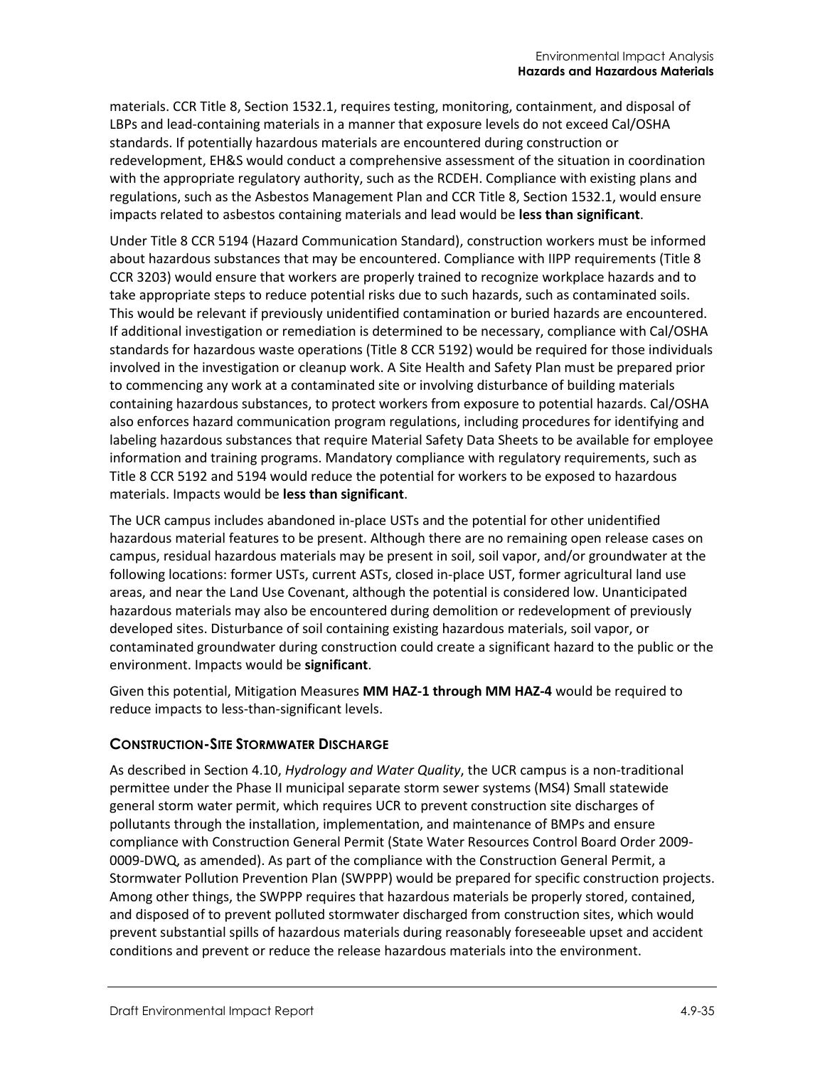materials. CCR Title 8, Section 1532.1, requires testing, monitoring, containment, and disposal of LBPs and lead-containing materials in a manner that exposure levels do not exceed Cal/OSHA standards. If potentially hazardous materials are encountered during construction or redevelopment, EH&S would conduct a comprehensive assessment of the situation in coordination with the appropriate regulatory authority, such as the RCDEH. Compliance with existing plans and regulations, such as the Asbestos Management Plan and CCR Title 8, Section 1532.1, would ensure impacts related to asbestos containing materials and lead would be **less than significant**.

Under Title 8 CCR 5194 (Hazard Communication Standard), construction workers must be informed about hazardous substances that may be encountered. Compliance with IIPP requirements (Title 8 CCR 3203) would ensure that workers are properly trained to recognize workplace hazards and to take appropriate steps to reduce potential risks due to such hazards, such as contaminated soils. This would be relevant if previously unidentified contamination or buried hazards are encountered. If additional investigation or remediation is determined to be necessary, compliance with Cal/OSHA standards for hazardous waste operations (Title 8 CCR 5192) would be required for those individuals involved in the investigation or cleanup work. A Site Health and Safety Plan must be prepared prior to commencing any work at a contaminated site or involving disturbance of building materials containing hazardous substances, to protect workers from exposure to potential hazards. Cal/OSHA also enforces hazard communication program regulations, including procedures for identifying and labeling hazardous substances that require Material Safety Data Sheets to be available for employee information and training programs. Mandatory compliance with regulatory requirements, such as Title 8 CCR 5192 and 5194 would reduce the potential for workers to be exposed to hazardous materials. Impacts would be **less than significant**.

The UCR campus includes abandoned in-place USTs and the potential for other unidentified hazardous material features to be present. Although there are no remaining open release cases on campus, residual hazardous materials may be present in soil, soil vapor, and/or groundwater at the following locations: former USTs, current ASTs, closed in-place UST, former agricultural land use areas, and near the Land Use Covenant, although the potential is considered low. Unanticipated hazardous materials may also be encountered during demolition or redevelopment of previously developed sites. Disturbance of soil containing existing hazardous materials, soil vapor, or contaminated groundwater during construction could create a significant hazard to the public or the environment. Impacts would be **significant**.

Given this potential, Mitigation Measures **MM HAZ-1 through MM HAZ-4** would be required to reduce impacts to less-than-significant levels.

### Construction-Site Stormwater Discharge

As described in Section 4.10, *Hydrology and Water Quality*, the UCR campus is a non-traditional permittee under the Phase II municipal separate storm sewer systems (MS4) Small statewide general storm water permit, which requires UCR to prevent construction site discharges of pollutants through the installation, implementation, and maintenance of BMPs and ensure compliance with Construction General Permit (State Water Resources Control Board Order 2009-0009-DWQ, as amended). As part of the compliance with the Construction General Permit, a Stormwater Pollution Prevention Plan (SWPPP) would be prepared for specific construction projects. Among other things, the SWPPP requires that hazardous materials be properly stored, contained, and disposed of to prevent polluted stormwater discharged from construction sites, which would prevent substantial spills of hazardous materials during reasonably foreseeable upset and accident conditions and prevent or reduce the release hazardous materials into the environment.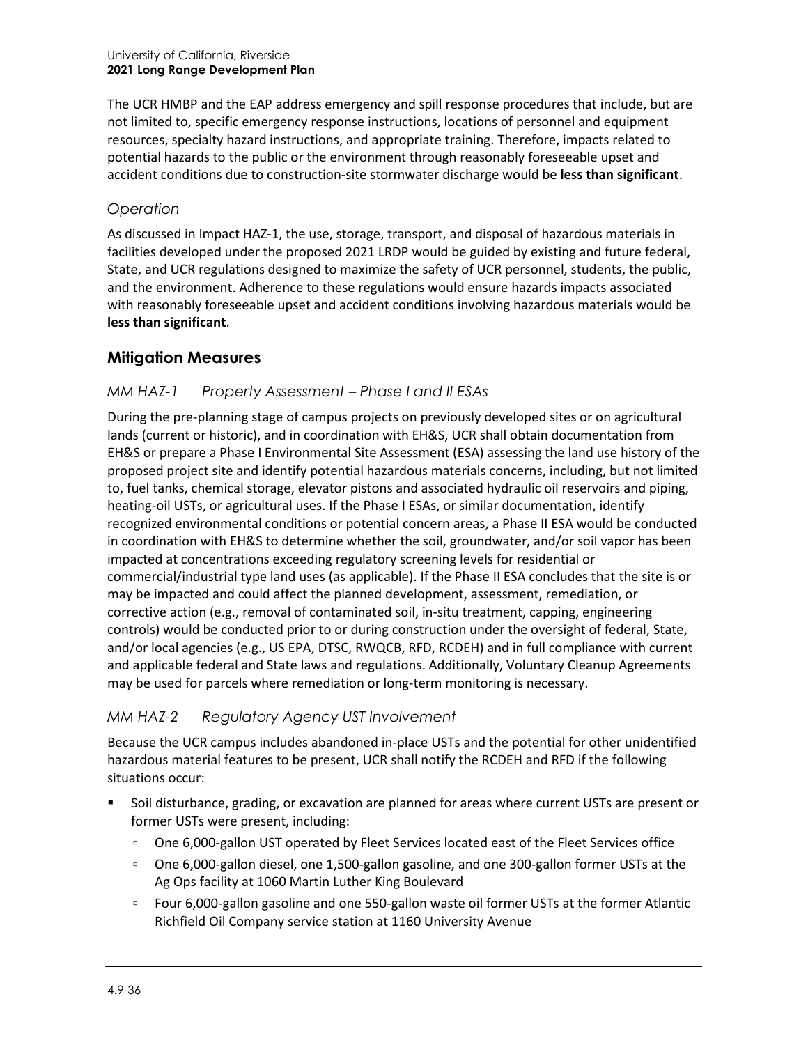The UCR HMBP and the EAP address emergency and spill response procedures that include, but are not limited to, specific emergency response instructions, locations of personnel and equipment resources, specialty hazard instructions, and appropriate training. Therefore, impacts related to potential hazards to the public or the environment through reasonably foreseeable upset and accident conditions due to construction-site stormwater discharge would be **less than significant**.

### *Operation*

As discussed in Impact HAZ-1, the use, storage, transport, and disposal of hazardous materials in facilities developed under the proposed 2021 LRDP would be guided by existing and future federal, State, and UCR regulations designed to maximize the safety of UCR personnel, students, the public, and the environment. Adherence to these regulations would ensure hazards impacts associated with reasonably foreseeable upset and accident conditions involving hazardous materials would be **less than significant**.

## Mitigation Measures

### *MM HAZ-1 Property Assessment – Phase I and II ESAs*

During the pre-planning stage of campus projects on previously developed sites or on agricultural lands (current or historic), and in coordination with EH&S, UCR shall obtain documentation from EH&S or prepare a Phase I Environmental Site Assessment (ESA) assessing the land use history of the proposed project site and identify potential hazardous materials concerns, including, but not limited to, fuel tanks, chemical storage, elevator pistons and associated hydraulic oil reservoirs and piping, heating-oil USTs, or agricultural uses. If the Phase I ESAs, or similar documentation, identify recognized environmental conditions or potential concern areas, a Phase II ESA would be conducted in coordination with EH&S to determine whether the soil, groundwater, and/or soil vapor has been impacted at concentrations exceeding regulatory screening levels for residential or commercial/industrial type land uses (as applicable). If the Phase II ESA concludes that the site is or may be impacted and could affect the planned development, assessment, remediation, or corrective action (e.g., removal of contaminated soil, in-situ treatment, capping, engineering controls) would be conducted prior to or during construction under the oversight of federal, State, and/or local agencies (e.g., US EPA, DTSC, RWQCB, RFD, RCDEH) and in full compliance with current and applicable federal and State laws and regulations. Additionally, Voluntary Cleanup Agreements may be used for parcels where remediation or long-term monitoring is necessary.

### *MM HAZ-2 Regulatory Agency UST Involvement*

Because the UCR campus includes abandoned in-place USTs and the potential for other unidentified hazardous material features to be present, UCR shall notify the RCDEH and RFD if the following situations occur:

- Soil disturbance, grading, or excavation are planned for areas where current USTs are present or former USTs were present, including:
  - One 6,000-gallon UST operated by Fleet Services located east of the Fleet Services office
  - One 6,000-gallon diesel, one 1,500-gallon gasoline, and one 300-gallon former USTs at the Ag Ops facility at 1060 Martin Luther King Boulevard
  - Four 6,000-gallon gasoline and one 550-gallon waste oil former USTs at the former Atlantic Richfield Oil Company service station at 1160 University Avenue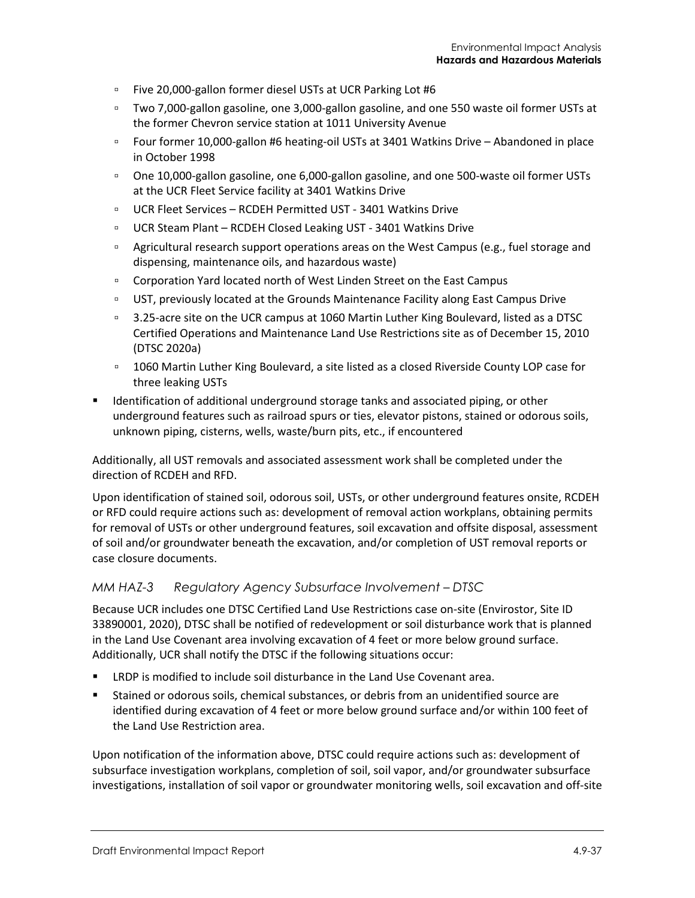- Five 20,000-gallon former diesel USTs at UCR Parking Lot #6
- Two 7,000-gallon gasoline, one 3,000-gallon gasoline, and one 550 waste oil former USTs at the former Chevron service station at 1011 University Avenue
- Four former 10,000-gallon #6 heating-oil USTs at 3401 Watkins Drive – Abandoned in place in October 1998
- One 10,000-gallon gasoline, one 6,000-gallon gasoline, and one 500-waste oil former USTs at the UCR Fleet Service facility at 3401 Watkins Drive
- UCR Fleet Services – RCDEH Permitted UST - 3401 Watkins Drive
- UCR Steam Plant – RCDEH Closed Leaking UST - 3401 Watkins Drive
- Agricultural research support operations areas on the West Campus (e.g., fuel storage and dispensing, maintenance oils, and hazardous waste)
- Corporation Yard located north of West Linden Street on the East Campus
- UST, previously located at the Grounds Maintenance Facility along East Campus Drive
- 3.25-acre site on the UCR campus at 1060 Martin Luther King Boulevard, listed as a DTSC Certified Operations and Maintenance Land Use Restrictions site as of December 15, 2010 (DTSC 2020a)
- 1060 Martin Luther King Boulevard, a site listed as a closed Riverside County LOP case for three leaking USTs

- Identification of additional underground storage tanks and associated piping, or other underground features such as railroad spurs or ties, elevator pistons, stained or odorous soils, unknown piping, cisterns, wells, waste/burn pits, etc., if encountered

Additionally, all UST removals and associated assessment work shall be completed under the direction of RCDEH and RFD.

Upon identification of stained soil, odorous soil, USTs, or other underground features onsite, RCDEH or RFD could require actions such as: development of removal action workplans, obtaining permits for removal of USTs or other underground features, soil excavation and offsite disposal, assessment of soil and/or groundwater beneath the excavation, and/or completion of UST removal reports or case closure documents.

### *MM HAZ-3 Regulatory Agency Subsurface Involvement – DTSC*

Because UCR includes one DTSC Certified Land Use Restrictions case on-site (Envirostor, Site ID 33890001, 2020), DTSC shall be notified of redevelopment or soil disturbance work that is planned in the Land Use Covenant area involving excavation of 4 feet or more below ground surface. Additionally, UCR shall notify the DTSC if the following situations occur:

- LRDP is modified to include soil disturbance in the Land Use Covenant area.
- Stained or odorous soils, chemical substances, or debris from an unidentified source are identified during excavation of 4 feet or more below ground surface and/or within 100 feet of the Land Use Restriction area.

Upon notification of the information above, DTSC could require actions such as: development of subsurface investigation workplans, completion of soil, soil vapor, and/or groundwater subsurface investigations, installation of soil vapor or groundwater monitoring wells, soil excavation and off-site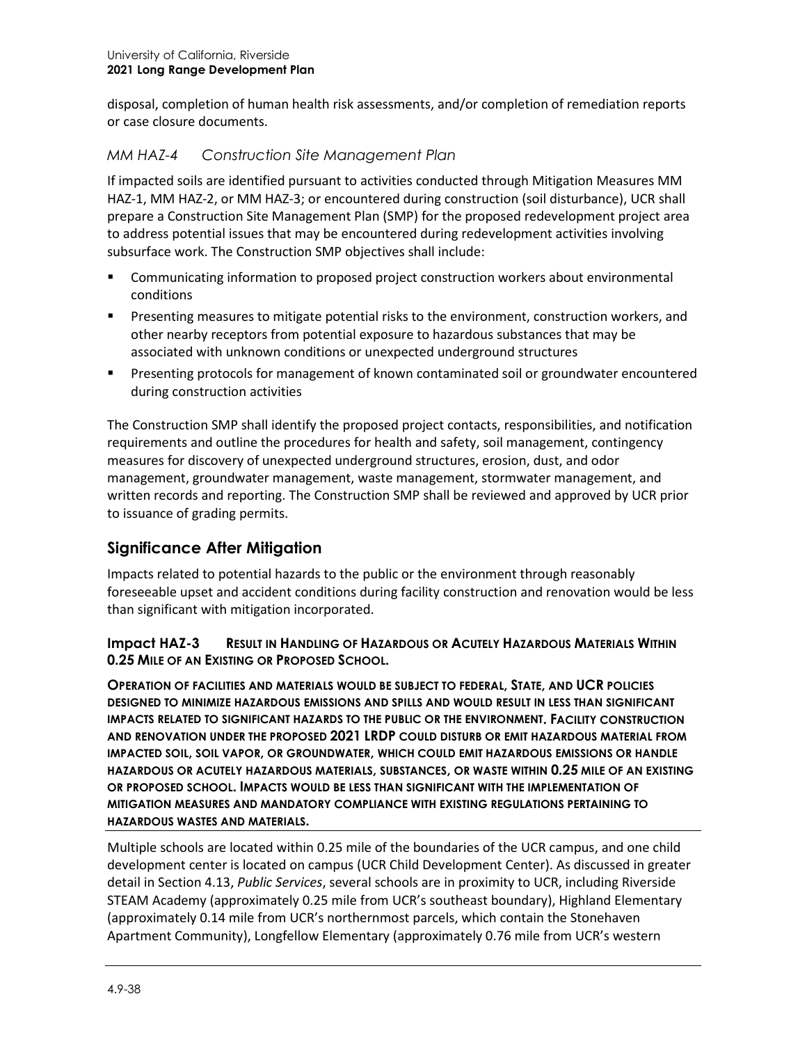disposal, completion of human health risk assessments, and/or completion of remediation reports or case closure documents.

### *MM HAZ-4 Construction Site Management Plan*

If impacted soils are identified pursuant to activities conducted through Mitigation Measures MM HAZ-1, MM HAZ-2, or MM HAZ-3; or encountered during construction (soil disturbance), UCR shall prepare a Construction Site Management Plan (SMP) for the proposed redevelopment project area to address potential issues that may be encountered during redevelopment activities involving subsurface work. The Construction SMP objectives shall include:

- Communicating information to proposed project construction workers about environmental conditions
- Presenting measures to mitigate potential risks to the environment, construction workers, and other nearby receptors from potential exposure to hazardous substances that may be associated with unknown conditions or unexpected underground structures
- Presenting protocols for management of known contaminated soil or groundwater encountered during construction activities

The Construction SMP shall identify the proposed project contacts, responsibilities, and notification requirements and outline the procedures for health and safety, soil management, contingency measures for discovery of unexpected underground structures, erosion, dust, and odor management, groundwater management, waste management, stormwater management, and written records and reporting. The Construction SMP shall be reviewed and approved by UCR prior to issuance of grading permits.

## Significance After Mitigation

Impacts related to potential hazards to the public or the environment through reasonably foreseeable upset and accident conditions during facility construction and renovation would be less than significant with mitigation incorporated.

### Impact HAZ-3 RESULT IN HANDLING OF HAZARDOUS OR ACUTELY HAZARDOUS MATERIALS WITHIN 0.25 MILE OF AN EXISTING OR PROPOSED SCHOOL.

**OPERATION OF FACILITIES AND MATERIALS WOULD BE SUBJECT TO FEDERAL, STATE, AND UCR POLICIES DESIGNED TO MINIMIZE HAZARDOUS EMISSIONS AND SPILLS AND WOULD RESULT IN LESS THAN SIGNIFICANT IMPACTS RELATED TO SIGNIFICANT HAZARDS TO THE PUBLIC OR THE ENVIRONMENT. FACILITY CONSTRUCTION AND RENOVATION UNDER THE PROPOSED 2021 LRDP COULD DISTURB OR EMIT HAZARDOUS MATERIAL FROM IMPACTED SOIL, SOIL VAPOR, OR GROUNDWATER, WHICH COULD EMIT HAZARDOUS EMISSIONS OR HANDLE HAZARDOUS OR ACUTELY HAZARDOUS MATERIALS, SUBSTANCES, OR WASTE WITHIN 0.25 MILE OF AN EXISTING OR PROPOSED SCHOOL. IMPACTS WOULD BE LESS THAN SIGNIFICANT WITH THE IMPLEMENTATION OF MITIGATION MEASURES AND MANDATORY COMPLIANCE WITH EXISTING REGULATIONS PERTAINING TO HAZARDOUS WASTES AND MATERIALS.**

Multiple schools are located within 0.25 mile of the boundaries of the UCR campus, and one child development center is located on campus (UCR Child Development Center). As discussed in greater detail in Section 4.13, *Public Services*, several schools are in proximity to UCR, including Riverside STEAM Academy (approximately 0.25 mile from UCR's southeast boundary), Highland Elementary (approximately 0.14 mile from UCR's northernmost parcels, which contain the Stonehaven Apartment Community), Longfellow Elementary (approximately 0.76 mile from UCR's western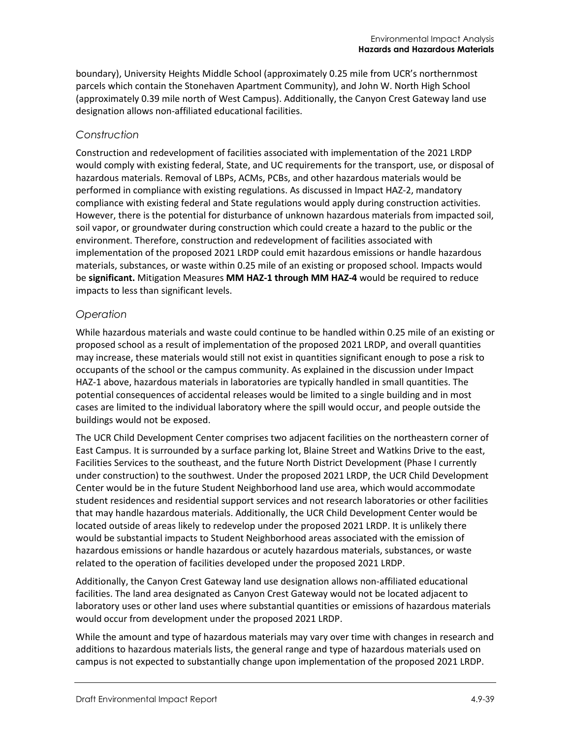boundary), University Heights Middle School (approximately 0.25 mile from UCR's northernmost parcels which contain the Stonehaven Apartment Community), and John W. North High School (approximately 0.39 mile north of West Campus). Additionally, the Canyon Crest Gateway land use designation allows non-affiliated educational facilities.

### *Construction*

Construction and redevelopment of facilities associated with implementation of the 2021 LRDP would comply with existing federal, State, and UC requirements for the transport, use, or disposal of hazardous materials. Removal of LBPs, ACMs, PCBs, and other hazardous materials would be performed in compliance with existing regulations. As discussed in Impact HAZ-2, mandatory compliance with existing federal and State regulations would apply during construction activities. However, there is the potential for disturbance of unknown hazardous materials from impacted soil, soil vapor, or groundwater during construction which could create a hazard to the public or the environment. Therefore, construction and redevelopment of facilities associated with implementation of the proposed 2021 LRDP could emit hazardous emissions or handle hazardous materials, substances, or waste within 0.25 mile of an existing or proposed school. Impacts would be **significant.** Mitigation Measures **MM HAZ-1 through MM HAZ-4** would be required to reduce impacts to less than significant levels.

### *Operation*

While hazardous materials and waste could continue to be handled within 0.25 mile of an existing or proposed school as a result of implementation of the proposed 2021 LRDP, and overall quantities may increase, these materials would still not exist in quantities significant enough to pose a risk to occupants of the school or the campus community. As explained in the discussion under Impact HAZ-1 above, hazardous materials in laboratories are typically handled in small quantities. The potential consequences of accidental releases would be limited to a single building and in most cases are limited to the individual laboratory where the spill would occur, and people outside the buildings would not be exposed.

The UCR Child Development Center comprises two adjacent facilities on the northeastern corner of East Campus. It is surrounded by a surface parking lot, Blaine Street and Watkins Drive to the east, Facilities Services to the southeast, and the future North District Development (Phase I currently under construction) to the southwest. Under the proposed 2021 LRDP, the UCR Child Development Center would be in the future Student Neighborhood land use area, which would accommodate student residences and residential support services and not research laboratories or other facilities that may handle hazardous materials. Additionally, the UCR Child Development Center would be located outside of areas likely to redevelop under the proposed 2021 LRDP. It is unlikely there would be substantial impacts to Student Neighborhood areas associated with the emission of hazardous emissions or handle hazardous or acutely hazardous materials, substances, or waste related to the operation of facilities developed under the proposed 2021 LRDP.

Additionally, the Canyon Crest Gateway land use designation allows non-affiliated educational facilities. The land area designated as Canyon Crest Gateway would not be located adjacent to laboratory uses or other land uses where substantial quantities or emissions of hazardous materials would occur from development under the proposed 2021 LRDP.

While the amount and type of hazardous materials may vary over time with changes in research and additions to hazardous materials lists, the general range and type of hazardous materials used on campus is not expected to substantially change upon implementation of the proposed 2021 LRDP.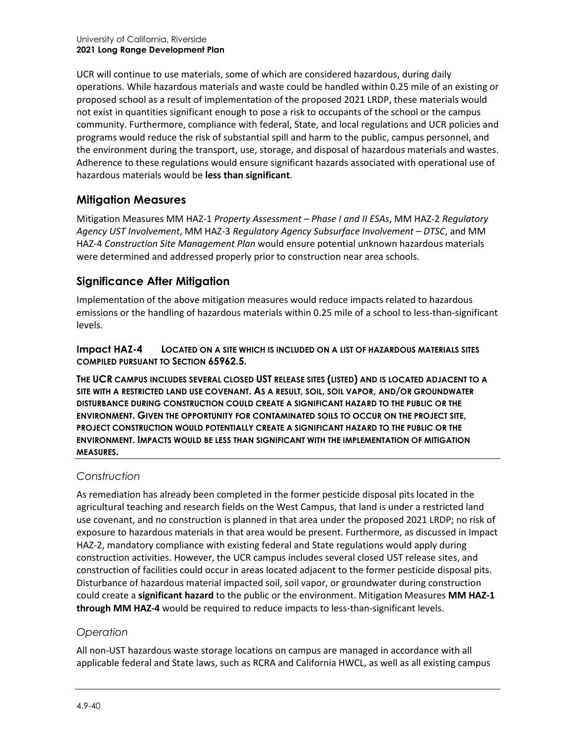UCR will continue to use materials, some of which are considered hazardous, during daily operations. While hazardous materials and waste could be handled within 0.25 mile of an existing or proposed school as a result of implementation of the proposed 2021 LRDP, these materials would not exist in quantities significant enough to pose a risk to occupants of the school or the campus community. Furthermore, compliance with federal, State, and local regulations and UCR policies and programs would reduce the risk of substantial spill and harm to the public, campus personnel, and the environment during the transport, use, storage, and disposal of hazardous materials and wastes. Adherence to these regulations would ensure significant hazards associated with operational use of hazardous materials would be **less than significant**.

## Mitigation Measures

Mitigation Measures MM HAZ-1 *Property Assessment – Phase I and II ESAs*, MM HAZ-2 *Regulatory Agency UST Involvement*, MM HAZ-3 *Regulatory Agency Subsurface Involvement – DTSC*, and MM HAZ-4 *Construction Site Management Plan* would ensure potential unknown hazardous materials were determined and addressed properly prior to construction near area schools.

## Significance After Mitigation

Implementation of the above mitigation measures would reduce impacts related to hazardous emissions or the handling of hazardous materials within 0.25 mile of a school to less-than-significant levels.

### Impact HAZ-4 LOCATED ON A SITE WHICH IS INCLUDED ON A LIST OF HAZARDOUS MATERIALS SITES COMPILED PURSUANT TO SECTION 65962.5.

**THE UCR CAMPUS INCLUDES SEVERAL CLOSED UST RELEASE SITES (LISTED) AND IS LOCATED ADJACENT TO A SITE WITH A RESTRICTED LAND USE COVENANT. AS A RESULT, SOIL, SOIL VAPOR, AND/OR GROUNDWATER DISTURBANCE DURING CONSTRUCTION COULD CREATE A SIGNIFICANT HAZARD TO THE PUBLIC OR THE ENVIRONMENT. GIVEN THE OPPORTUNITY FOR CONTAMINATED SOILS TO OCCUR ON THE PROJECT SITE, PROJECT CONSTRUCTION WOULD POTENTIALLY CREATE A SIGNIFICANT HAZARD TO THE PUBLIC OR THE ENVIRONMENT. IMPACTS WOULD BE LESS THAN SIGNIFICANT WITH THE IMPLEMENTATION OF MITIGATION MEASURES.**

### *Construction*

As remediation has already been completed in the former pesticide disposal pits located in the agricultural teaching and research fields on the West Campus, that land is under a restricted land use covenant, and no construction is planned in that area under the proposed 2021 LRDP; no risk of exposure to hazardous materials in that area would be present. Furthermore, as discussed in Impact HAZ-2, mandatory compliance with existing federal and State regulations would apply during construction activities. However, the UCR campus includes several closed UST release sites, and construction of facilities could occur in areas located adjacent to the former pesticide disposal pits. Disturbance of hazardous material impacted soil, soil vapor, or groundwater during construction could create a **significant hazard** to the public or the environment. Mitigation Measures **MM HAZ-1 through MM HAZ-4** would be required to reduce impacts to less-than-significant levels.

### *Operation*

All non-UST hazardous waste storage locations on campus are managed in accordance with all applicable federal and State laws, such as RCRA and California HWCL, as well as all existing campus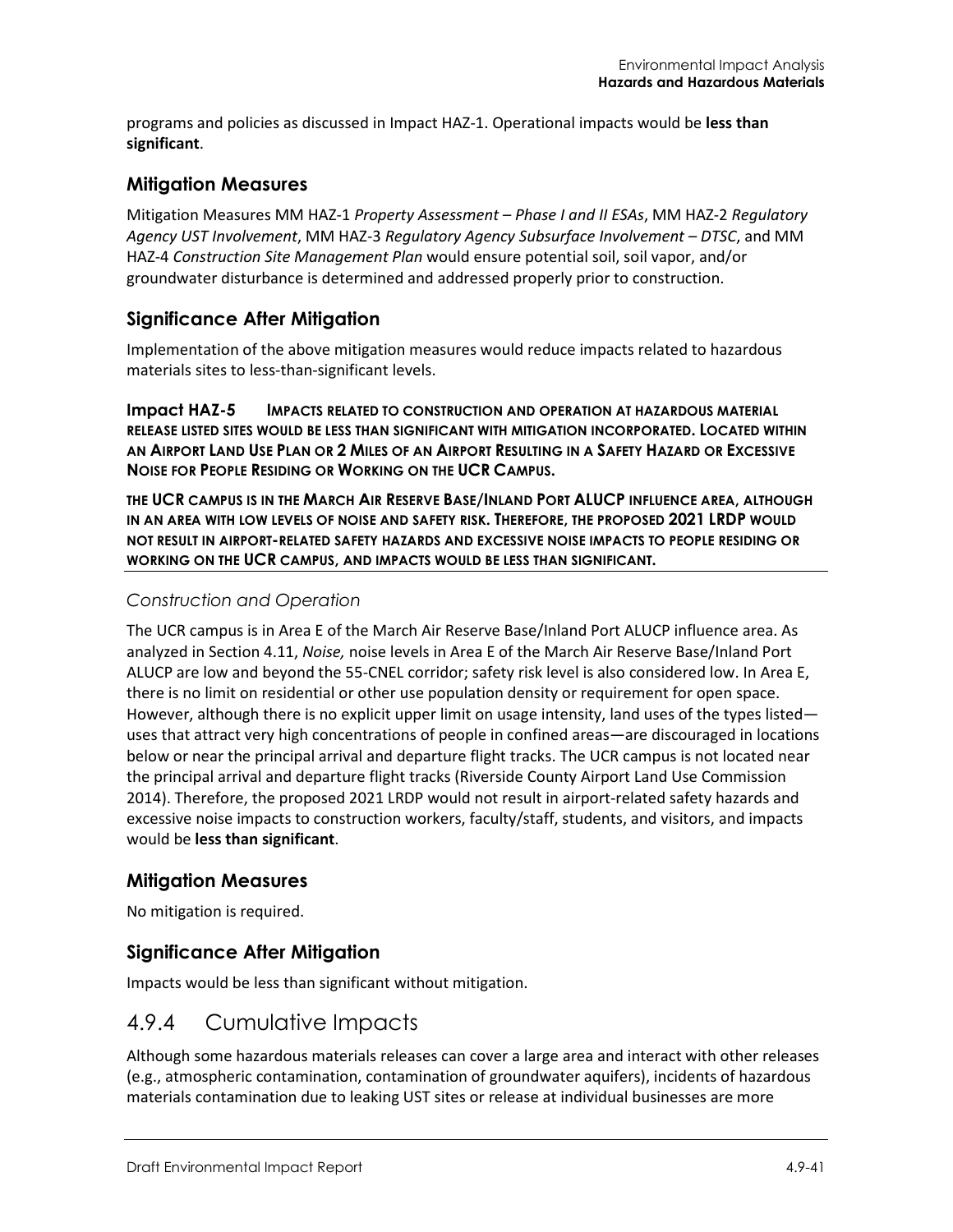programs and policies as discussed in Impact HAZ-1. Operational impacts would be **less than significant**.

### Mitigation Measures

Mitigation Measures MM HAZ-1 *Property Assessment – Phase I and II ESAs*, MM HAZ-2 *Regulatory Agency UST Involvement*, MM HAZ-3 *Regulatory Agency Subsurface Involvement – DTSC*, and MM HAZ-4 *Construction Site Management Plan* would ensure potential soil, soil vapor, and/or groundwater disturbance is determined and addressed properly prior to construction.

### Significance After Mitigation

Implementation of the above mitigation measures would reduce impacts related to hazardous materials sites to less-than-significant levels.

**Impact HAZ-5 IMPACTS RELATED TO CONSTRUCTION AND OPERATION AT HAZARDOUS MATERIAL RELEASE LISTED SITES WOULD BE LESS THAN SIGNIFICANT WITH MITIGATION INCORPORATED. LOCATED WITHIN AN AIRPORT LAND USE PLAN OR 2 MILES OF AN AIRPORT RESULTING IN A SAFETY HAZARD OR EXCESSIVE NOISE FOR PEOPLE RESIDING OR WORKING ON THE UCR CAMPUS.**

**THE UCR CAMPUS IS IN THE MARCH AIR RESERVE BASE/INLAND PORT ALUCP INFLUENCE AREA, ALTHOUGH IN AN AREA WITH LOW LEVELS OF NOISE AND SAFETY RISK. THEREFORE, THE PROPOSED 2021 LRDP WOULD NOT RESULT IN AIRPORT-RELATED SAFETY HAZARDS AND EXCESSIVE NOISE IMPACTS TO PEOPLE RESIDING OR WORKING ON THE UCR CAMPUS, AND IMPACTS WOULD BE LESS THAN SIGNIFICANT.**

#### *Construction and Operation*

The UCR campus is in Area E of the March Air Reserve Base/Inland Port ALUCP influence area. As analyzed in Section 4.11, *Noise,* noise levels in Area E of the March Air Reserve Base/Inland Port ALUCP are low and beyond the 55-CNEL corridor; safety risk level is also considered low. In Area E, there is no limit on residential or other use population density or requirement for open space. However, although there is no explicit upper limit on usage intensity, land uses of the types listed—uses that attract very high concentrations of people in confined areas—are discouraged in locations below or near the principal arrival and departure flight tracks. The UCR campus is not located near the principal arrival and departure flight tracks (Riverside County Airport Land Use Commission 2014). Therefore, the proposed 2021 LRDP would not result in airport-related safety hazards and excessive noise impacts to construction workers, faculty/staff, students, and visitors, and impacts would be **less than significant**.

### Mitigation Measures

No mitigation is required.

### Significance After Mitigation

Impacts would be less than significant without mitigation.

## 4.9.4 Cumulative Impacts

Although some hazardous materials releases can cover a large area and interact with other releases (e.g., atmospheric contamination, contamination of groundwater aquifers), incidents of hazardous materials contamination due to leaking UST sites or release at individual businesses are more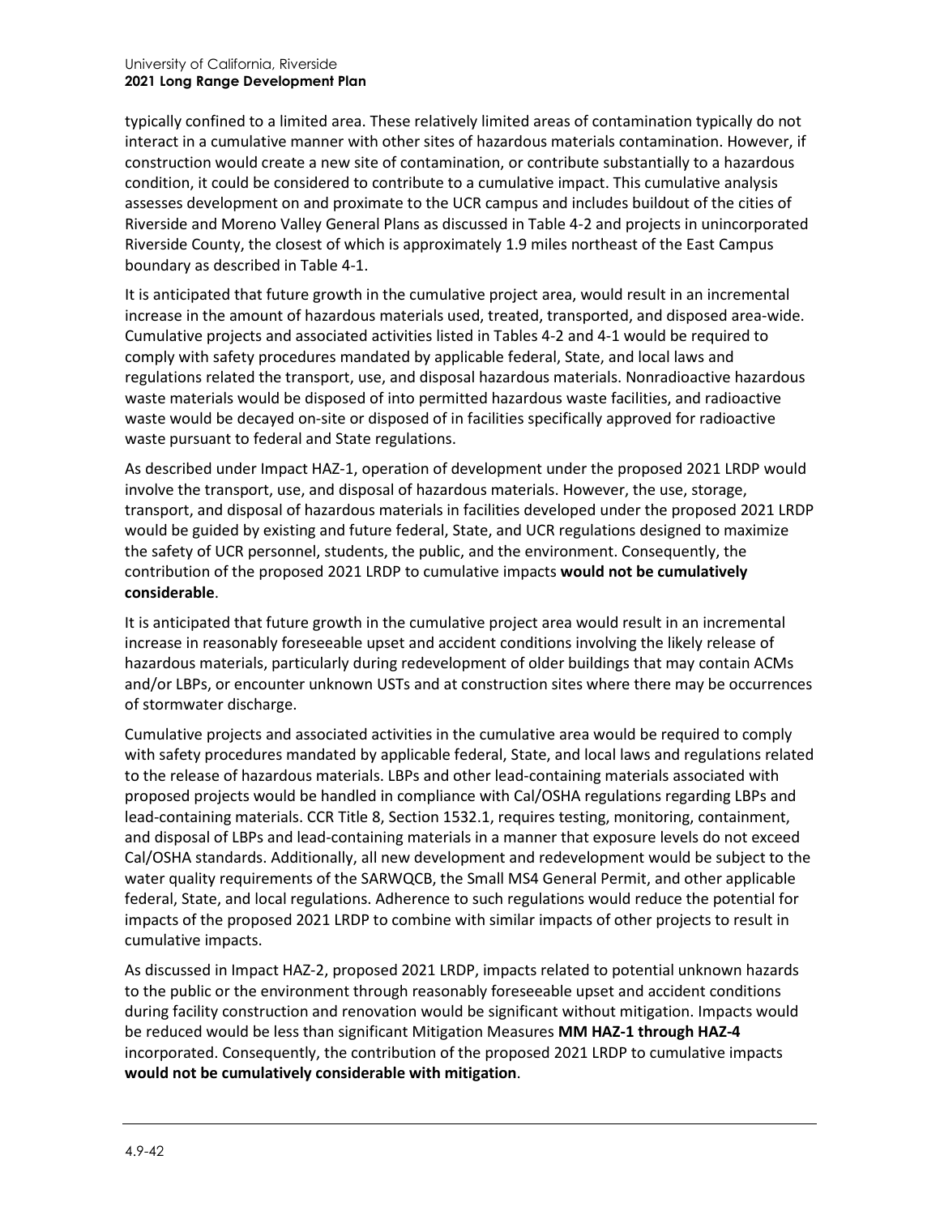typically confined to a limited area. These relatively limited areas of contamination typically do not interact in a cumulative manner with other sites of hazardous materials contamination. However, if construction would create a new site of contamination, or contribute substantially to a hazardous condition, it could be considered to contribute to a cumulative impact. This cumulative analysis assesses development on and proximate to the UCR campus and includes buildout of the cities of Riverside and Moreno Valley General Plans as discussed in Table 4-2 and projects in unincorporated Riverside County, the closest of which is approximately 1.9 miles northeast of the East Campus boundary as described in Table 4-1.

It is anticipated that future growth in the cumulative project area, would result in an incremental increase in the amount of hazardous materials used, treated, transported, and disposed area-wide. Cumulative projects and associated activities listed in Tables 4-2 and 4-1 would be required to comply with safety procedures mandated by applicable federal, State, and local laws and regulations related the transport, use, and disposal hazardous materials. Nonradioactive hazardous waste materials would be disposed of into permitted hazardous waste facilities, and radioactive waste would be decayed on-site or disposed of in facilities specifically approved for radioactive waste pursuant to federal and State regulations.

As described under Impact HAZ-1, operation of development under the proposed 2021 LRDP would involve the transport, use, and disposal of hazardous materials. However, the use, storage, transport, and disposal of hazardous materials in facilities developed under the proposed 2021 LRDP would be guided by existing and future federal, State, and UCR regulations designed to maximize the safety of UCR personnel, students, the public, and the environment. Consequently, the contribution of the proposed 2021 LRDP to cumulative impacts **would not be cumulatively considerable**.

It is anticipated that future growth in the cumulative project area would result in an incremental increase in reasonably foreseeable upset and accident conditions involving the likely release of hazardous materials, particularly during redevelopment of older buildings that may contain ACMs and/or LBPs, or encounter unknown USTs and at construction sites where there may be occurrences of stormwater discharge.

Cumulative projects and associated activities in the cumulative area would be required to comply with safety procedures mandated by applicable federal, State, and local laws and regulations related to the release of hazardous materials. LBPs and other lead-containing materials associated with proposed projects would be handled in compliance with Cal/OSHA regulations regarding LBPs and lead-containing materials. CCR Title 8, Section 1532.1, requires testing, monitoring, containment, and disposal of LBPs and lead-containing materials in a manner that exposure levels do not exceed Cal/OSHA standards. Additionally, all new development and redevelopment would be subject to the water quality requirements of the SARWQCB, the Small MS4 General Permit, and other applicable federal, State, and local regulations. Adherence to such regulations would reduce the potential for impacts of the proposed 2021 LRDP to combine with similar impacts of other projects to result in cumulative impacts.

As discussed in Impact HAZ-2, proposed 2021 LRDP, impacts related to potential unknown hazards to the public or the environment through reasonably foreseeable upset and accident conditions during facility construction and renovation would be significant without mitigation. Impacts would be reduced would be less than significant Mitigation Measures **MM HAZ-1 through HAZ-4** incorporated. Consequently, the contribution of the proposed 2021 LRDP to cumulative impacts **would not be cumulatively considerable with mitigation**.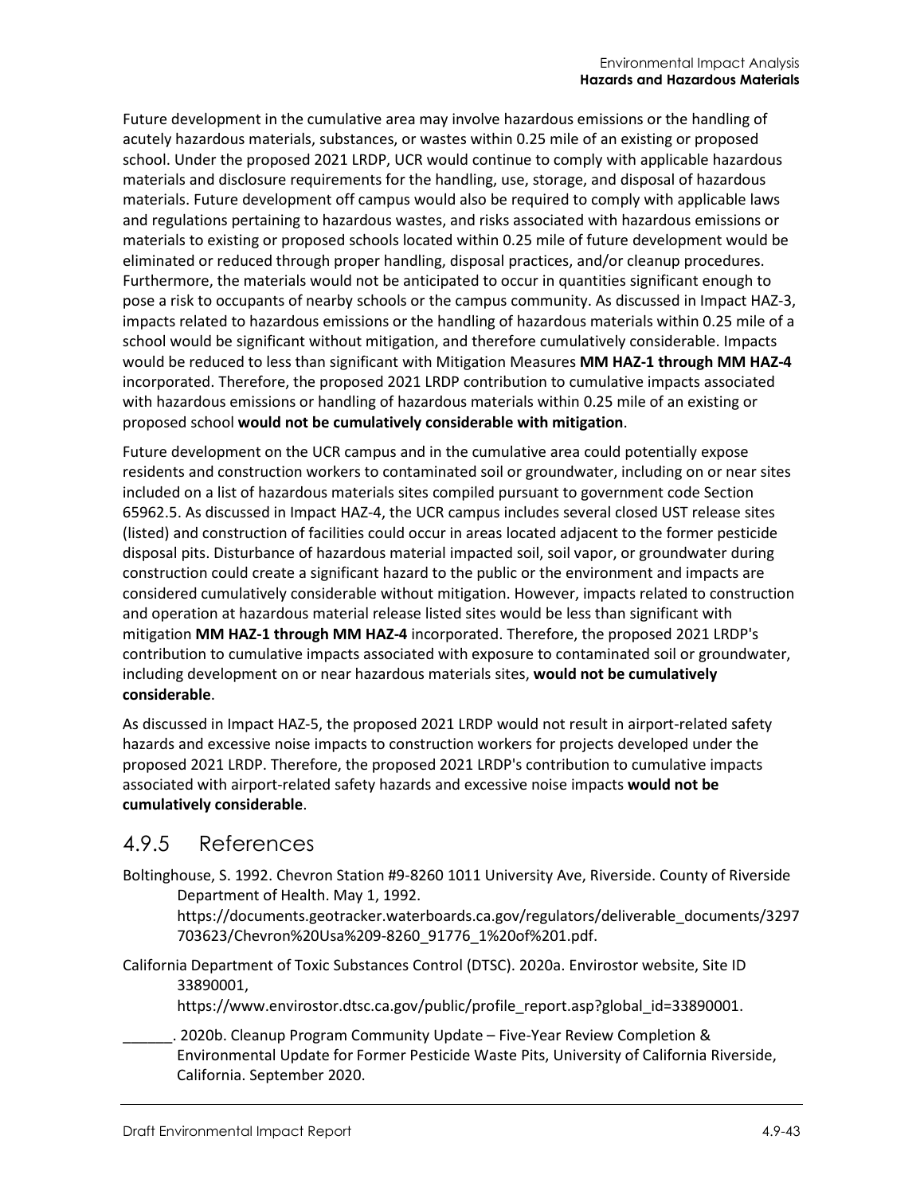Future development in the cumulative area may involve hazardous emissions or the handling of acutely hazardous materials, substances, or wastes within 0.25 mile of an existing or proposed school. Under the proposed 2021 LRDP, UCR would continue to comply with applicable hazardous materials and disclosure requirements for the handling, use, storage, and disposal of hazardous materials. Future development off campus would also be required to comply with applicable laws and regulations pertaining to hazardous wastes, and risks associated with hazardous emissions or materials to existing or proposed schools located within 0.25 mile of future development would be eliminated or reduced through proper handling, disposal practices, and/or cleanup procedures. Furthermore, the materials would not be anticipated to occur in quantities significant enough to pose a risk to occupants of nearby schools or the campus community. As discussed in Impact HAZ-3, impacts related to hazardous emissions or the handling of hazardous materials within 0.25 mile of a school would be significant without mitigation, and therefore cumulatively considerable. Impacts would be reduced to less than significant with Mitigation Measures **MM HAZ-1 through MM HAZ-4** incorporated. Therefore, the proposed 2021 LRDP contribution to cumulative impacts associated with hazardous emissions or handling of hazardous materials within 0.25 mile of an existing or proposed school **would not be cumulatively considerable with mitigation**.

Future development on the UCR campus and in the cumulative area could potentially expose residents and construction workers to contaminated soil or groundwater, including on or near sites included on a list of hazardous materials sites compiled pursuant to government code Section 65962.5. As discussed in Impact HAZ-4, the UCR campus includes several closed UST release sites (listed) and construction of facilities could occur in areas located adjacent to the former pesticide disposal pits. Disturbance of hazardous material impacted soil, soil vapor, or groundwater during construction could create a significant hazard to the public or the environment and impacts are considered cumulatively considerable without mitigation. However, impacts related to construction and operation at hazardous material release listed sites would be less than significant with mitigation **MM HAZ-1 through MM HAZ-4** incorporated. Therefore, the proposed 2021 LRDP's contribution to cumulative impacts associated with exposure to contaminated soil or groundwater, including development on or near hazardous materials sites, **would not be cumulatively considerable**.

As discussed in Impact HAZ-5, the proposed 2021 LRDP would not result in airport-related safety hazards and excessive noise impacts to construction workers for projects developed under the proposed 2021 LRDP. Therefore, the proposed 2021 LRDP's contribution to cumulative impacts associated with airport-related safety hazards and excessive noise impacts **would not be cumulatively considerable**.

## 4.9.5 References

Boltinghouse, S. 1992. Chevron Station #9-8260 1011 University Ave, Riverside. County of Riverside Department of Health. May 1, 1992. https://documents.geotracker.waterboards.ca.gov/regulators/deliverable_documents/3297703623/Chevron%20Usa%209-8260_91776_1%20of%201.pdf.

California Department of Toxic Substances Control (DTSC). 2020a. Envirostor website, Site ID 33890001, https://www.envirostor.dtsc.ca.gov/public/profile_report.asp?global_id=33890001.

______. 2020b. Cleanup Program Community Update – Five-Year Review Completion & Environmental Update for Former Pesticide Waste Pits, University of California Riverside, California. September 2020.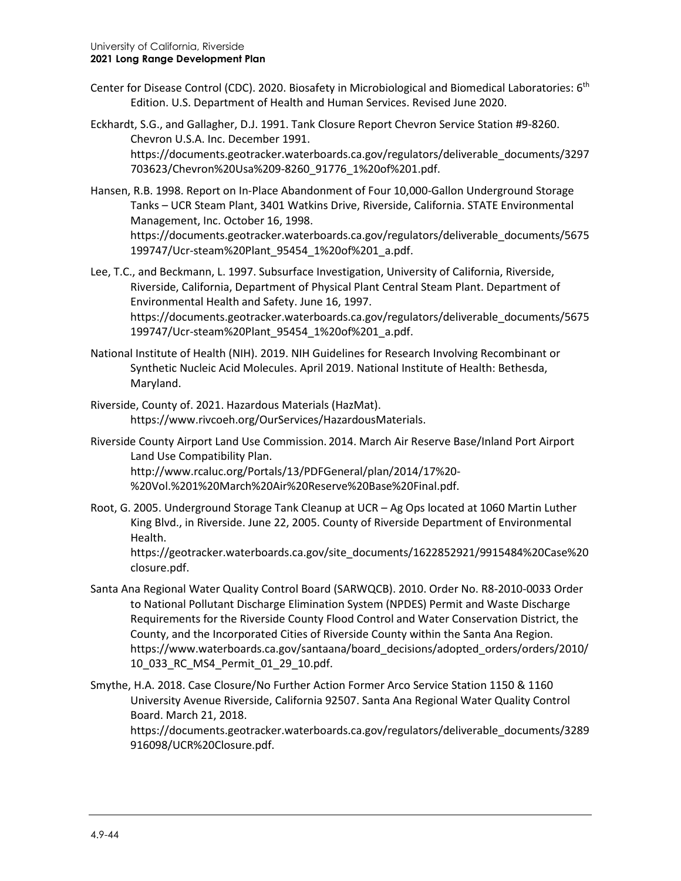Center for Disease Control (CDC). 2020. Biosafety in Microbiological and Biomedical Laboratories: 6th Edition. U.S. Department of Health and Human Services. Revised June 2020.

Eckhardt, S.G., and Gallagher, D.J. 1991. Tank Closure Report Chevron Service Station #9-8260. Chevron U.S.A. Inc. December 1991. https://documents.geotracker.waterboards.ca.gov/regulators/deliverable_documents/3297703623/Chevron%20Usa%209-8260_91776_1%20of%201.pdf.

Hansen, R.B. 1998. Report on In-Place Abandonment of Four 10,000-Gallon Underground Storage Tanks – UCR Steam Plant, 3401 Watkins Drive, Riverside, California. STATE Environmental Management, Inc. October 16, 1998. https://documents.geotracker.waterboards.ca.gov/regulators/deliverable_documents/5675199747/Ucr-steam%20Plant_95454_1%20of%201_a.pdf.

Lee, T.C., and Beckmann, L. 1997. Subsurface Investigation, University of California, Riverside, Riverside, California, Department of Physical Plant Central Steam Plant. Department of Environmental Health and Safety. June 16, 1997. https://documents.geotracker.waterboards.ca.gov/regulators/deliverable_documents/5675199747/Ucr-steam%20Plant_95454_1%20of%201_a.pdf.

National Institute of Health (NIH). 2019. NIH Guidelines for Research Involving Recombinant or Synthetic Nucleic Acid Molecules. April 2019. National Institute of Health: Bethesda, Maryland.

Riverside, County of. 2021. Hazardous Materials (HazMat). https://www.rivcoeh.org/OurServices/HazardousMaterials.

Riverside County Airport Land Use Commission. 2014. March Air Reserve Base/Inland Port Airport Land Use Compatibility Plan. http://www.rcaluc.org/Portals/13/PDFGeneral/plan/2014/17%20-%20Vol.%201%20March%20Air%20Reserve%20Base%20Final.pdf.

Root, G. 2005. Underground Storage Tank Cleanup at UCR – Ag Ops located at 1060 Martin Luther King Blvd., in Riverside. June 22, 2005. County of Riverside Department of Environmental Health. https://geotracker.waterboards.ca.gov/site_documents/1622852921/9915484%20Case%20closure.pdf.

Santa Ana Regional Water Quality Control Board (SARWQCB). 2010. Order No. R8-2010-0033 Order to National Pollutant Discharge Elimination System (NPDES) Permit and Waste Discharge Requirements for the Riverside County Flood Control and Water Conservation District, the County, and the Incorporated Cities of Riverside County within the Santa Ana Region. https://www.waterboards.ca.gov/santaana/board_decisions/adopted_orders/orders/2010/10_033_RC_MS4_Permit_01_29_10.pdf.

Smythe, H.A. 2018. Case Closure/No Further Action Former Arco Service Station 1150 & 1160 University Avenue Riverside, California 92507. Santa Ana Regional Water Quality Control Board. March 21, 2018. https://documents.geotracker.waterboards.ca.gov/regulators/deliverable_documents/3289916098/UCR%20Closure.pdf.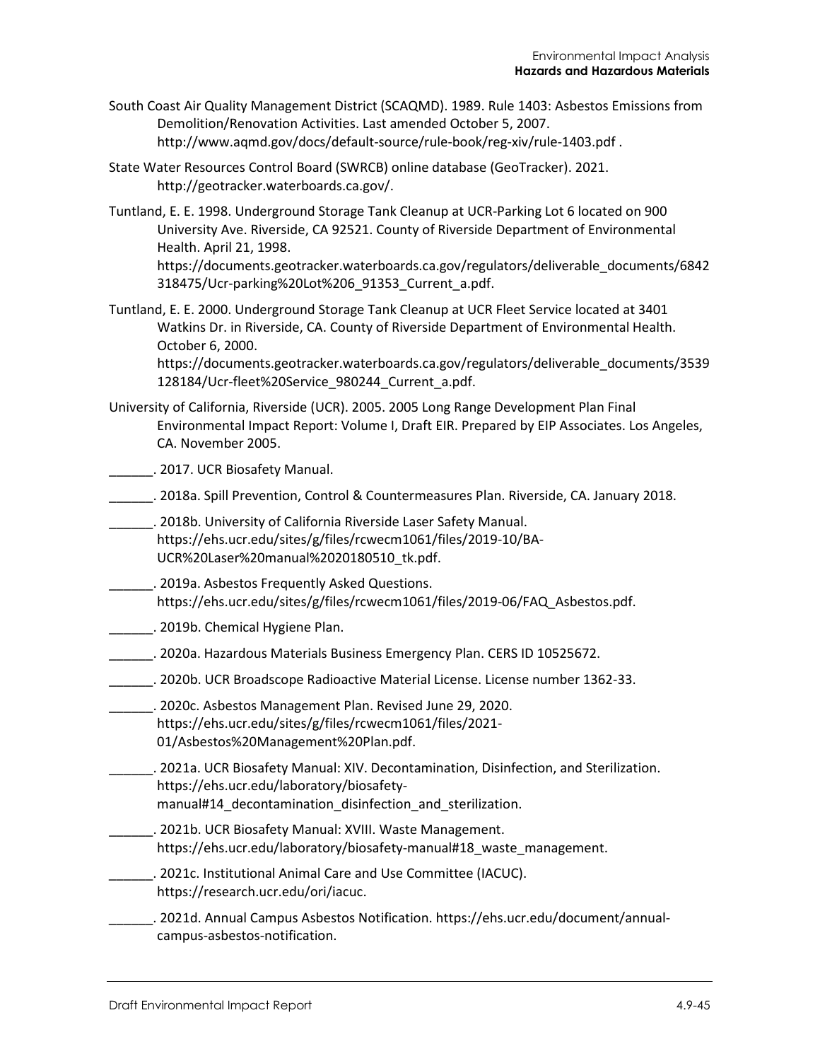South Coast Air Quality Management District (SCAQMD). 1989. Rule 1403: Asbestos Emissions from Demolition/Renovation Activities. Last amended October 5, 2007. http://www.aqmd.gov/docs/default-source/rule-book/reg-xiv/rule-1403.pdf .

State Water Resources Control Board (SWRCB) online database (GeoTracker). 2021. http://geotracker.waterboards.ca.gov/.

Tuntland, E. E. 1998. Underground Storage Tank Cleanup at UCR-Parking Lot 6 located on 900 University Ave. Riverside, CA 92521. County of Riverside Department of Environmental Health. April 21, 1998. https://documents.geotracker.waterboards.ca.gov/regulators/deliverable_documents/6842318475/Ucr-parking%20Lot%206_91353_Current_a.pdf.

Tuntland, E. E. 2000. Underground Storage Tank Cleanup at UCR Fleet Service located at 3401 Watkins Dr. in Riverside, CA. County of Riverside Department of Environmental Health. October 6, 2000. https://documents.geotracker.waterboards.ca.gov/regulators/deliverable_documents/3539128184/Ucr-fleet%20Service_980244_Current_a.pdf.

University of California, Riverside (UCR). 2005. 2005 Long Range Development Plan Final Environmental Impact Report: Volume I, Draft EIR. Prepared by EIP Associates. Los Angeles, CA. November 2005.

______. 2017. UCR Biosafety Manual.

______. 2018a. Spill Prevention, Control & Countermeasures Plan. Riverside, CA. January 2018.

______. 2018b. University of California Riverside Laser Safety Manual. https://ehs.ucr.edu/sites/g/files/rcwecm1061/files/2019-10/BA-UCR%20Laser%20manual%2020180510_tk.pdf.

______. 2019a. Asbestos Frequently Asked Questions. https://ehs.ucr.edu/sites/g/files/rcwecm1061/files/2019-06/FAQ_Asbestos.pdf.

______. 2019b. Chemical Hygiene Plan.

______. 2020a. Hazardous Materials Business Emergency Plan. CERS ID 10525672.

______. 2020b. UCR Broadscope Radioactive Material License. License number 1362-33.

______. 2020c. Asbestos Management Plan. Revised June 29, 2020. https://ehs.ucr.edu/sites/g/files/rcwecm1061/files/2021-01/Asbestos%20Management%20Plan.pdf.

______. 2021a. UCR Biosafety Manual: XIV. Decontamination, Disinfection, and Sterilization. https://ehs.ucr.edu/laboratory/biosafety-manual#14_decontamination_disinfection_and_sterilization.

______. 2021b. UCR Biosafety Manual: XVIII. Waste Management. https://ehs.ucr.edu/laboratory/biosafety-manual#18_waste_management.

______. 2021c. Institutional Animal Care and Use Committee (IACUC). https://research.ucr.edu/ori/iacuc.

______. 2021d. Annual Campus Asbestos Notification. https://ehs.ucr.edu/document/annual-campus-asbestos-notification.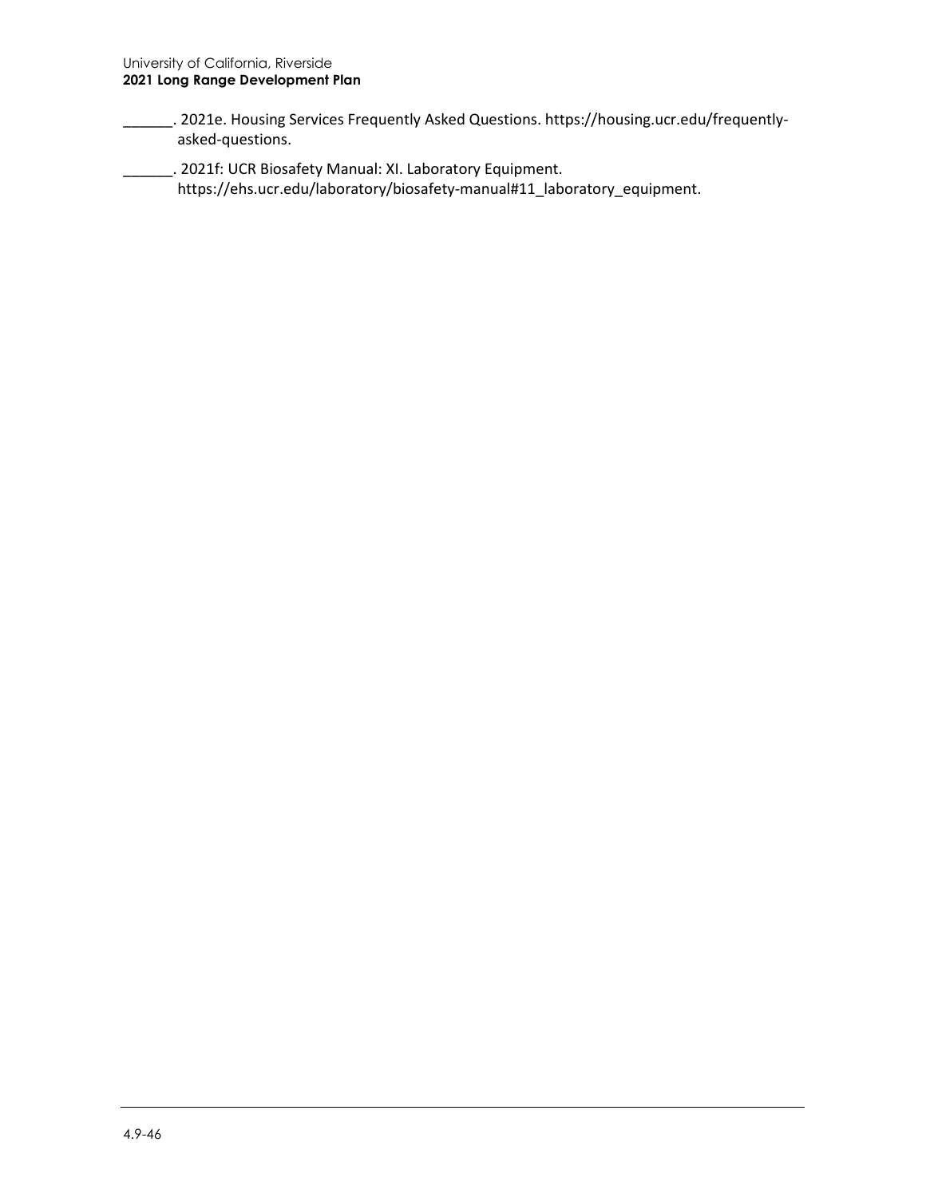______. 2021e. Housing Services Frequently Asked Questions. https://housing.ucr.edu/frequently-asked-questions.

______. 2021f: UCR Biosafety Manual: XI. Laboratory Equipment. https://ehs.ucr.edu/laboratory/biosafety-manual#11_laboratory_equipment.